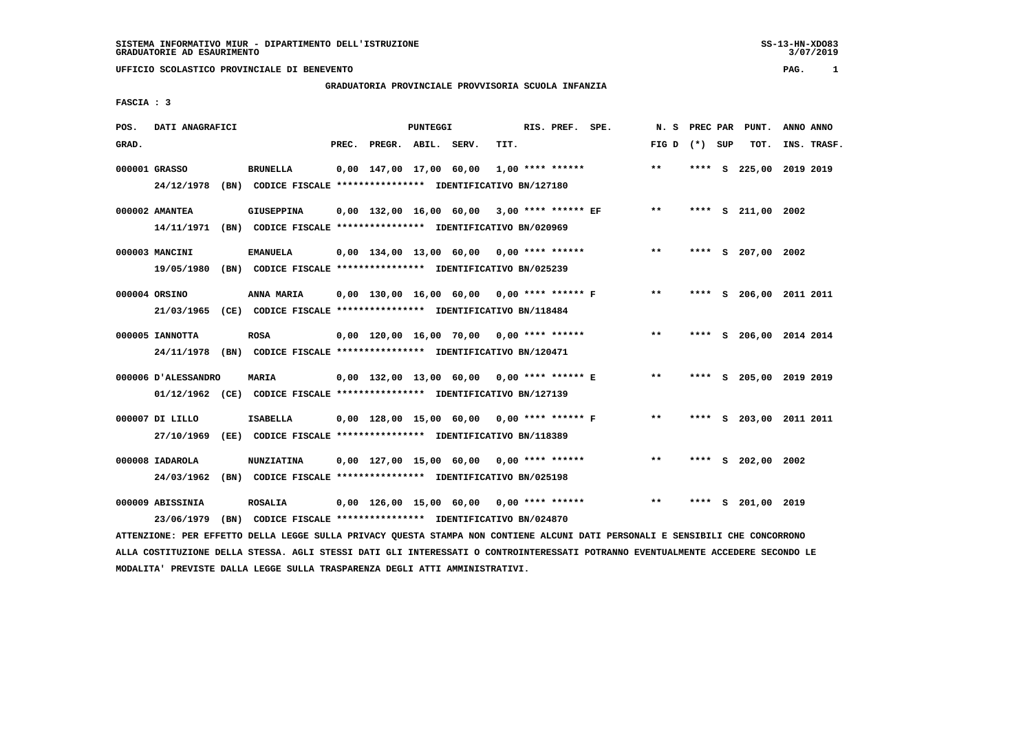SISTEMA INFORMATIVO MIUR - DIPARTIMENTO DELL'ISTRUZIONE
GRADUATORIE AD ESAURIMENTO

UFFICIO SCOLASTICO PROVINCIALE DI BENEVENTO

GRADUATORIA PROVINCIALE PROVVISORIA SCUOLA INFANZIA

FASCIA : 3

| POS. GRAD. | DATI ANAGRAFICI | | PREC. | PREGR. | ABIL. | SERV. | TIT. | RIS. PREF. SPE. | N. S FIG D | PREC PAR (*) SUP | PUNT. TOT. | ANNO INS. | ANNO TRASF. |
|---|---|---|---|---|---|---|---|---|---|---|---|---|---|
| 000001 | GRASSO | BRUNELLA | 0,00 | 147,00 | 17,00 | 60,00 | 1,00 | **** ****** | ** | **** S | 225,00 | 2019 | 2019 |
| | 24/12/1978 (BN) CODICE FISCALE **************** IDENTIFICATIVO BN/127180 | | | | | | | | | | | | |
| 000002 | AMANTEA | GIUSEPPINA | 0,00 | 132,00 | 16,00 | 60,00 | 3,00 | **** ****** EF | ** | **** S | 211,00 | 2002 | |
| | 14/11/1971 (BN) CODICE FISCALE **************** IDENTIFICATIVO BN/020969 | | | | | | | | | | | | |
| 000003 | MANCINI | EMANUELA | 0,00 | 134,00 | 13,00 | 60,00 | 0,00 | **** ****** | ** | **** S | 207,00 | 2002 | |
| | 19/05/1980 (BN) CODICE FISCALE **************** IDENTIFICATIVO BN/025239 | | | | | | | | | | | | |
| 000004 | ORSINO | ANNA MARIA | 0,00 | 130,00 | 16,00 | 60,00 | 0,00 | **** ****** F | ** | **** S | 206,00 | 2011 | 2011 |
| | 21/03/1965 (CE) CODICE FISCALE **************** IDENTIFICATIVO BN/118484 | | | | | | | | | | | | |
| 000005 | IANNOTTA | ROSA | 0,00 | 120,00 | 16,00 | 70,00 | 0,00 | **** ****** | ** | **** S | 206,00 | 2014 | 2014 |
| | 24/11/1978 (BN) CODICE FISCALE **************** IDENTIFICATIVO BN/120471 | | | | | | | | | | | | |
| 000006 | D'ALESSANDRO | MARIA | 0,00 | 132,00 | 13,00 | 60,00 | 0,00 | **** ****** E | ** | **** S | 205,00 | 2019 | 2019 |
| | 01/12/1962 (CE) CODICE FISCALE **************** IDENTIFICATIVO BN/127139 | | | | | | | | | | | | |
| 000007 | DI LILLO | ISABELLA | 0,00 | 128,00 | 15,00 | 60,00 | 0,00 | **** ****** F | ** | **** S | 203,00 | 2011 | 2011 |
| | 27/10/1969 (EE) CODICE FISCALE **************** IDENTIFICATIVO BN/118389 | | | | | | | | | | | | |
| 000008 | IADAROLA | NUNZIATINA | 0,00 | 127,00 | 15,00 | 60,00 | 0,00 | **** ****** | ** | **** S | 202,00 | 2002 | |
| | 24/03/1962 (BN) CODICE FISCALE **************** IDENTIFICATIVO BN/025198 | | | | | | | | | | | | |
| 000009 | ABISSINIA | ROSALIA | 0,00 | 126,00 | 15,00 | 60,00 | 0,00 | **** ****** | ** | **** S | 201,00 | 2019 | |
| | 23/06/1979 (BN) CODICE FISCALE **************** IDENTIFICATIVO BN/024870 | | | | | | | | | | | | |

ATTENZIONE: PER EFFETTO DELLA LEGGE SULLA PRIVACY QUESTA STAMPA NON CONTIENE ALCUNI DATI PERSONALI E SENSIBILI CHE CONCORRONO ALLA COSTITUZIONE DELLA STESSA. AGLI STESSI DATI GLI INTERESSATI O CONTROINTERESSATI POTRANNO EVENTUALMENTE ACCEDERE SECONDO LE MODALITA' PREVISTE DALLA LEGGE SULLA TRASPARENZA DEGLI ATTI AMMINISTRATIVI.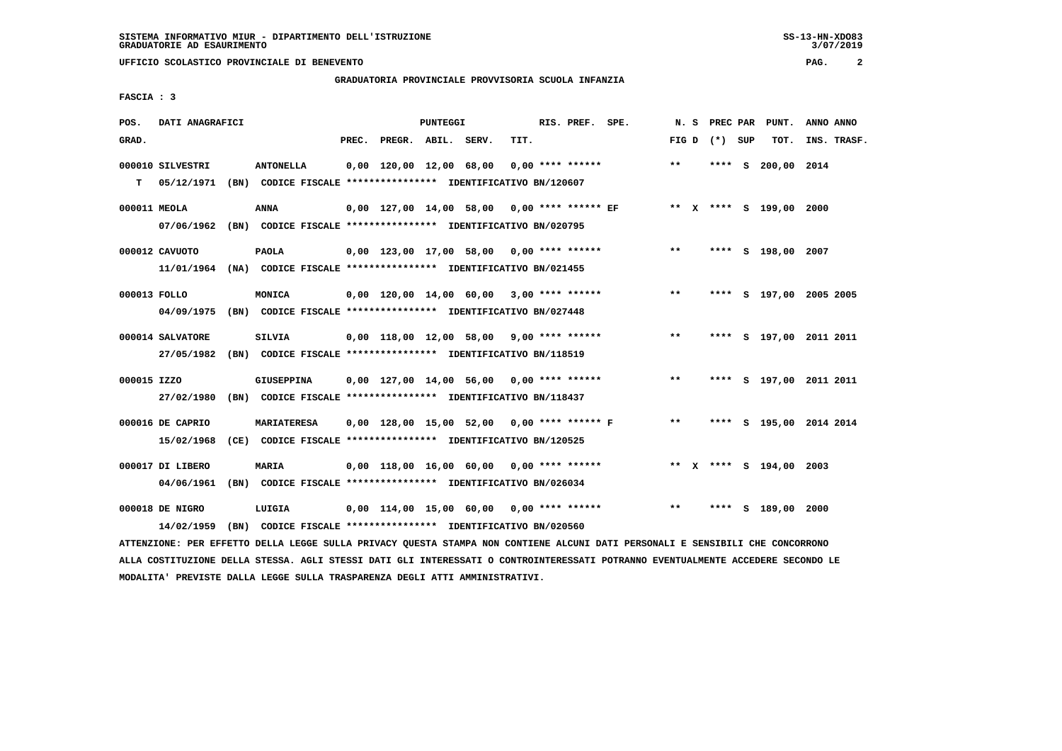UFFICIO SCOLASTICO PROVINCIALE DI BENEVENTO

GRADUATORIA PROVINCIALE PROVVISORIA SCUOLA INFANZIA

FASCIA : 3

| POS. GRAD. | DATI ANAGRAFICI | | PREC. | PREGR. | ABIL. | SERV. | TIT. | RIS. PREF. | SPE. | N. S FIG D | PREC (*) | PAR SUP | PUNT. TOT. | ANNO INS. | ANNO TRASF. |
|---|---|---|---|---|---|---|---|---|---|---|---|---|---|---|---|
| 000010 | SILVESTRI | ANTONELLA | 0,00 | 120,00 | 12,00 | 68,00 | 0,00 | **** ****** | | ** | **** | S | 200,00 | 2014 | |
| T | 05/12/1971 (BN) CODICE FISCALE **************** IDENTIFICATIVO BN/120607 | | | | | | | | | | | | | | |
| 000011 | MEOLA | ANNA | 0,00 | 127,00 | 14,00 | 58,00 | 0,00 | **** ****** | EF | ** X | **** | S | 199,00 | 2000 | |
| | 07/06/1962 (BN) CODICE FISCALE **************** IDENTIFICATIVO BN/020795 | | | | | | | | | | | | | | |
| 000012 | CAVUOTO | PAOLA | 0,00 | 123,00 | 17,00 | 58,00 | 0,00 | **** ****** | | ** | **** | S | 198,00 | 2007 | |
| | 11/01/1964 (NA) CODICE FISCALE **************** IDENTIFICATIVO BN/021455 | | | | | | | | | | | | | | |
| 000013 | FOLLO | MONICA | 0,00 | 120,00 | 14,00 | 60,00 | 3,00 | **** ****** | | ** | **** | S | 197,00 | 2005 | 2005 |
| | 04/09/1975 (BN) CODICE FISCALE **************** IDENTIFICATIVO BN/027448 | | | | | | | | | | | | | | |
| 000014 | SALVATORE | SILVIA | 0,00 | 118,00 | 12,00 | 58,00 | 9,00 | **** ****** | | ** | **** | S | 197,00 | 2011 | 2011 |
| | 27/05/1982 (BN) CODICE FISCALE **************** IDENTIFICATIVO BN/118519 | | | | | | | | | | | | | | |
| 000015 | IZZO | GIUSEPPINA | 0,00 | 127,00 | 14,00 | 56,00 | 0,00 | **** ****** | | ** | **** | S | 197,00 | 2011 | 2011 |
| | 27/02/1980 (BN) CODICE FISCALE **************** IDENTIFICATIVO BN/118437 | | | | | | | | | | | | | | |
| 000016 | DE CAPRIO | MARIATERESA | 0,00 | 128,00 | 15,00 | 52,00 | 0,00 | **** ****** | F | ** | **** | S | 195,00 | 2014 | 2014 |
| | 15/02/1968 (CE) CODICE FISCALE **************** IDENTIFICATIVO BN/120525 | | | | | | | | | | | | | | |
| 000017 | DI LIBERO | MARIA | 0,00 | 118,00 | 16,00 | 60,00 | 0,00 | **** ****** | | ** X | **** | S | 194,00 | 2003 | |
| | 04/06/1961 (BN) CODICE FISCALE **************** IDENTIFICATIVO BN/026034 | | | | | | | | | | | | | | |
| 000018 | DE NIGRO | LUIGIA | 0,00 | 114,00 | 15,00 | 60,00 | 0,00 | **** ****** | | ** | **** | S | 189,00 | 2000 | |
| | 14/02/1959 (BN) CODICE FISCALE **************** IDENTIFICATIVO BN/020560 | | | | | | | | | | | | | | |

ATTENZIONE: PER EFFETTO DELLA LEGGE SULLA PRIVACY QUESTA STAMPA NON CONTIENE ALCUNI DATI PERSONALI E SENSIBILI CHE CONCORRONO ALLA COSTITUZIONE DELLA STESSA. AGLI STESSI DATI GLI INTERESSATI O CONTROINTERESSATI POTRANNO EVENTUALMENTE ACCEDERE SECONDO LE MODALITA' PREVISTE DALLA LEGGE SULLA TRASPARENZA DEGLI ATTI AMMINISTRATIVI.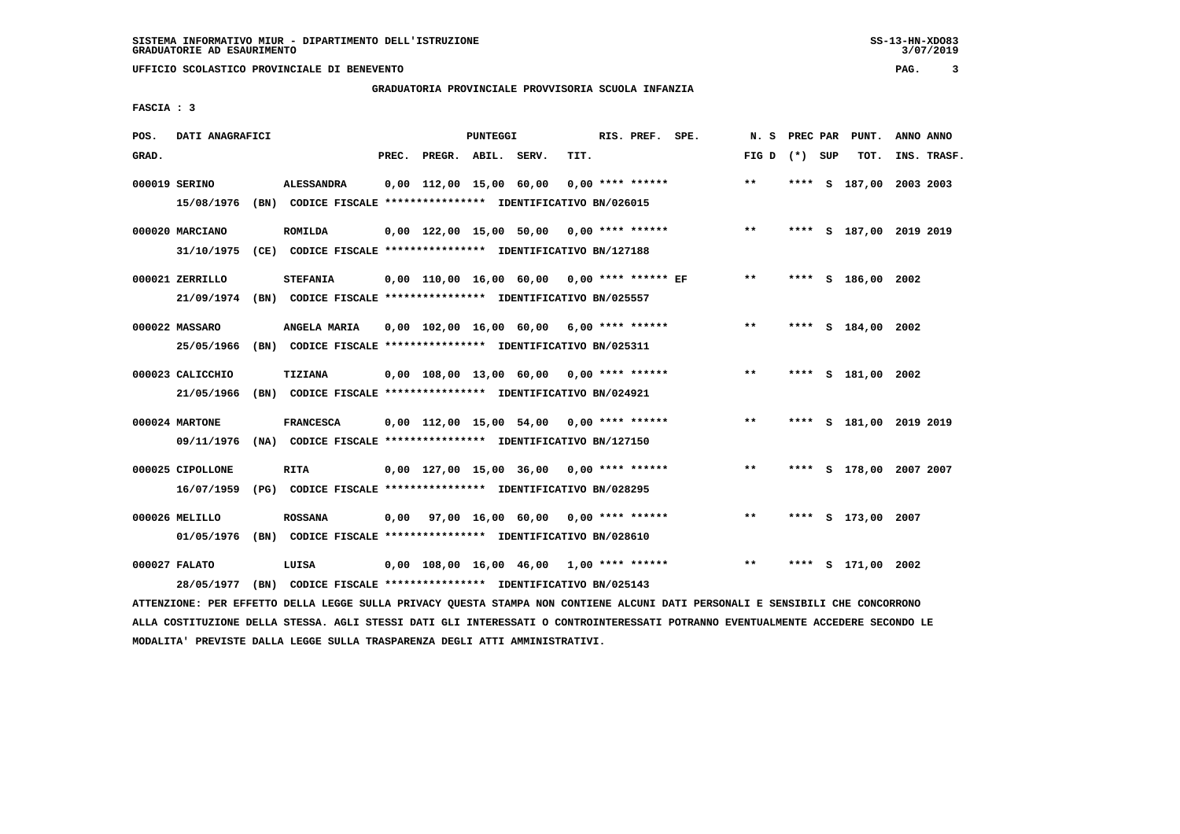GRADUATORIA PROVINCIALE PROVVISORIA SCUOLA INFANZIA

FASCIA : 3

| POS. GRAD. | DATI ANAGRAFICI | | PREC. | PREGR. | ABIL. | SERV. | TIT. | RIS. PREF. | SPE. | N. S FIG D | PREC PAR (*) | SUP | PUNT. TOT. | ANNO INS. | ANNO TRASF. |
|---|---|---|---|---|---|---|---|---|---|---|---|---|---|---|---|
| 000019 | SERINO | ALESSANDRA | 0,00 | 112,00 | 15,00 | 60,00 | 0,00 | **** ****** | | ** | **** | S | 187,00 | 2003 | 2003 |
| | 15/08/1976 (BN) | CODICE FISCALE **************** IDENTIFICATIVO BN/026015 | | | | | | | | | | | | | |
| 000020 | MARCIANO | ROMILDA | 0,00 | 122,00 | 15,00 | 50,00 | 0,00 | **** ****** | | ** | **** | S | 187,00 | 2019 | 2019 |
| | 31/10/1975 (CE) | CODICE FISCALE **************** IDENTIFICATIVO BN/127188 | | | | | | | | | | | | | |
| 000021 | ZERRILLO | STEFANIA | 0,00 | 110,00 | 16,00 | 60,00 | 0,00 | **** ****** | EF | ** | **** | S | 186,00 | 2002 | |
| | 21/09/1974 (BN) | CODICE FISCALE **************** IDENTIFICATIVO BN/025557 | | | | | | | | | | | | | |
| 000022 | MASSARO | ANGELA MARIA | 0,00 | 102,00 | 16,00 | 60,00 | 6,00 | **** ****** | | ** | **** | S | 184,00 | 2002 | |
| | 25/05/1966 (BN) | CODICE FISCALE **************** IDENTIFICATIVO BN/025311 | | | | | | | | | | | | | |
| 000023 | CALICCHIO | TIZIANA | 0,00 | 108,00 | 13,00 | 60,00 | 0,00 | **** ****** | | ** | **** | S | 181,00 | 2002 | |
| | 21/05/1966 (BN) | CODICE FISCALE **************** IDENTIFICATIVO BN/024921 | | | | | | | | | | | | | |
| 000024 | MARTONE | FRANCESCA | 0,00 | 112,00 | 15,00 | 54,00 | 0,00 | **** ****** | | ** | **** | S | 181,00 | 2019 | 2019 |
| | 09/11/1976 (NA) | CODICE FISCALE **************** IDENTIFICATIVO BN/127150 | | | | | | | | | | | | | |
| 000025 | CIPOLLONE | RITA | 0,00 | 127,00 | 15,00 | 36,00 | 0,00 | **** ****** | | ** | **** | S | 178,00 | 2007 | 2007 |
| | 16/07/1959 (PG) | CODICE FISCALE **************** IDENTIFICATIVO BN/028295 | | | | | | | | | | | | | |
| 000026 | MELILLO | ROSSANA | 0,00 | 97,00 | 16,00 | 60,00 | 0,00 | **** ****** | | ** | **** | S | 173,00 | 2007 | |
| | 01/05/1976 (BN) | CODICE FISCALE **************** IDENTIFICATIVO BN/028610 | | | | | | | | | | | | | |
| 000027 | FALATO | LUISA | 0,00 | 108,00 | 16,00 | 46,00 | 1,00 | **** ****** | | ** | **** | S | 171,00 | 2002 | |
| | 28/05/1977 (BN) | CODICE FISCALE **************** IDENTIFICATIVO BN/025143 | | | | | | | | | | | | | |

ATTENZIONE: PER EFFETTO DELLA LEGGE SULLA PRIVACY QUESTA STAMPA NON CONTIENE ALCUNI DATI PERSONALI E SENSIBILI CHE CONCORRONO ALLA COSTITUZIONE DELLA STESSA. AGLI STESSI DATI GLI INTERESSATI O CONTROINTERESSATI POTRANNO EVENTUALMENTE ACCEDERE SECONDO LE MODALITA' PREVISTE DALLA LEGGE SULLA TRASPARENZA DEGLI ATTI AMMINISTRATIVI.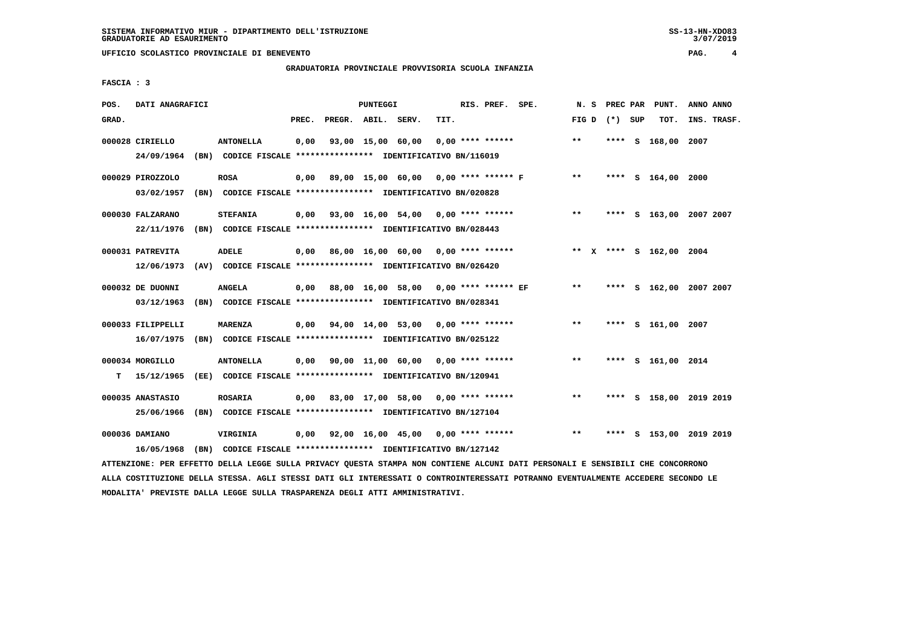UFFICIO SCOLASTICO PROVINCIALE DI BENEVENTO

GRADUATORIA PROVINCIALE PROVVISORIA SCUOLA INFANZIA

FASCIA : 3

| POS. GRAD. | DATI ANAGRAFICI | | PREC. | PREGR. | ABIL. | SERV. | TIT. | RIS. PREF. | SPE. | N. S FIG D | PREC PAR (*) | SUP | PUNT. TOT. | ANNO INS. | ANNO TRASF. |
|---|---|---|---|---|---|---|---|---|---|---|---|---|---|---|---|
| 000028 | CIRIELLO | ANTONELLA | 0,00 | 93,00 | 15,00 | 60,00 | 0,00 | **** ****** | | ** | **** | S | 168,00 | 2007 | |
| | 24/09/1964 (BN) CODICE FISCALE **************** IDENTIFICATIVO BN/116019 | | | | | | | | | | | | | | |
| 000029 | PIROZZOLO | ROSA | 0,00 | 89,00 | 15,00 | 60,00 | 0,00 | **** ****** F | | ** | **** | S | 164,00 | 2000 | |
| | 03/02/1957 (BN) CODICE FISCALE **************** IDENTIFICATIVO BN/020828 | | | | | | | | | | | | | | |
| 000030 | FALZARANO | STEFANIA | 0,00 | 93,00 | 16,00 | 54,00 | 0,00 | **** ****** | | ** | **** | S | 163,00 | 2007 | 2007 |
| | 22/11/1976 (BN) CODICE FISCALE **************** IDENTIFICATIVO BN/028443 | | | | | | | | | | | | | | |
| 000031 | PATREVITA | ADELE | 0,00 | 86,00 | 16,00 | 60,00 | 0,00 | **** ****** | | ** X | **** | S | 162,00 | 2004 | |
| | 12/06/1973 (AV) CODICE FISCALE **************** IDENTIFICATIVO BN/026420 | | | | | | | | | | | | | | |
| 000032 | DE DUONNI | ANGELA | 0,00 | 88,00 | 16,00 | 58,00 | 0,00 | **** ****** EF | | ** | **** | S | 162,00 | 2007 | 2007 |
| | 03/12/1963 (BN) CODICE FISCALE **************** IDENTIFICATIVO BN/028341 | | | | | | | | | | | | | | |
| 000033 | FILIPPELLI | MARENZA | 0,00 | 94,00 | 14,00 | 53,00 | 0,00 | **** ****** | | ** | **** | S | 161,00 | 2007 | |
| | 16/07/1975 (BN) CODICE FISCALE **************** IDENTIFICATIVO BN/025122 | | | | | | | | | | | | | | |
| 000034 | MORGILLO | ANTONELLA | 0,00 | 90,00 | 11,00 | 60,00 | 0,00 | **** ****** | | ** | **** | S | 161,00 | 2014 | |
| T | 15/12/1965 (EE) CODICE FISCALE **************** IDENTIFICATIVO BN/120941 | | | | | | | | | | | | | | |
| 000035 | ANASTASIO | ROSARIA | 0,00 | 83,00 | 17,00 | 58,00 | 0,00 | **** ****** | | ** | **** | S | 158,00 | 2019 | 2019 |
| | 25/06/1966 (BN) CODICE FISCALE **************** IDENTIFICATIVO BN/127104 | | | | | | | | | | | | | | |
| 000036 | DAMIANO | VIRGINIA | 0,00 | 92,00 | 16,00 | 45,00 | 0,00 | **** ****** | | ** | **** | S | 153,00 | 2019 | 2019 |
| | 16/05/1968 (BN) CODICE FISCALE **************** IDENTIFICATIVO BN/127142 | | | | | | | | | | | | | | |

ATTENZIONE: PER EFFETTO DELLA LEGGE SULLA PRIVACY QUESTA STAMPA NON CONTIENE ALCUNI DATI PERSONALI E SENSIBILI CHE CONCORRONO ALLA COSTITUZIONE DELLA STESSA. AGLI STESSI DATI GLI INTERESSATI O CONTROINTERESSATI POTRANNO EVENTUALMENTE ACCEDERE SECONDO LE MODALITA' PREVISTE DALLA LEGGE SULLA TRASPARENZA DEGLI ATTI AMMINISTRATIVI.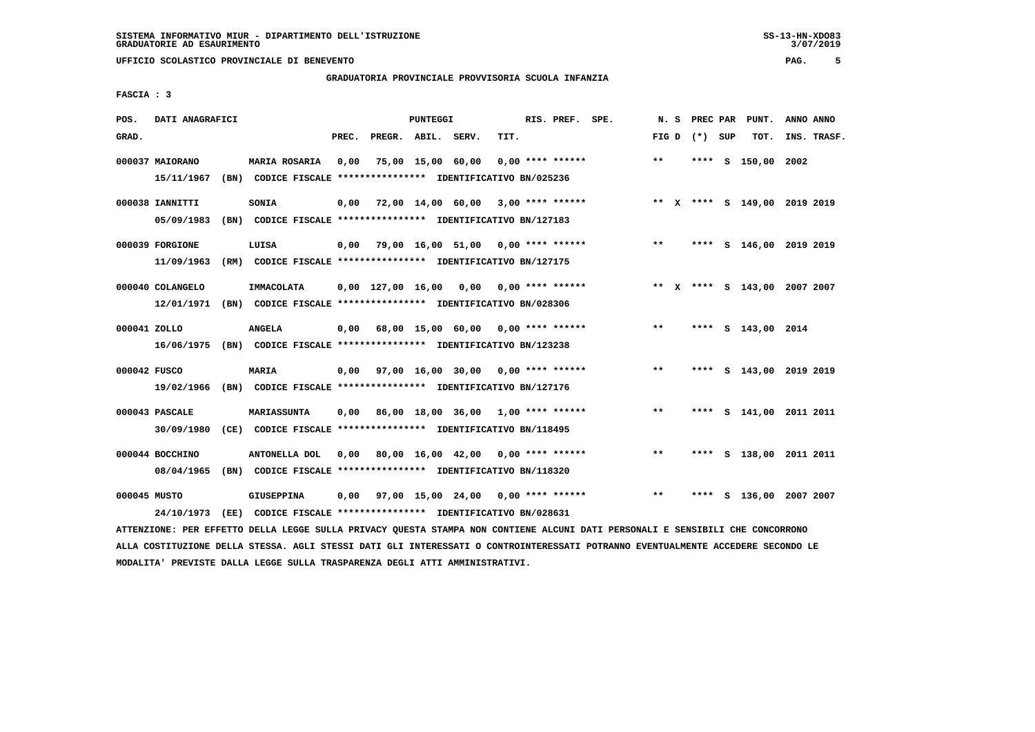SISTEMA INFORMATIVO MIUR - DIPARTIMENTO DELL'ISTRUZIONE
GRADUATORIE AD ESAURIMENTO

UFFICIO SCOLASTICO PROVINCIALE DI BENEVENTO

GRADUATORIA PROVINCIALE PROVVISORIA SCUOLA INFANZIA

FASCIA : 3

| POS. GRAD. | DATI ANAGRAFICI | | PREC. | PREGR. | ABIL. | SERV. | TIT. | RIS. PREF. SPE. | N. S FIG D | PREC PAR (*) SUP | PUNT. TOT. | ANNO ANNO INS. TRASF. |
|---|---|---|---|---|---|---|---|---|---|---|---|---|
| 000037 | MAIORANO | MARIA ROSARIA | 0,00 | 75,00 | 15,00 | 60,00 | 0,00 | **** ****** | ** | **** S | 150,00 | 2002 |
| | 15/11/1967 (BN) | CODICE FISCALE **************** IDENTIFICATIVO BN/025236 | | | | | | | | | | |
| 000038 | IANNITTI | SONIA | 0,00 | 72,00 | 14,00 | 60,00 | 3,00 | **** ****** | ** X | **** S | 149,00 | 2019 2019 |
| | 05/09/1983 (BN) | CODICE FISCALE **************** IDENTIFICATIVO BN/127183 | | | | | | | | | | |
| 000039 | FORGIONE | LUISA | 0,00 | 79,00 | 16,00 | 51,00 | 0,00 | **** ****** | ** | **** S | 146,00 | 2019 2019 |
| | 11/09/1963 (RM) | CODICE FISCALE **************** IDENTIFICATIVO BN/127175 | | | | | | | | | | |
| 000040 | COLANGELO | IMMACOLATA | 0,00 | 127,00 | 16,00 | 0,00 | 0,00 | **** ****** | ** X | **** S | 143,00 | 2007 2007 |
| | 12/01/1971 (BN) | CODICE FISCALE **************** IDENTIFICATIVO BN/028306 | | | | | | | | | | |
| 000041 | ZOLLO | ANGELA | 0,00 | 68,00 | 15,00 | 60,00 | 0,00 | **** ****** | ** | **** S | 143,00 | 2014 |
| | 16/06/1975 (BN) | CODICE FISCALE **************** IDENTIFICATIVO BN/123238 | | | | | | | | | | |
| 000042 | FUSCO | MARIA | 0,00 | 97,00 | 16,00 | 30,00 | 0,00 | **** ****** | ** | **** S | 143,00 | 2019 2019 |
| | 19/02/1966 (BN) | CODICE FISCALE **************** IDENTIFICATIVO BN/127176 | | | | | | | | | | |
| 000043 | PASCALE | MARIASSUNTA | 0,00 | 86,00 | 18,00 | 36,00 | 1,00 | **** ****** | ** | **** S | 141,00 | 2011 2011 |
| | 30/09/1980 (CE) | CODICE FISCALE **************** IDENTIFICATIVO BN/118495 | | | | | | | | | | |
| 000044 | BOCCHINO | ANTONELLA DOL | 0,00 | 80,00 | 16,00 | 42,00 | 0,00 | **** ****** | ** | **** S | 138,00 | 2011 2011 |
| | 08/04/1965 (BN) | CODICE FISCALE **************** IDENTIFICATIVO BN/118320 | | | | | | | | | | |
| 000045 | MUSTO | GIUSEPPINA | 0,00 | 97,00 | 15,00 | 24,00 | 0,00 | **** ****** | ** | **** S | 136,00 | 2007 2007 |
| | 24/10/1973 (EE) | CODICE FISCALE **************** IDENTIFICATIVO BN/028631 | | | | | | | | | | |

ATTENZIONE: PER EFFETTO DELLA LEGGE SULLA PRIVACY QUESTA STAMPA NON CONTIENE ALCUNI DATI PERSONALI E SENSIBILI CHE CONCORRONO ALLA COSTITUZIONE DELLA STESSA. AGLI STESSI DATI GLI INTERESSATI O CONTROINTERESSATI POTRANNO EVENTUALMENTE ACCEDERE SECONDO LE MODALITA' PREVISTE DALLA LEGGE SULLA TRASPARENZA DEGLI ATTI AMMINISTRATIVI.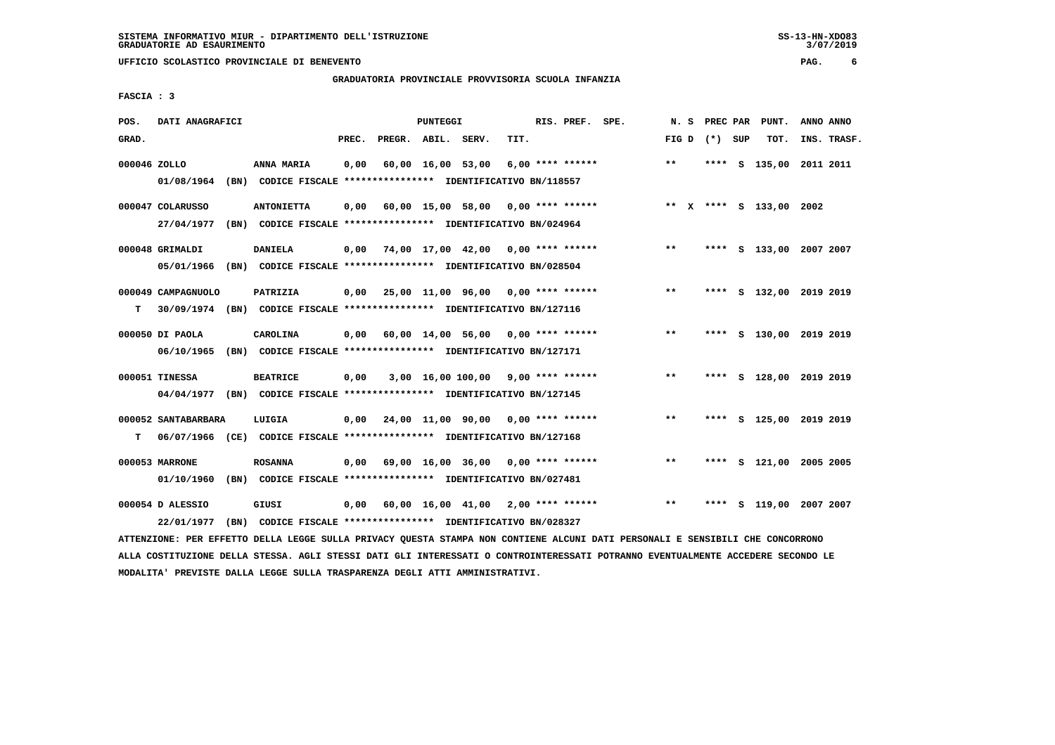SISTEMA INFORMATIVO MIUR - DIPARTIMENTO DELL'ISTRUZIONE
GRADUATORIE AD ESAURIMENTO

UFFICIO SCOLASTICO PROVINCIALE DI BENEVENTO

GRADUATORIA PROVINCIALE PROVVISORIA SCUOLA INFANZIA

FASCIA : 3

| POS. GRAD. | DATI ANAGRAFICI | | PREC. | PREGR. | ABIL. | SERV. | TIT. | RIS. PREF. | SPE. | N. S FIG D | PREC PAR (*) | SUP | PUNT. TOT. | ANNO INS. | ANNO TRASF. |
|---|---|---|---|---|---|---|---|---|---|---|---|---|---|---|---|
| 000046 | ZOLLO | ANNA MARIA | 0,00 | 60,00 | 16,00 | 53,00 | 6,00 | **** ****** | | ** | **** | S | 135,00 | 2011 | 2011 |
| | 01/08/1964 (BN) | CODICE FISCALE **************** IDENTIFICATIVO BN/118557 | | | | | | | | | | | | | |
| 000047 | COLARUSSO | ANTONIETTA | 0,00 | 60,00 | 15,00 | 58,00 | 0,00 | **** ****** | | ** X | **** | S | 133,00 | 2002 | |
| | 27/04/1977 (BN) | CODICE FISCALE **************** IDENTIFICATIVO BN/024964 | | | | | | | | | | | | | |
| 000048 | GRIMALDI | DANIELA | 0,00 | 74,00 | 17,00 | 42,00 | 0,00 | **** ****** | | ** | **** | S | 133,00 | 2007 | 2007 |
| | 05/01/1966 (BN) | CODICE FISCALE **************** IDENTIFICATIVO BN/028504 | | | | | | | | | | | | | |
| 000049 | CAMPAGNUOLO | PATRIZIA | 0,00 | 25,00 | 11,00 | 96,00 | 0,00 | **** ****** | | ** | **** | S | 132,00 | 2019 | 2019 |
| T | 30/09/1974 (BN) | CODICE FISCALE **************** IDENTIFICATIVO BN/127116 | | | | | | | | | | | | | |
| 000050 | DI PAOLA | CAROLINA | 0,00 | 60,00 | 14,00 | 56,00 | 0,00 | **** ****** | | ** | **** | S | 130,00 | 2019 | 2019 |
| | 06/10/1965 (BN) | CODICE FISCALE **************** IDENTIFICATIVO BN/127171 | | | | | | | | | | | | | |
| 000051 | TINESSA | BEATRICE | 0,00 | 3,00 | 16,00 | 100,00 | 9,00 | **** ****** | | ** | **** | S | 128,00 | 2019 | 2019 |
| | 04/04/1977 (BN) | CODICE FISCALE **************** IDENTIFICATIVO BN/127145 | | | | | | | | | | | | | |
| 000052 | SANTABARBARA | LUIGIA | 0,00 | 24,00 | 11,00 | 90,00 | 0,00 | **** ****** | | ** | **** | S | 125,00 | 2019 | 2019 |
| T | 06/07/1966 (CE) | CODICE FISCALE **************** IDENTIFICATIVO BN/127168 | | | | | | | | | | | | | |
| 000053 | MARRONE | ROSANNA | 0,00 | 69,00 | 16,00 | 36,00 | 0,00 | **** ****** | | ** | **** | S | 121,00 | 2005 | 2005 |
| | 01/10/1960 (BN) | CODICE FISCALE **************** IDENTIFICATIVO BN/027481 | | | | | | | | | | | | | |
| 000054 | D ALESSIO | GIUSI | 0,00 | 60,00 | 16,00 | 41,00 | 2,00 | **** ****** | | ** | **** | S | 119,00 | 2007 | 2007 |
| | 22/01/1977 (BN) | CODICE FISCALE **************** IDENTIFICATIVO BN/028327 | | | | | | | | | | | | | |

ATTENZIONE: PER EFFETTO DELLA LEGGE SULLA PRIVACY QUESTA STAMPA NON CONTIENE ALCUNI DATI PERSONALI E SENSIBILI CHE CONCORRONO ALLA COSTITUZIONE DELLA STESSA. AGLI STESSI DATI GLI INTERESSATI O CONTROINTERESSATI POTRANNO EVENTUALMENTE ACCEDERE SECONDO LE MODALITA' PREVISTE DALLA LEGGE SULLA TRASPARENZA DEGLI ATTI AMMINISTRATIVI.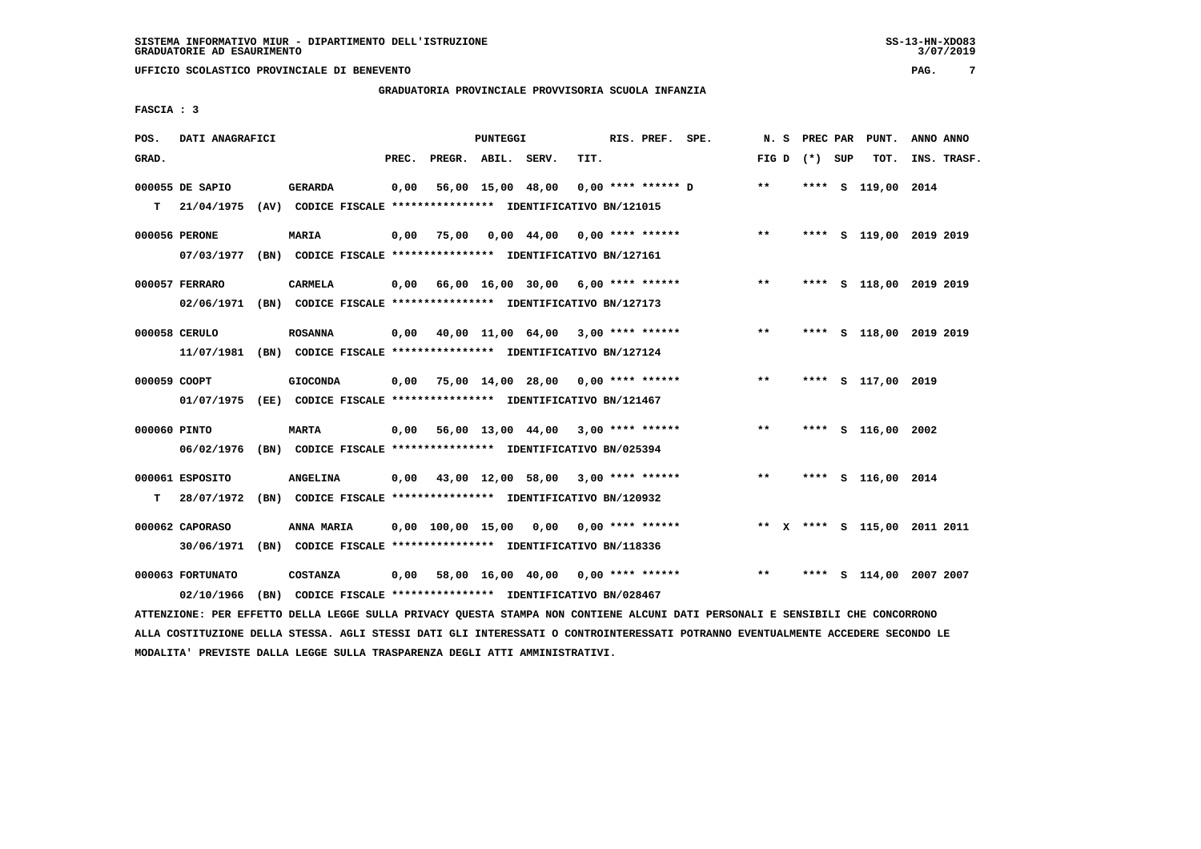SISTEMA INFORMATIVO MIUR - DIPARTIMENTO DELL'ISTRUZIONE
GRADUATORIE AD ESAURIMENTO

UFFICIO SCOLASTICO PROVINCIALE DI BENEVENTO

GRADUATORIA PROVINCIALE PROVVISORIA SCUOLA INFANZIA

FASCIA : 3

| POS. GRAD. | DATI ANAGRAFICI | | PREC. | PREGR. | ABIL. | SERV. | TIT. | RIS. PREF. SPE. | N. S FIG D | PREC PAR (*) SUP | PUNT. TOT. | ANNO ANNO INS. TRASF. |
|---|---|---|---|---|---|---|---|---|---|---|---|---|
| 000055 DE SAPIO | GERARDA | | 0,00 | 56,00 | 15,00 | 48,00 | 0,00 | **** ****** D | ** | **** S | 119,00 | 2014 |
| T | 21/04/1975 (AV) CODICE FISCALE **************** IDENTIFICATIVO BN/121015 | | | | | | | | | | | |
| 000056 PERONE | MARIA | | 0,00 | 75,00 | 0,00 | 44,00 | 0,00 | **** ****** | ** | **** S | 119,00 | 2019 2019 |
| | 07/03/1977 (BN) CODICE FISCALE **************** IDENTIFICATIVO BN/127161 | | | | | | | | | | | |
| 000057 FERRARO | CARMELA | | 0,00 | 66,00 | 16,00 | 30,00 | 6,00 | **** ****** | ** | **** S | 118,00 | 2019 2019 |
| | 02/06/1971 (BN) CODICE FISCALE **************** IDENTIFICATIVO BN/127173 | | | | | | | | | | | |
| 000058 CERULO | ROSANNA | | 0,00 | 40,00 | 11,00 | 64,00 | 3,00 | **** ****** | ** | **** S | 118,00 | 2019 2019 |
| | 11/07/1981 (BN) CODICE FISCALE **************** IDENTIFICATIVO BN/127124 | | | | | | | | | | | |
| 000059 COOPT | GIOCONDA | | 0,00 | 75,00 | 14,00 | 28,00 | 0,00 | **** ****** | ** | **** S | 117,00 | 2019 |
| | 01/07/1975 (EE) CODICE FISCALE **************** IDENTIFICATIVO BN/121467 | | | | | | | | | | | |
| 000060 PINTO | MARTA | | 0,00 | 56,00 | 13,00 | 44,00 | 3,00 | **** ****** | ** | **** S | 116,00 | 2002 |
| | 06/02/1976 (BN) CODICE FISCALE **************** IDENTIFICATIVO BN/025394 | | | | | | | | | | | |
| 000061 ESPOSITO | ANGELINA | | 0,00 | 43,00 | 12,00 | 58,00 | 3,00 | **** ****** | ** | **** S | 116,00 | 2014 |
| T | 28/07/1972 (BN) CODICE FISCALE **************** IDENTIFICATIVO BN/120932 | | | | | | | | | | | |
| 000062 CAPORASO | ANNA MARIA | | 0,00 | 100,00 | 15,00 | 0,00 | 0,00 | **** ****** | ** X | **** S | 115,00 | 2011 2011 |
| | 30/06/1971 (BN) CODICE FISCALE **************** IDENTIFICATIVO BN/118336 | | | | | | | | | | | |
| 000063 FORTUNATO | COSTANZA | | 0,00 | 58,00 | 16,00 | 40,00 | 0,00 | **** ****** | ** | **** S | 114,00 | 2007 2007 |
| | 02/10/1966 (BN) CODICE FISCALE **************** IDENTIFICATIVO BN/028467 | | | | | | | | | | | |

ATTENZIONE: PER EFFETTO DELLA LEGGE SULLA PRIVACY QUESTA STAMPA NON CONTIENE ALCUNI DATI PERSONALI E SENSIBILI CHE CONCORRONO ALLA COSTITUZIONE DELLA STESSA. AGLI STESSI DATI GLI INTERESSATI O CONTROINTERESSATI POTRANNO EVENTUALMENTE ACCEDERE SECONDO LE MODALITA' PREVISTE DALLA LEGGE SULLA TRASPARENZA DEGLI ATTI AMMINISTRATIVI.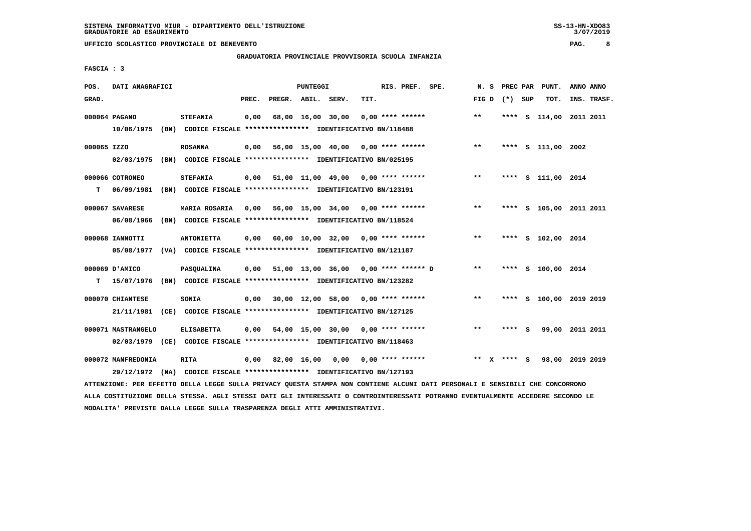SISTEMA INFORMATIVO MIUR - DIPARTIMENTO DELL'ISTRUZIONE
GRADUATORIE AD ESAURIMENTO

UFFICIO SCOLASTICO PROVINCIALE DI BENEVENTO

GRADUATORIA PROVINCIALE PROVVISORIA SCUOLA INFANZIA

FASCIA : 3

| POS. GRAD. | DATI ANAGRAFICI | | PREC. | PREGR. | ABIL. | SERV. | TIT. | RIS. PREF. SPE. | N. S FIG D | PREC PAR (*) SUP | PUNT. TOT. | ANNO ANNO INS. TRASF. |
|---|---|---|---|---|---|---|---|---|---|---|---|---|
| 000064 | PAGANO | STEFANIA | 0,00 | 68,00 | 16,00 | 30,00 | 0,00 | **** ****** | ** | **** S | 114,00 | 2011 2011 |
| | 10/06/1975 (BN) CODICE FISCALE **************** IDENTIFICATIVO BN/118488 | | | | | | | | | | | |
| 000065 | IZZO | ROSANNA | 0,00 | 56,00 | 15,00 | 40,00 | 0,00 | **** ****** | ** | **** S | 111,00 | 2002 |
| | 02/03/1975 (BN) CODICE FISCALE **************** IDENTIFICATIVO BN/025195 | | | | | | | | | | | |
| 000066 | COTRONEO | STEFANIA | 0,00 | 51,00 | 11,00 | 49,00 | 0,00 | **** ****** | ** | **** S | 111,00 | 2014 |
| T | 06/09/1981 (BN) CODICE FISCALE **************** IDENTIFICATIVO BN/123191 | | | | | | | | | | | |
| 000067 | SAVARESE | MARIA ROSARIA | 0,00 | 56,00 | 15,00 | 34,00 | 0,00 | **** ****** | ** | **** S | 105,00 | 2011 2011 |
| | 06/08/1966 (BN) CODICE FISCALE **************** IDENTIFICATIVO BN/118524 | | | | | | | | | | | |
| 000068 | IANNOTTI | ANTONIETTA | 0,00 | 60,00 | 10,00 | 32,00 | 0,00 | **** ****** | ** | **** S | 102,00 | 2014 |
| | 05/08/1977 (VA) CODICE FISCALE **************** IDENTIFICATIVO BN/121187 | | | | | | | | | | | |
| 000069 | D'AMICO | PASQUALINA | 0,00 | 51,00 | 13,00 | 36,00 | 0,00 | **** ****** D | ** | **** S | 100,00 | 2014 |
| T | 15/07/1976 (BN) CODICE FISCALE **************** IDENTIFICATIVO BN/123282 | | | | | | | | | | | |
| 000070 | CHIANTESE | SONIA | 0,00 | 30,00 | 12,00 | 58,00 | 0,00 | **** ****** | ** | **** S | 100,00 | 2019 2019 |
| | 21/11/1981 (CE) CODICE FISCALE **************** IDENTIFICATIVO BN/127125 | | | | | | | | | | | |
| 000071 | MASTRANGELO | ELISABETTA | 0,00 | 54,00 | 15,00 | 30,00 | 0,00 | **** ****** | ** | **** S | 99,00 | 2011 2011 |
| | 02/03/1979 (CE) CODICE FISCALE **************** IDENTIFICATIVO BN/118463 | | | | | | | | | | | |
| 000072 | MANFREDONIA | RITA | 0,00 | 82,00 | 16,00 | 0,00 | 0,00 | **** ****** | ** X | **** S | 98,00 | 2019 2019 |
| | 29/12/1972 (NA) CODICE FISCALE **************** IDENTIFICATIVO BN/127193 | | | | | | | | | | | |

ATTENZIONE: PER EFFETTO DELLA LEGGE SULLA PRIVACY QUESTA STAMPA NON CONTIENE ALCUNI DATI PERSONALI E SENSIBILI CHE CONCORRONO ALLA COSTITUZIONE DELLA STESSA. AGLI STESSI DATI GLI INTERESSATI O CONTROINTERESSATI POTRANNO EVENTUALMENTE ACCEDERE SECONDO LE MODALITA' PREVISTE DALLA LEGGE SULLA TRASPARENZA DEGLI ATTI AMMINISTRATIVI.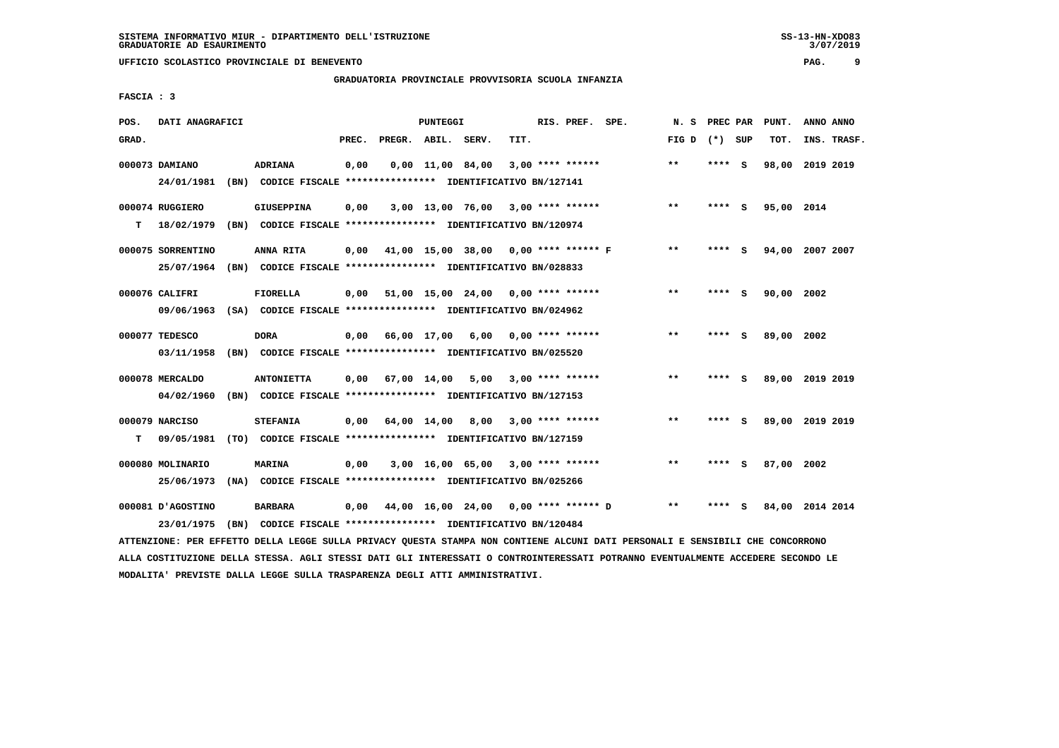SISTEMA INFORMATIVO MIUR - DIPARTIMENTO DELL'ISTRUZIONE
GRADUATORIE AD ESAURIMENTO

UFFICIO SCOLASTICO PROVINCIALE DI BENEVENTO

GRADUATORIA PROVINCIALE PROVVISORIA SCUOLA INFANZIA

FASCIA : 3

| POS. GRAD. | DATI ANAGRAFICI | | PREC. | PREGR. | ABIL. | SERV. | TIT. | RIS. PREF. SPE. | N. S FIG D | PREC PAR (*) SUP | PUNT. TOT. | ANNO ANNO INS. TRASF. |
|---|---|---|---|---|---|---|---|---|---|---|---|---|
| 000073 | DAMIANO | ADRIANA | 0,00 | 0,00 | 11,00 | 84,00 | 3,00 | **** ****** | ** | **** S | 98,00 | 2019 2019 |
| | 24/01/1981 (BN) | CODICE FISCALE **************** IDENTIFICATIVO BN/127141 | | | | | | | | | | |
| 000074 | RUGGIERO | GIUSEPPINA | 0,00 | 3,00 | 13,00 | 76,00 | 3,00 | **** ****** | ** | **** S | 95,00 | 2014 |
| T | 18/02/1979 (BN) | CODICE FISCALE **************** IDENTIFICATIVO BN/120974 | | | | | | | | | | |
| 000075 | SORRENTINO | ANNA RITA | 0,00 | 41,00 | 15,00 | 38,00 | 0,00 | **** ****** F | ** | **** S | 94,00 | 2007 2007 |
| | 25/07/1964 (BN) | CODICE FISCALE **************** IDENTIFICATIVO BN/028833 | | | | | | | | | | |
| 000076 | CALIFRI | FIORELLA | 0,00 | 51,00 | 15,00 | 24,00 | 0,00 | **** ****** | ** | **** S | 90,00 | 2002 |
| | 09/06/1963 (SA) | CODICE FISCALE **************** IDENTIFICATIVO BN/024962 | | | | | | | | | | |
| 000077 | TEDESCO | DORA | 0,00 | 66,00 | 17,00 | 6,00 | 0,00 | **** ****** | ** | **** S | 89,00 | 2002 |
| | 03/11/1958 (BN) | CODICE FISCALE **************** IDENTIFICATIVO BN/025520 | | | | | | | | | | |
| 000078 | MERCALDO | ANTONIETTA | 0,00 | 67,00 | 14,00 | 5,00 | 3,00 | **** ****** | ** | **** S | 89,00 | 2019 2019 |
| | 04/02/1960 (BN) | CODICE FISCALE **************** IDENTIFICATIVO BN/127153 | | | | | | | | | | |
| 000079 | NARCISO | STEFANIA | 0,00 | 64,00 | 14,00 | 8,00 | 3,00 | **** ****** | ** | **** S | 89,00 | 2019 2019 |
| T | 09/05/1981 (TO) | CODICE FISCALE **************** IDENTIFICATIVO BN/127159 | | | | | | | | | | |
| 000080 | MOLINARIO | MARINA | 0,00 | 3,00 | 16,00 | 65,00 | 3,00 | **** ****** | ** | **** S | 87,00 | 2002 |
| | 25/06/1973 (NA) | CODICE FISCALE **************** IDENTIFICATIVO BN/025266 | | | | | | | | | | |
| 000081 | D'AGOSTINO | BARBARA | 0,00 | 44,00 | 16,00 | 24,00 | 0,00 | **** ****** D | ** | **** S | 84,00 | 2014 2014 |
| | 23/01/1975 (BN) | CODICE FISCALE **************** IDENTIFICATIVO BN/120484 | | | | | | | | | | |

ATTENZIONE: PER EFFETTO DELLA LEGGE SULLA PRIVACY QUESTA STAMPA NON CONTIENE ALCUNI DATI PERSONALI E SENSIBILI CHE CONCORRONO ALLA COSTITUZIONE DELLA STESSA. AGLI STESSI DATI GLI INTERESSATI O CONTROINTERESSATI POTRANNO EVENTUALMENTE ACCEDERE SECONDO LE MODALITA' PREVISTE DALLA LEGGE SULLA TRASPARENZA DEGLI ATTI AMMINISTRATIVI.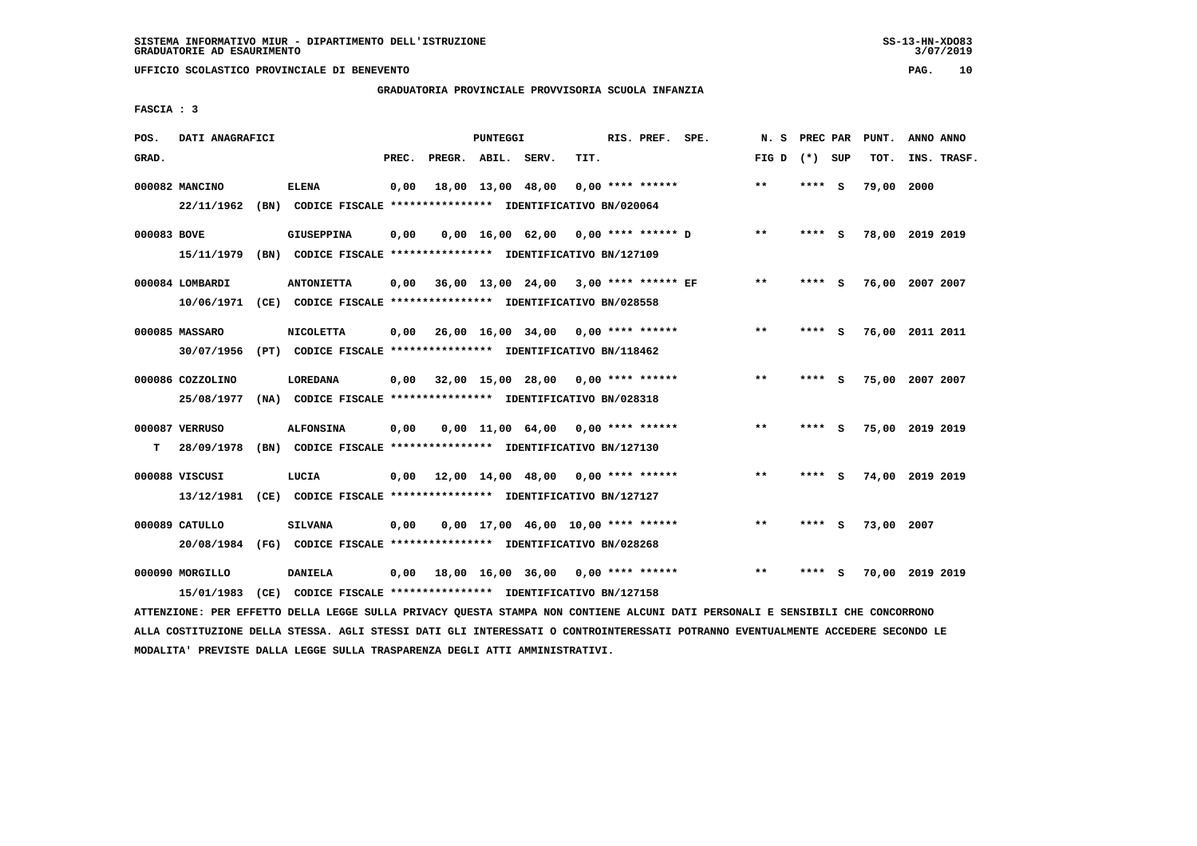SISTEMA INFORMATIVO MIUR - DIPARTIMENTO DELL'ISTRUZIONE
GRADUATORIE AD ESAURIMENTO

UFFICIO SCOLASTICO PROVINCIALE DI BENEVENTO

GRADUATORIA PROVINCIALE PROVVISORIA SCUOLA INFANZIA

FASCIA : 3

| POS. GRAD. | DATI ANAGRAFICI | | PREC. | PREGR. | ABIL. | SERV. | TIT. | RIS. PREF. SPE. | N. S FIG D | PREC PAR (*) SUP | PUNT. TOT. | ANNO ANNO INS. TRASF. |
|---|---|---|---|---|---|---|---|---|---|---|---|---|
| 000082 MANCINO | ELENA | 22/11/1962 (BN) CODICE FISCALE **************** IDENTIFICATIVO BN/020064 | 0,00 | 18,00 | 13,00 | 48,00 | 0,00 | **** ****** | ** | **** S | 79,00 | 2000 |
| 000083 BOVE | GIUSEPPINA | 15/11/1979 (BN) CODICE FISCALE **************** IDENTIFICATIVO BN/127109 | 0,00 | 0,00 | 16,00 | 62,00 | 0,00 | **** ****** D | ** | **** S | 78,00 | 2019 2019 |
| 000084 LOMBARDI | ANTONIETTA | 10/06/1971 (CE) CODICE FISCALE **************** IDENTIFICATIVO BN/028558 | 0,00 | 36,00 | 13,00 | 24,00 | 3,00 | **** ****** EF | ** | **** S | 76,00 | 2007 2007 |
| 000085 MASSARO | NICOLETTA | 30/07/1956 (PT) CODICE FISCALE **************** IDENTIFICATIVO BN/118462 | 0,00 | 26,00 | 16,00 | 34,00 | 0,00 | **** ****** | ** | **** S | 76,00 | 2011 2011 |
| 000086 COZZOLINO | LOREDANA | 25/08/1977 (NA) CODICE FISCALE **************** IDENTIFICATIVO BN/028318 | 0,00 | 32,00 | 15,00 | 28,00 | 0,00 | **** ****** | ** | **** S | 75,00 | 2007 2007 |
| 000087 VERRUSO | ALFONSINA | T 28/09/1978 (BN) CODICE FISCALE **************** IDENTIFICATIVO BN/127130 | 0,00 | 0,00 | 11,00 | 64,00 | 0,00 | **** ****** | ** | **** S | 75,00 | 2019 2019 |
| 000088 VISCUSI | LUCIA | 13/12/1981 (CE) CODICE FISCALE **************** IDENTIFICATIVO BN/127127 | 0,00 | 12,00 | 14,00 | 48,00 | 0,00 | **** ****** | ** | **** S | 74,00 | 2019 2019 |
| 000089 CATULLO | SILVANA | 20/08/1984 (FG) CODICE FISCALE **************** IDENTIFICATIVO BN/028268 | 0,00 | 0,00 | 17,00 | 46,00 | 10,00 | **** ****** | ** | **** S | 73,00 | 2007 |
| 000090 MORGILLO | DANIELA | 15/01/1983 (CE) CODICE FISCALE **************** IDENTIFICATIVO BN/127158 | 0,00 | 18,00 | 16,00 | 36,00 | 0,00 | **** ****** | ** | **** S | 70,00 | 2019 2019 |

ATTENZIONE: PER EFFETTO DELLA LEGGE SULLA PRIVACY QUESTA STAMPA NON CONTIENE ALCUNI DATI PERSONALI E SENSIBILI CHE CONCORRONO ALLA COSTITUZIONE DELLA STESSA. AGLI STESSI DATI GLI INTERESSATI O CONTROINTERESSATI POTRANNO EVENTUALMENTE ACCEDERE SECONDO LE MODALITA' PREVISTE DALLA LEGGE SULLA TRASPARENZA DEGLI ATTI AMMINISTRATIVI.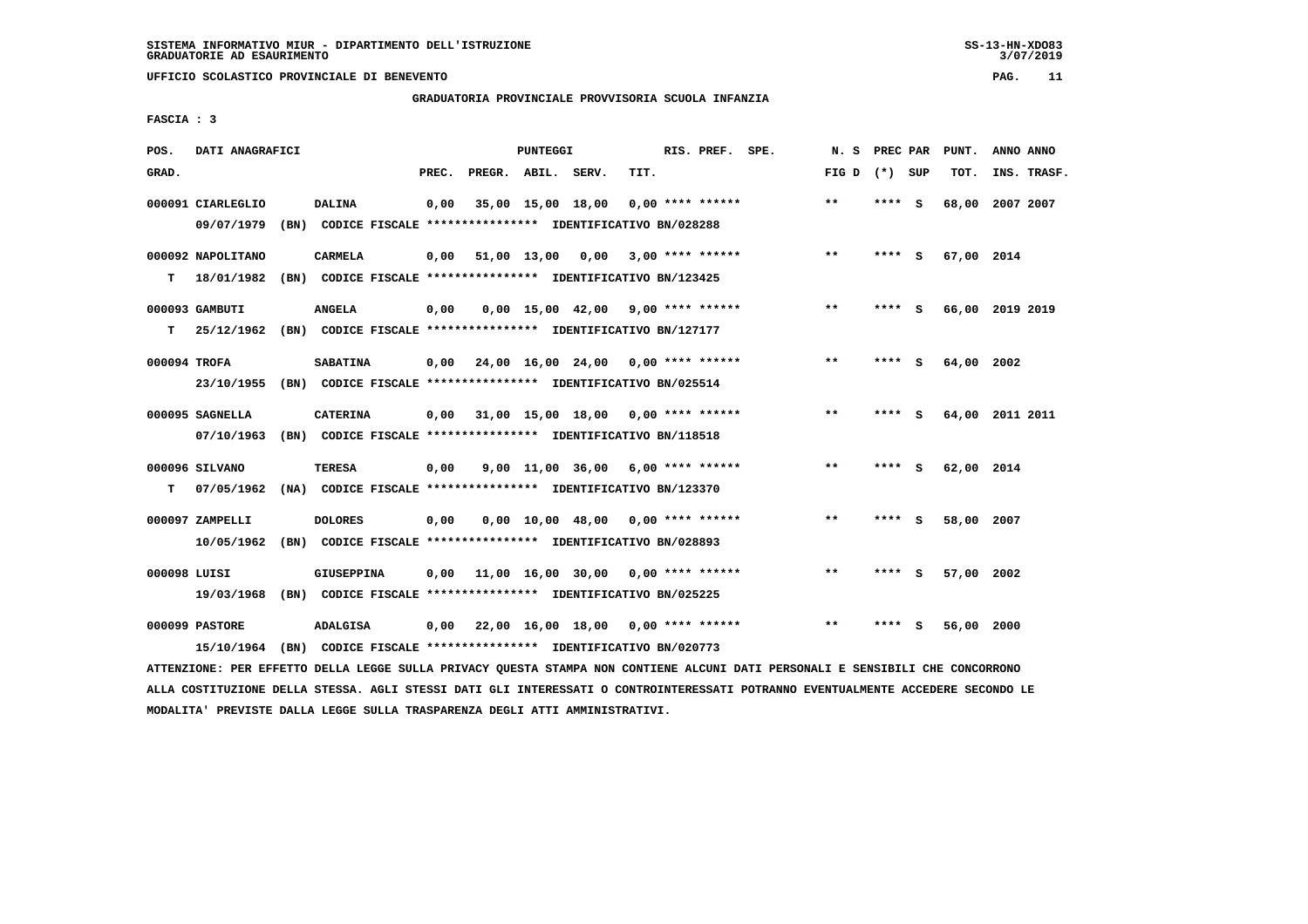SISTEMA INFORMATIVO MIUR - DIPARTIMENTO DELL'ISTRUZIONE
GRADUATORIE AD ESAURIMENTO

UFFICIO SCOLASTICO PROVINCIALE DI BENEVENTO

GRADUATORIA PROVINCIALE PROVVISORIA SCUOLA INFANZIA

FASCIA : 3

| POS. GRAD. | DATI ANAGRAFICI | | PREC. | PREGR. | ABIL. | SERV. | TIT. | RIS. PREF. SPE. | N. S FIG D | PREC PAR (*) SUP | PUNT. TOT. | ANNO ANNO INS. TRASF. |
|---|---|---|---|---|---|---|---|---|---|---|---|---|
| 000091 | CIARLEGLIO | DALINA | 0,00 | 35,00 | 15,00 | 18,00 | 0,00 | **** ****** | ** | **** S | 68,00 | 2007 2007 |
| | 09/07/1979 (BN) | CODICE FISCALE **************** IDENTIFICATIVO BN/028288 | | | | | | | | | | |
| 000092 | NAPOLITANO | CARMELA | 0,00 | 51,00 | 13,00 | 0,00 | 3,00 | **** ****** | ** | **** S | 67,00 | 2014 |
| T | 18/01/1982 (BN) | CODICE FISCALE **************** IDENTIFICATIVO BN/123425 | | | | | | | | | | |
| 000093 | GAMBUTI | ANGELA | 0,00 | 0,00 | 15,00 | 42,00 | 9,00 | **** ****** | ** | **** S | 66,00 | 2019 2019 |
| T | 25/12/1962 (BN) | CODICE FISCALE **************** IDENTIFICATIVO BN/127177 | | | | | | | | | | |
| 000094 | TROFA | SABATINA | 0,00 | 24,00 | 16,00 | 24,00 | 0,00 | **** ****** | ** | **** S | 64,00 | 2002 |
| | 23/10/1955 (BN) | CODICE FISCALE **************** IDENTIFICATIVO BN/025514 | | | | | | | | | | |
| 000095 | SAGNELLA | CATERINA | 0,00 | 31,00 | 15,00 | 18,00 | 0,00 | **** ****** | ** | **** S | 64,00 | 2011 2011 |
| | 07/10/1963 (BN) | CODICE FISCALE **************** IDENTIFICATIVO BN/118518 | | | | | | | | | | |
| 000096 | SILVANO | TERESA | 0,00 | 9,00 | 11,00 | 36,00 | 6,00 | **** ****** | ** | **** S | 62,00 | 2014 |
| T | 07/05/1962 (NA) | CODICE FISCALE **************** IDENTIFICATIVO BN/123370 | | | | | | | | | | |
| 000097 | ZAMPELLI | DOLORES | 0,00 | 0,00 | 10,00 | 48,00 | 0,00 | **** ****** | ** | **** S | 58,00 | 2007 |
| | 10/05/1962 (BN) | CODICE FISCALE **************** IDENTIFICATIVO BN/028893 | | | | | | | | | | |
| 000098 | LUISI | GIUSEPPINA | 0,00 | 11,00 | 16,00 | 30,00 | 0,00 | **** ****** | ** | **** S | 57,00 | 2002 |
| | 19/03/1968 (BN) | CODICE FISCALE **************** IDENTIFICATIVO BN/025225 | | | | | | | | | | |
| 000099 | PASTORE | ADALGISA | 0,00 | 22,00 | 16,00 | 18,00 | 0,00 | **** ****** | ** | **** S | 56,00 | 2000 |
| | 15/10/1964 (BN) | CODICE FISCALE **************** IDENTIFICATIVO BN/020773 | | | | | | | | | | |

ATTENZIONE: PER EFFETTO DELLA LEGGE SULLA PRIVACY QUESTA STAMPA NON CONTIENE ALCUNI DATI PERSONALI E SENSIBILI CHE CONCORRONO ALLA COSTITUZIONE DELLA STESSA. AGLI STESSI DATI GLI INTERESSATI O CONTROINTERESSATI POTRANNO EVENTUALMENTE ACCEDERE SECONDO LE MODALITA' PREVISTE DALLA LEGGE SULLA TRASPARENZA DEGLI ATTI AMMINISTRATIVI.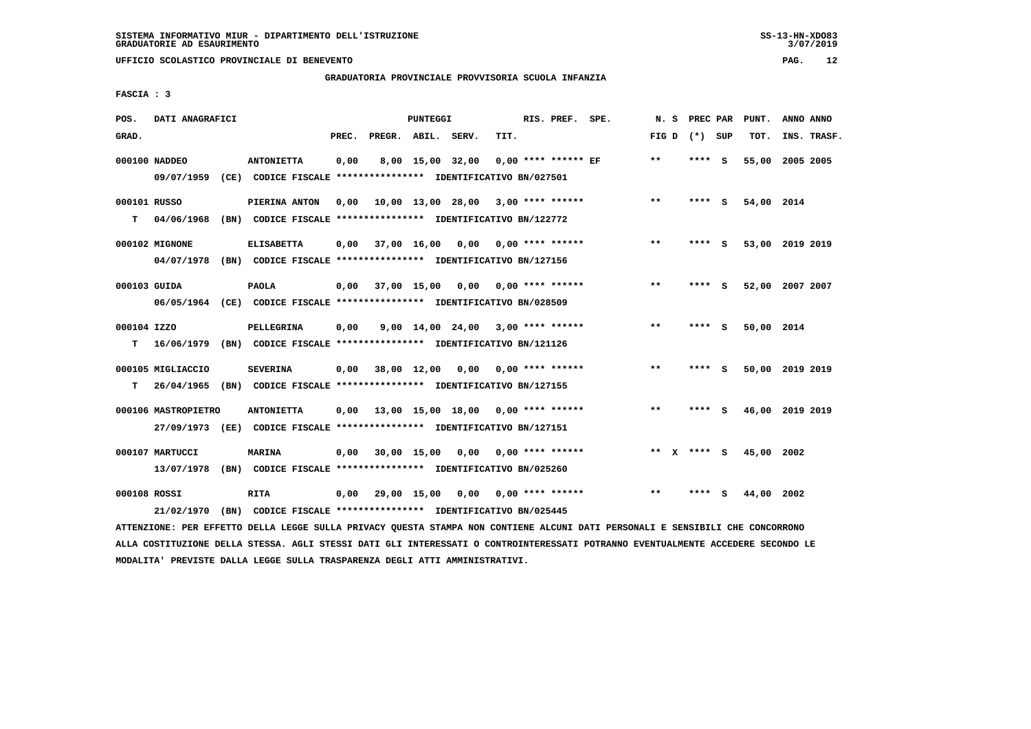SISTEMA INFORMATIVO MIUR - DIPARTIMENTO DELL'ISTRUZIONE
GRADUATORIE AD ESAURIMENTO

UFFICIO SCOLASTICO PROVINCIALE DI BENEVENTO

GRADUATORIA PROVINCIALE PROVVISORIA SCUOLA INFANZIA

FASCIA : 3

| POS. GRAD. | DATI ANAGRAFICI | | PREC. | PREGR. | ABIL. | SERV. | TIT. | RIS. PREF. | SPE. | N. S FIG D | PREC PAR (*) SUP | PUNT. TOT. | ANNO ANNO INS. TRASF. |
|---|---|---|---|---|---|---|---|---|---|---|---|---|---|
| 000100 NADDEO | ANTONIETTA | | 0,00 | 8,00 | 15,00 | 32,00 | 0,00 | **** ****** | EF | ** | **** S | 55,00 | 2005 2005 |
| | 09/07/1959 (CE) CODICE FISCALE **************** IDENTIFICATIVO BN/027501 | | | | | | | | | | | | |
| 000101 RUSSO | PIERINA ANTON | | 0,00 | 10,00 | 13,00 | 28,00 | 3,00 | **** ****** | | ** | **** S | 54,00 | 2014 |
| T | 04/06/1968 (BN) CODICE FISCALE **************** IDENTIFICATIVO BN/122772 | | | | | | | | | | | | |
| 000102 MIGNONE | ELISABETTA | | 0,00 | 37,00 | 16,00 | 0,00 | 0,00 | **** ****** | | ** | **** S | 53,00 | 2019 2019 |
| | 04/07/1978 (BN) CODICE FISCALE **************** IDENTIFICATIVO BN/127156 | | | | | | | | | | | | |
| 000103 GUIDA | PAOLA | | 0,00 | 37,00 | 15,00 | 0,00 | 0,00 | **** ****** | | ** | **** S | 52,00 | 2007 2007 |
| | 06/05/1964 (CE) CODICE FISCALE **************** IDENTIFICATIVO BN/028509 | | | | | | | | | | | | |
| 000104 IZZO | PELLEGRINA | | 0,00 | 9,00 | 14,00 | 24,00 | 3,00 | **** ****** | | ** | **** S | 50,00 | 2014 |
| T | 16/06/1979 (BN) CODICE FISCALE **************** IDENTIFICATIVO BN/121126 | | | | | | | | | | | | |
| 000105 MIGLIACCIO | SEVERINA | | 0,00 | 38,00 | 12,00 | 0,00 | 0,00 | **** ****** | | ** | **** S | 50,00 | 2019 2019 |
| T | 26/04/1965 (BN) CODICE FISCALE **************** IDENTIFICATIVO BN/127155 | | | | | | | | | | | | |
| 000106 MASTROPIETRO | ANTONIETTA | | 0,00 | 13,00 | 15,00 | 18,00 | 0,00 | **** ****** | | ** | **** S | 46,00 | 2019 2019 |
| | 27/09/1973 (EE) CODICE FISCALE **************** IDENTIFICATIVO BN/127151 | | | | | | | | | | | | |
| 000107 MARTUCCI | MARINA | | 0,00 | 30,00 | 15,00 | 0,00 | 0,00 | **** ****** | | ** X | **** S | 45,00 | 2002 |
| | 13/07/1978 (BN) CODICE FISCALE **************** IDENTIFICATIVO BN/025260 | | | | | | | | | | | | |
| 000108 ROSSI | RITA | | 0,00 | 29,00 | 15,00 | 0,00 | 0,00 | **** ****** | | ** | **** S | 44,00 | 2002 |
| | 21/02/1970 (BN) CODICE FISCALE **************** IDENTIFICATIVO BN/025445 | | | | | | | | | | | | |

ATTENZIONE: PER EFFETTO DELLA LEGGE SULLA PRIVACY QUESTA STAMPA NON CONTIENE ALCUNI DATI PERSONALI E SENSIBILI CHE CONCORRONO ALLA COSTITUZIONE DELLA STESSA. AGLI STESSI DATI GLI INTERESSATI O CONTROINTERESSATI POTRANNO EVENTUALMENTE ACCEDERE SECONDO LE MODALITA' PREVISTE DALLA LEGGE SULLA TRASPARENZA DEGLI ATTI AMMINISTRATIVI.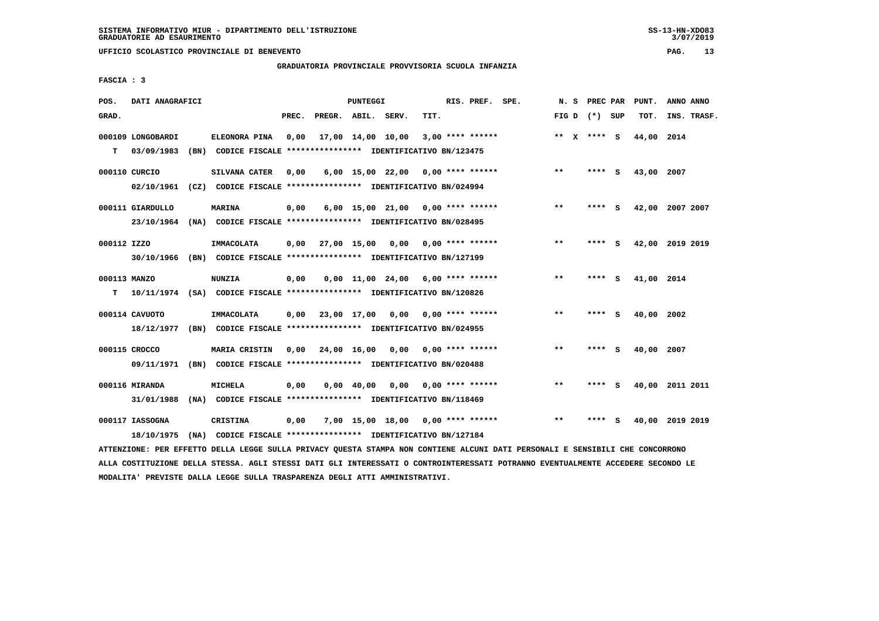SISTEMA INFORMATIVO MIUR - DIPARTIMENTO DELL'ISTRUZIONE
GRADUATORIE AD ESAURIMENTO

UFFICIO SCOLASTICO PROVINCIALE DI BENEVENTO

GRADUATORIA PROVINCIALE PROVVISORIA SCUOLA INFANZIA

FASCIA : 3

| POS. GRAD. | DATI ANAGRAFICI | | PREC. | PREGR. | ABIL. | SERV. | TIT. | RIS. PREF. | SPE. | N. S FIG D | PREC PAR (*) SUP | PUNT. TOT. | ANNO ANNO INS. TRASF. |
|---|---|---|---|---|---|---|---|---|---|---|---|---|---|
| 000109 | LONGOBARDI | ELEONORA PINA | 0,00 | 17,00 | 14,00 | 10,00 | 3,00 | **** ****** | | ** X | **** S | 44,00 | 2014 |
| T | 03/09/1983 (BN) | CODICE FISCALE **************** IDENTIFICATIVO BN/123475 | | | | | | | | | | | |
| 000110 | CURCIO | SILVANA CATER | 0,00 | 6,00 | 15,00 | 22,00 | 0,00 | **** ****** | | ** | **** S | 43,00 | 2007 |
| | 02/10/1961 (CZ) | CODICE FISCALE **************** IDENTIFICATIVO BN/024994 | | | | | | | | | | | |
| 000111 | GIARDULLO | MARINA | 0,00 | 6,00 | 15,00 | 21,00 | 0,00 | **** ****** | | ** | **** S | 42,00 | 2007 2007 |
| | 23/10/1964 (NA) | CODICE FISCALE **************** IDENTIFICATIVO BN/028495 | | | | | | | | | | | |
| 000112 | IZZO | IMMACOLATA | 0,00 | 27,00 | 15,00 | 0,00 | 0,00 | **** ****** | | ** | **** S | 42,00 | 2019 2019 |
| | 30/10/1966 (BN) | CODICE FISCALE **************** IDENTIFICATIVO BN/127199 | | | | | | | | | | | |
| 000113 | MANZO | NUNZIA | 0,00 | 0,00 | 11,00 | 24,00 | 6,00 | **** ****** | | ** | **** S | 41,00 | 2014 |
| T | 10/11/1974 (SA) | CODICE FISCALE **************** IDENTIFICATIVO BN/120826 | | | | | | | | | | | |
| 000114 | CAVUOTO | IMMACOLATA | 0,00 | 23,00 | 17,00 | 0,00 | 0,00 | **** ****** | | ** | **** S | 40,00 | 2002 |
| | 18/12/1977 (BN) | CODICE FISCALE **************** IDENTIFICATIVO BN/024955 | | | | | | | | | | | |
| 000115 | CROCCO | MARIA CRISTIN | 0,00 | 24,00 | 16,00 | 0,00 | 0,00 | **** ****** | | ** | **** S | 40,00 | 2007 |
| | 09/11/1971 (BN) | CODICE FISCALE **************** IDENTIFICATIVO BN/020488 | | | | | | | | | | | |
| 000116 | MIRANDA | MICHELA | 0,00 | 0,00 | 40,00 | 0,00 | 0,00 | **** ****** | | ** | **** S | 40,00 | 2011 2011 |
| | 31/01/1988 (NA) | CODICE FISCALE **************** IDENTIFICATIVO BN/118469 | | | | | | | | | | | |
| 000117 | IASSOGNA | CRISTINA | 0,00 | 7,00 | 15,00 | 18,00 | 0,00 | **** ****** | | ** | **** S | 40,00 | 2019 2019 |
| | 18/10/1975 (NA) | CODICE FISCALE **************** IDENTIFICATIVO BN/127184 | | | | | | | | | | | |

ATTENZIONE: PER EFFETTO DELLA LEGGE SULLA PRIVACY QUESTA STAMPA NON CONTIENE ALCUNI DATI PERSONALI E SENSIBILI CHE CONCORRONO ALLA COSTITUZIONE DELLA STESSA. AGLI STESSI DATI GLI INTERESSATI O CONTROINTERESSATI POTRANNO EVENTUALMENTE ACCEDERE SECONDO LE MODALITA' PREVISTE DALLA LEGGE SULLA TRASPARENZA DEGLI ATTI AMMINISTRATIVI.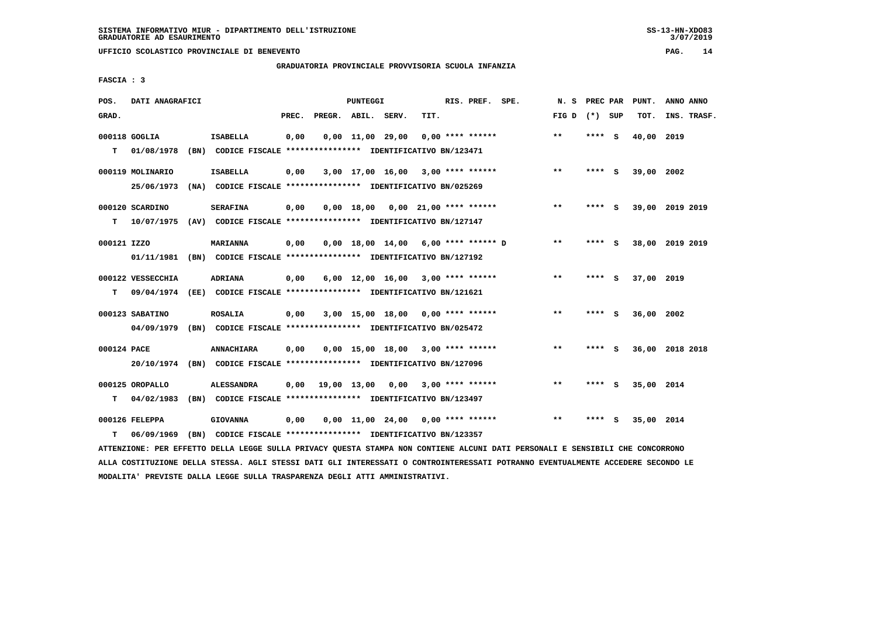GRADUATORIA PROVINCIALE PROVVISORIA SCUOLA INFANZIA

FASCIA : 3

| POS. GRAD. | DATI ANAGRAFICI | | PREC. | PREGR. | ABIL. | SERV. | TIT. | RIS. PREF. SPE. | N. S FIG D | PREC PAR (*) SUP | PUNT. TOT. | ANNO ANNO INS. TRASF. |
|---|---|---|---|---|---|---|---|---|---|---|---|---|
| 000118 | GOGLIA | ISABELLA | 0,00 | 0,00 | 11,00 | 29,00 | 0,00 | **** ****** | ** | **** S | 40,00 | 2019 |
| T | 01/08/1978 (BN) CODICE FISCALE **************** IDENTIFICATIVO BN/123471 | | | | | | | | | | | |
| 000119 | MOLINARIO | ISABELLA | 0,00 | 3,00 | 17,00 | 16,00 | 3,00 | **** ****** | ** | **** S | 39,00 | 2002 |
| | 25/06/1973 (NA) CODICE FISCALE **************** IDENTIFICATIVO BN/025269 | | | | | | | | | | | |
| 000120 | SCARDINO | SERAFINA | 0,00 | 0,00 | 18,00 | 0,00 | 21,00 | **** ****** | ** | **** S | 39,00 | 2019 2019 |
| T | 10/07/1975 (AV) CODICE FISCALE **************** IDENTIFICATIVO BN/127147 | | | | | | | | | | | |
| 000121 | IZZO | MARIANNA | 0,00 | 0,00 | 18,00 | 14,00 | 6,00 | **** ****** D | ** | **** S | 38,00 | 2019 2019 |
| | 01/11/1981 (BN) CODICE FISCALE **************** IDENTIFICATIVO BN/127192 | | | | | | | | | | | |
| 000122 | VESSECCHIA | ADRIANA | 0,00 | 6,00 | 12,00 | 16,00 | 3,00 | **** ****** | ** | **** S | 37,00 | 2019 |
| T | 09/04/1974 (EE) CODICE FISCALE **************** IDENTIFICATIVO BN/121621 | | | | | | | | | | | |
| 000123 | SABATINO | ROSALIA | 0,00 | 3,00 | 15,00 | 18,00 | 0,00 | **** ****** | ** | **** S | 36,00 | 2002 |
| | 04/09/1979 (BN) CODICE FISCALE **************** IDENTIFICATIVO BN/025472 | | | | | | | | | | | |
| 000124 | PACE | ANNACHIARA | 0,00 | 0,00 | 15,00 | 18,00 | 3,00 | **** ****** | ** | **** S | 36,00 | 2018 2018 |
| | 20/10/1974 (BN) CODICE FISCALE **************** IDENTIFICATIVO BN/127096 | | | | | | | | | | | |
| 000125 | OROPALLO | ALESSANDRA | 0,00 | 19,00 | 13,00 | 0,00 | 3,00 | **** ****** | ** | **** S | 35,00 | 2014 |
| T | 04/02/1983 (BN) CODICE FISCALE **************** IDENTIFICATIVO BN/123497 | | | | | | | | | | | |
| 000126 | FELEPPA | GIOVANNA | 0,00 | 0,00 | 11,00 | 24,00 | 0,00 | **** ****** | ** | **** S | 35,00 | 2014 |
| T | 06/09/1969 (BN) CODICE FISCALE **************** IDENTIFICATIVO BN/123357 | | | | | | | | | | | |

ATTENZIONE: PER EFFETTO DELLA LEGGE SULLA PRIVACY QUESTA STAMPA NON CONTIENE ALCUNI DATI PERSONALI E SENSIBILI CHE CONCORRONO ALLA COSTITUZIONE DELLA STESSA. AGLI STESSI DATI GLI INTERESSATI O CONTROINTERESSATI POTRANNO EVENTUALMENTE ACCEDERE SECONDO LE MODALITA' PREVISTE DALLA LEGGE SULLA TRASPARENZA DEGLI ATTI AMMINISTRATIVI.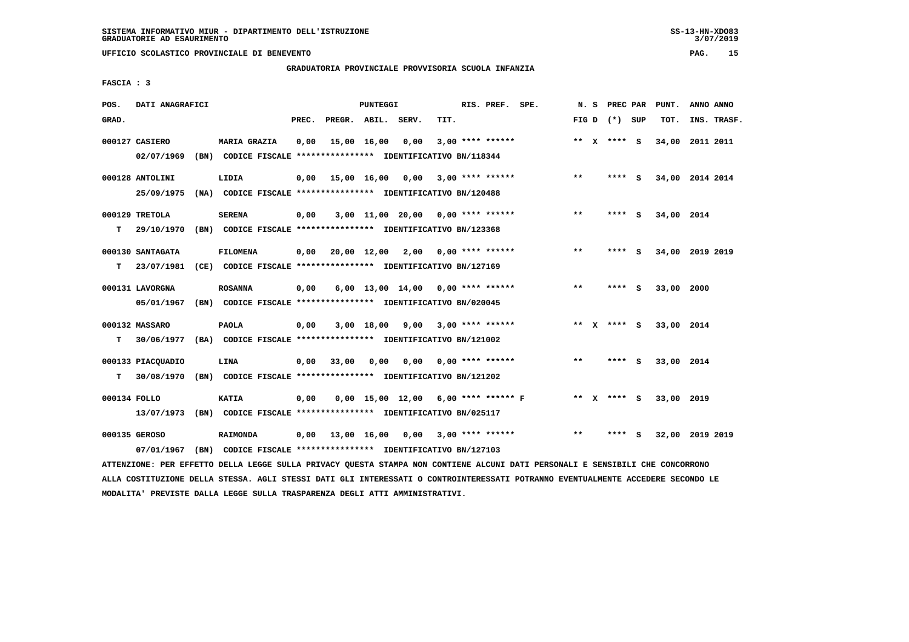SISTEMA INFORMATIVO MIUR - DIPARTIMENTO DELL'ISTRUZIONE
GRADUATORIE AD ESAURIMENTO

UFFICIO SCOLASTICO PROVINCIALE DI BENEVENTO

GRADUATORIA PROVINCIALE PROVVISORIA SCUOLA INFANZIA

FASCIA : 3

| POS. GRAD. | DATI ANAGRAFICI | | PREC. | PREGR. | ABIL. | SERV. | TIT. | RIS. PREF. SPE. | N. S FIG D | PREC PAR (*) SUP | PUNT. TOT. | ANNO ANNO INS. TRASF. |
|---|---|---|---|---|---|---|---|---|---|---|---|---|
| 000127 CASIERO | MARIA GRAZIA | | 0,00 | 15,00 | 16,00 | 0,00 | 3,00 | **** ****** | ** X | **** S | 34,00 | 2011 2011 |
| | 02/07/1969 (BN) | CODICE FISCALE **************** IDENTIFICATIVO BN/118344 | | | | | | | | | | |
| 000128 ANTOLINI | LIDIA | | 0,00 | 15,00 | 16,00 | 0,00 | 3,00 | **** ****** | ** | **** S | 34,00 | 2014 2014 |
| | 25/09/1975 (NA) | CODICE FISCALE **************** IDENTIFICATIVO BN/120488 | | | | | | | | | | |
| 000129 TRETOLA | SERENA | | 0,00 | 3,00 | 11,00 | 20,00 | 0,00 | **** ****** | ** | **** S | 34,00 | 2014 |
| T | 29/10/1970 (BN) | CODICE FISCALE **************** IDENTIFICATIVO BN/123368 | | | | | | | | | | |
| 000130 SANTAGATA | FILOMENA | | 0,00 | 20,00 | 12,00 | 2,00 | 0,00 | **** ****** | ** | **** S | 34,00 | 2019 2019 |
| T | 23/07/1981 (CE) | CODICE FISCALE **************** IDENTIFICATIVO BN/127169 | | | | | | | | | | |
| 000131 LAVORGNA | ROSANNA | | 0,00 | 6,00 | 13,00 | 14,00 | 0,00 | **** ****** | ** | **** S | 33,00 | 2000 |
| | 05/01/1967 (BN) | CODICE FISCALE **************** IDENTIFICATIVO BN/020045 | | | | | | | | | | |
| 000132 MASSARO | PAOLA | | 0,00 | 3,00 | 18,00 | 9,00 | 3,00 | **** ****** | ** X | **** S | 33,00 | 2014 |
| T | 30/06/1977 (BA) | CODICE FISCALE **************** IDENTIFICATIVO BN/121002 | | | | | | | | | | |
| 000133 PIACQUADIO | LINA | | 0,00 | 33,00 | 0,00 | 0,00 | 0,00 | **** ****** | ** | **** S | 33,00 | 2014 |
| T | 30/08/1970 (BN) | CODICE FISCALE **************** IDENTIFICATIVO BN/121202 | | | | | | | | | | |
| 000134 FOLLO | KATIA | | 0,00 | 0,00 | 15,00 | 12,00 | 6,00 | **** ****** F | ** X | **** S | 33,00 | 2019 |
| | 13/07/1973 (BN) | CODICE FISCALE **************** IDENTIFICATIVO BN/025117 | | | | | | | | | | |
| 000135 GEROSO | RAIMONDA | | 0,00 | 13,00 | 16,00 | 0,00 | 3,00 | **** ****** | ** | **** S | 32,00 | 2019 2019 |
| | 07/01/1967 (BN) | CODICE FISCALE **************** IDENTIFICATIVO BN/127103 | | | | | | | | | | |

ATTENZIONE: PER EFFETTO DELLA LEGGE SULLA PRIVACY QUESTA STAMPA NON CONTIENE ALCUNI DATI PERSONALI E SENSIBILI CHE CONCORRONO ALLA COSTITUZIONE DELLA STESSA. AGLI STESSI DATI GLI INTERESSATI O CONTROINTERESSATI POTRANNO EVENTUALMENTE ACCEDERE SECONDO LE MODALITA' PREVISTE DALLA LEGGE SULLA TRASPARENZA DEGLI ATTI AMMINISTRATIVI.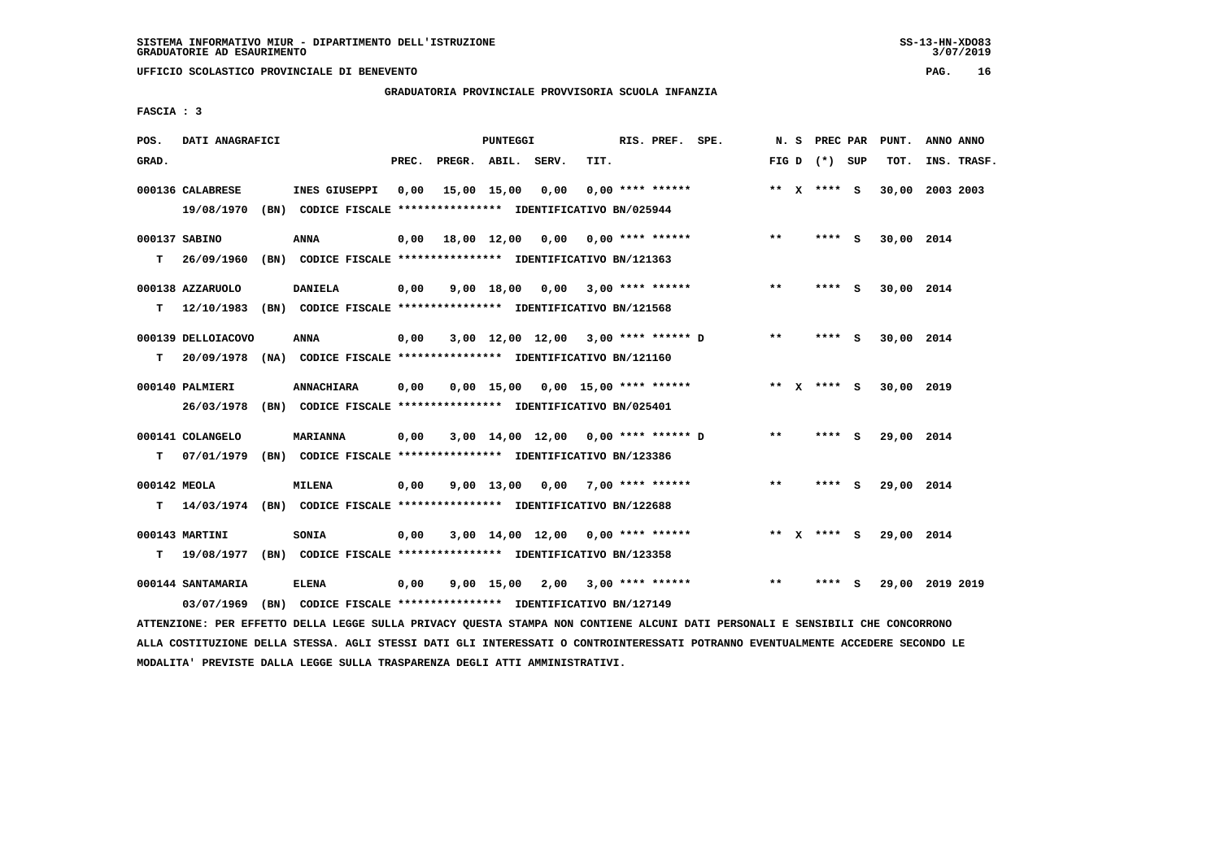GRADUATORIA PROVINCIALE PROVVISORIA SCUOLA INFANZIA

FASCIA : 3

| POS. GRAD. | DATI ANAGRAFICI | | PREC. | PREGR. | ABIL. | SERV. | TIT. | RIS. PREF. SPE. | N. S FIG D | PREC PAR (*) SUP | PUNT. TOT. | ANNO ANNO INS. TRASF. |
|---|---|---|---|---|---|---|---|---|---|---|---|---|
| 000136 | CALABRESE | INES GIUSEPPI | 0,00 | 15,00 | 15,00 | 0,00 | 0,00 | **** ****** | ** X | **** S | 30,00 | 2003 2003 |
| | 19/08/1970 (BN) CODICE FISCALE **************** IDENTIFICATIVO BN/025944 | | | | | | | | | | | |
| 000137 | SABINO | ANNA | 0,00 | 18,00 | 12,00 | 0,00 | 0,00 | **** ****** | ** | **** S | 30,00 | 2014 |
| T | 26/09/1960 (BN) CODICE FISCALE **************** IDENTIFICATIVO BN/121363 | | | | | | | | | | | |
| 000138 | AZZARUOLO | DANIELA | 0,00 | 9,00 | 18,00 | 0,00 | 3,00 | **** ****** | ** | **** S | 30,00 | 2014 |
| T | 12/10/1983 (BN) CODICE FISCALE **************** IDENTIFICATIVO BN/121568 | | | | | | | | | | | |
| 000139 | DELLOIACOVO | ANNA | 0,00 | 3,00 | 12,00 | 12,00 | 3,00 | **** ****** D | ** | **** S | 30,00 | 2014 |
| T | 20/09/1978 (NA) CODICE FISCALE **************** IDENTIFICATIVO BN/121160 | | | | | | | | | | | |
| 000140 | PALMIERI | ANNACHIARA | 0,00 | 0,00 | 15,00 | 0,00 | 15,00 | **** ****** | ** X | **** S | 30,00 | 2019 |
| | 26/03/1978 (BN) CODICE FISCALE **************** IDENTIFICATIVO BN/025401 | | | | | | | | | | | |
| 000141 | COLANGELO | MARIANNA | 0,00 | 3,00 | 14,00 | 12,00 | 0,00 | **** ****** D | ** | **** S | 29,00 | 2014 |
| T | 07/01/1979 (BN) CODICE FISCALE **************** IDENTIFICATIVO BN/123386 | | | | | | | | | | | |
| 000142 | MEOLA | MILENA | 0,00 | 9,00 | 13,00 | 0,00 | 7,00 | **** ****** | ** | **** S | 29,00 | 2014 |
| T | 14/03/1974 (BN) CODICE FISCALE **************** IDENTIFICATIVO BN/122688 | | | | | | | | | | | |
| 000143 | MARTINI | SONIA | 0,00 | 3,00 | 14,00 | 12,00 | 0,00 | **** ****** | ** X | **** S | 29,00 | 2014 |
| T | 19/08/1977 (BN) CODICE FISCALE **************** IDENTIFICATIVO BN/123358 | | | | | | | | | | | |
| 000144 | SANTAMARIA | ELENA | 0,00 | 9,00 | 15,00 | 2,00 | 3,00 | **** ****** | ** | **** S | 29,00 | 2019 2019 |
| | 03/07/1969 (BN) CODICE FISCALE **************** IDENTIFICATIVO BN/127149 | | | | | | | | | | | |

ATTENZIONE: PER EFFETTO DELLA LEGGE SULLA PRIVACY QUESTA STAMPA NON CONTIENE ALCUNI DATI PERSONALI E SENSIBILI CHE CONCORRONO ALLA COSTITUZIONE DELLA STESSA. AGLI STESSI DATI GLI INTERESSATI O CONTROINTERESSATI POTRANNO EVENTUALMENTE ACCEDERE SECONDO LE MODALITA' PREVISTE DALLA LEGGE SULLA TRASPARENZA DEGLI ATTI AMMINISTRATIVI.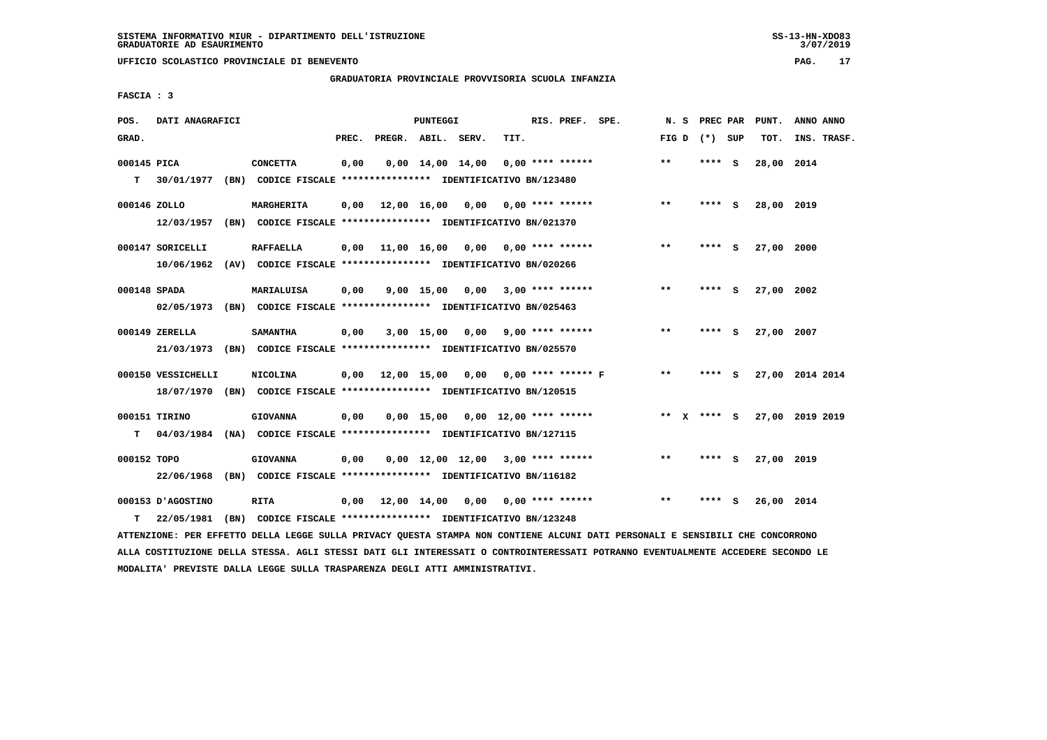SISTEMA INFORMATIVO MIUR - DIPARTIMENTO DELL'ISTRUZIONE
GRADUATORIE AD ESAURIMENTO

UFFICIO SCOLASTICO PROVINCIALE DI BENEVENTO

GRADUATORIA PROVINCIALE PROVVISORIA SCUOLA INFANZIA

FASCIA : 3

| POS. GRAD. | DATI ANAGRAFICI | | PREC. | PREGR. | ABIL. | SERV. | TIT. | RIS. PREF. SPE. | N. S FIG D | PREC PAR (*) SUP | PUNT. TOT. | ANNO ANNO INS. TRASF. |
|---|---|---|---|---|---|---|---|---|---|---|---|---|
| 000145 PICA | | CONCETTA | 0,00 | 0,00 | 14,00 | 14,00 | 0,00 | **** ****** | ** | **** S | 28,00 | 2014 |
| T | 30/01/1977 (BN) CODICE FISCALE **************** IDENTIFICATIVO BN/123480 | | | | | | | | | | | |
| 000146 ZOLLO | | MARGHERITA | 0,00 | 12,00 | 16,00 | 0,00 | 0,00 | **** ****** | ** | **** S | 28,00 | 2019 |
| | 12/03/1957 (BN) CODICE FISCALE **************** IDENTIFICATIVO BN/021370 | | | | | | | | | | | |
| 000147 SORICELLI | | RAFFAELLA | 0,00 | 11,00 | 16,00 | 0,00 | 0,00 | **** ****** | ** | **** S | 27,00 | 2000 |
| | 10/06/1962 (AV) CODICE FISCALE **************** IDENTIFICATIVO BN/020266 | | | | | | | | | | | |
| 000148 SPADA | | MARIALUISA | 0,00 | 9,00 | 15,00 | 0,00 | 3,00 | **** ****** | ** | **** S | 27,00 | 2002 |
| | 02/05/1973 (BN) CODICE FISCALE **************** IDENTIFICATIVO BN/025463 | | | | | | | | | | | |
| 000149 ZERELLA | | SAMANTHA | 0,00 | 3,00 | 15,00 | 0,00 | 9,00 | **** ****** | ** | **** S | 27,00 | 2007 |
| | 21/03/1973 (BN) CODICE FISCALE **************** IDENTIFICATIVO BN/025570 | | | | | | | | | | | |
| 000150 VESSICHELLI | | NICOLINA | 0,00 | 12,00 | 15,00 | 0,00 | 0,00 | **** ****** F | ** | **** S | 27,00 | 2014 2014 |
| | 18/07/1970 (BN) CODICE FISCALE **************** IDENTIFICATIVO BN/120515 | | | | | | | | | | | |
| 000151 TIRINO | | GIOVANNA | 0,00 | 0,00 | 15,00 | 0,00 | 12,00 | **** ****** | ** X | **** S | 27,00 | 2019 2019 |
| T | 04/03/1984 (NA) CODICE FISCALE **************** IDENTIFICATIVO BN/127115 | | | | | | | | | | | |
| 000152 TOPO | | GIOVANNA | 0,00 | 0,00 | 12,00 | 12,00 | 3,00 | **** ****** | ** | **** S | 27,00 | 2019 |
| | 22/06/1968 (BN) CODICE FISCALE **************** IDENTIFICATIVO BN/116182 | | | | | | | | | | | |
| 000153 D'AGOSTINO | | RITA | 0,00 | 12,00 | 14,00 | 0,00 | 0,00 | **** ****** | ** | **** S | 26,00 | 2014 |
| T | 22/05/1981 (BN) CODICE FISCALE **************** IDENTIFICATIVO BN/123248 | | | | | | | | | | | |

ATTENZIONE: PER EFFETTO DELLA LEGGE SULLA PRIVACY QUESTA STAMPA NON CONTIENE ALCUNI DATI PERSONALI E SENSIBILI CHE CONCORRONO ALLA COSTITUZIONE DELLA STESSA. AGLI STESSI DATI GLI INTERESSATI O CONTROINTERESSATI POTRANNO EVENTUALMENTE ACCEDERE SECONDO LE MODALITA' PREVISTE DALLA LEGGE SULLA TRASPARENZA DEGLI ATTI AMMINISTRATIVI.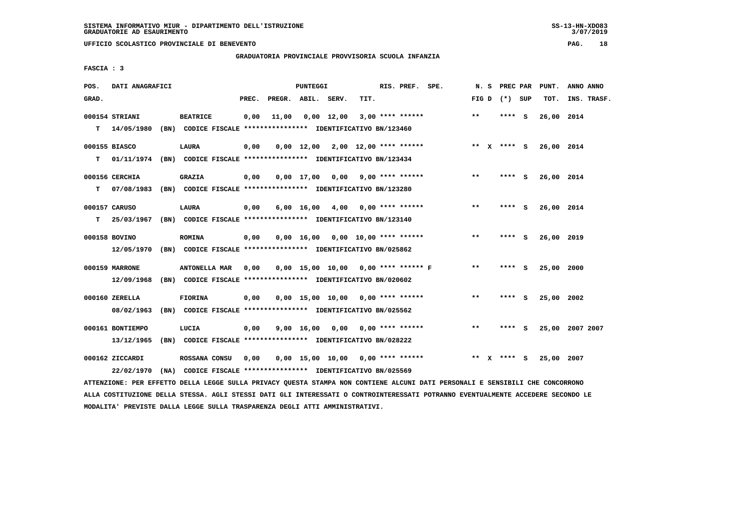SISTEMA INFORMATIVO MIUR - DIPARTIMENTO DELL'ISTRUZIONE
GRADUATORIE AD ESAURIMENTO

UFFICIO SCOLASTICO PROVINCIALE DI BENEVENTO

GRADUATORIA PROVINCIALE PROVVISORIA SCUOLA INFANZIA

FASCIA : 3

| POS. GRAD. | DATI ANAGRAFICI | | PREC. | PREGR. | ABIL. | SERV. | TIT. | RIS. PREF. SPE. | N. S FIG D | PREC PAR (*) SUP | PUNT. TOT. | ANNO ANNO INS. TRASF. |
|---|---|---|---|---|---|---|---|---|---|---|---|---|
| 000154 | STRIANI | BEATRICE | 0,00 | 11,00 | 0,00 | 12,00 | 3,00 | **** ****** | ** | **** S | 26,00 | 2014 |
| T | 14/05/1980 (BN) CODICE FISCALE **************** IDENTIFICATIVO BN/123460 | | | | | | | | | | | |
| 000155 | BIASCO | LAURA | 0,00 | 0,00 | 12,00 | 2,00 | 12,00 | **** ****** | ** X | **** S | 26,00 | 2014 |
| T | 01/11/1974 (BN) CODICE FISCALE **************** IDENTIFICATIVO BN/123434 | | | | | | | | | | | |
| 000156 | CERCHIA | GRAZIA | 0,00 | 0,00 | 17,00 | 0,00 | 9,00 | **** ****** | ** | **** S | 26,00 | 2014 |
| T | 07/08/1983 (BN) CODICE FISCALE **************** IDENTIFICATIVO BN/123280 | | | | | | | | | | | |
| 000157 | CARUSO | LAURA | 0,00 | 6,00 | 16,00 | 4,00 | 0,00 | **** ****** | ** | **** S | 26,00 | 2014 |
| T | 25/03/1967 (BN) CODICE FISCALE **************** IDENTIFICATIVO BN/123140 | | | | | | | | | | | |
| 000158 | BOVINO | ROMINA | 0,00 | 0,00 | 16,00 | 0,00 | 10,00 | **** ****** | ** | **** S | 26,00 | 2019 |
| | 12/05/1970 (BN) CODICE FISCALE **************** IDENTIFICATIVO BN/025862 | | | | | | | | | | | |
| 000159 | MARRONE | ANTONELLA MAR | 0,00 | 0,00 | 15,00 | 10,00 | 0,00 | **** ****** F | ** | **** S | 25,00 | 2000 |
| | 12/09/1968 (BN) CODICE FISCALE **************** IDENTIFICATIVO BN/020602 | | | | | | | | | | | |
| 000160 | ZERELLA | FIORINA | 0,00 | 0,00 | 15,00 | 10,00 | 0,00 | **** ****** | ** | **** S | 25,00 | 2002 |
| | 08/02/1963 (BN) CODICE FISCALE **************** IDENTIFICATIVO BN/025562 | | | | | | | | | | | |
| 000161 | BONTIEMPO | LUCIA | 0,00 | 9,00 | 16,00 | 0,00 | 0,00 | **** ****** | ** | **** S | 25,00 | 2007 2007 |
| | 13/12/1965 (BN) CODICE FISCALE **************** IDENTIFICATIVO BN/028222 | | | | | | | | | | | |
| 000162 | ZICCARDI | ROSSANA CONSU | 0,00 | 0,00 | 15,00 | 10,00 | 0,00 | **** ****** | ** X | **** S | 25,00 | 2007 |
| | 22/02/1970 (NA) CODICE FISCALE **************** IDENTIFICATIVO BN/025569 | | | | | | | | | | | |

ATTENZIONE: PER EFFETTO DELLA LEGGE SULLA PRIVACY QUESTA STAMPA NON CONTIENE ALCUNI DATI PERSONALI E SENSIBILI CHE CONCORRONO ALLA COSTITUZIONE DELLA STESSA. AGLI STESSI DATI GLI INTERESSATI O CONTROINTERESSATI POTRANNO EVENTUALMENTE ACCEDERE SECONDO LE MODALITA' PREVISTE DALLA LEGGE SULLA TRASPARENZA DEGLI ATTI AMMINISTRATIVI.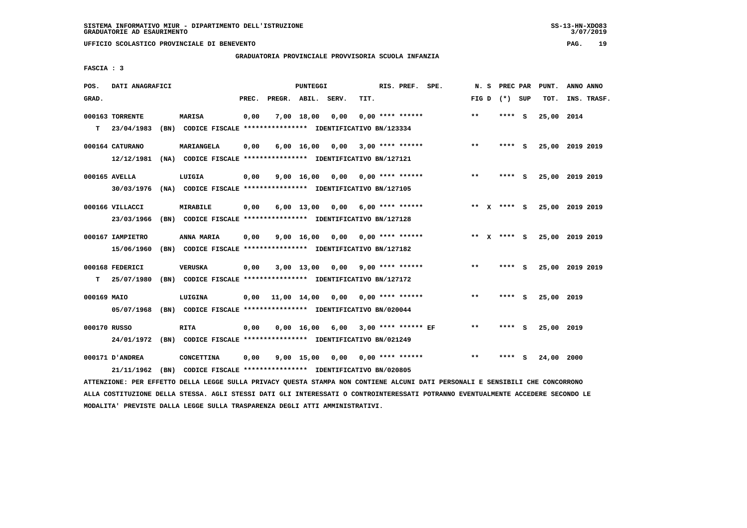GRADUATORIA PROVINCIALE PROVVISORIA SCUOLA INFANZIA

FASCIA : 3

| POS. | DATI ANAGRAFICI | | PUNTEGGI | | | | RIS. PREF. SPE. | N. S | PREC PAR | PUNT. | ANNO ANNO |
|---|---|---|---|---|---|---|---|---|---|---|---|
| GRAD. | | | PREC. | PREGR. ABIL. | SERV. | TIT. | | FIG D | (*) SUP | TOT. | INS. TRASF. |
| 000163 TORRENTE | | MARISA | 0,00 | 7,00 18,00 | 0,00 | 0,00 **** ****** | | ** | **** S | 25,00 | 2014 |
| T | 23/04/1983 (BN) CODICE FISCALE **************** IDENTIFICATIVO BN/123334 | | | | | | | | | | |
| 000164 CATURANO | | MARIANGELA | 0,00 | 6,00 16,00 | 0,00 | 3,00 **** ****** | | ** | **** S | 25,00 | 2019 2019 |
| | 12/12/1981 (NA) CODICE FISCALE **************** IDENTIFICATIVO BN/127121 | | | | | | | | | | |
| 000165 AVELLA | | LUIGIA | 0,00 | 9,00 16,00 | 0,00 | 0,00 **** ****** | | ** | **** S | 25,00 | 2019 2019 |
| | 30/03/1976 (NA) CODICE FISCALE **************** IDENTIFICATIVO BN/127105 | | | | | | | | | | |
| 000166 VILLACCI | | MIRABILE | 0,00 | 6,00 13,00 | 0,00 | 6,00 **** ****** | | ** X | **** S | 25,00 | 2019 2019 |
| | 23/03/1966 (BN) CODICE FISCALE **************** IDENTIFICATIVO BN/127128 | | | | | | | | | | |
| 000167 IAMPIETRO | | ANNA MARIA | 0,00 | 9,00 16,00 | 0,00 | 0,00 **** ****** | | ** X | **** S | 25,00 | 2019 2019 |
| | 15/06/1960 (BN) CODICE FISCALE **************** IDENTIFICATIVO BN/127182 | | | | | | | | | | |
| 000168 FEDERICI | | VERUSKA | 0,00 | 3,00 13,00 | 0,00 | 9,00 **** ****** | | ** | **** S | 25,00 | 2019 2019 |
| T | 25/07/1980 (BN) CODICE FISCALE **************** IDENTIFICATIVO BN/127172 | | | | | | | | | | |
| 000169 MAIO | | LUIGINA | 0,00 | 11,00 14,00 | 0,00 | 0,00 **** ****** | | ** | **** S | 25,00 | 2019 |
| | 05/07/1968 (BN) CODICE FISCALE **************** IDENTIFICATIVO BN/020044 | | | | | | | | | | |
| 000170 RUSSO | | RITA | 0,00 | 0,00 16,00 | 6,00 | 3,00 **** ****** EF | | ** | **** S | 25,00 | 2019 |
| | 24/01/1972 (BN) CODICE FISCALE **************** IDENTIFICATIVO BN/021249 | | | | | | | | | | |
| 000171 D'ANDREA | | CONCETTINA | 0,00 | 9,00 15,00 | 0,00 | 0,00 **** ****** | | ** | **** S | 24,00 | 2000 |
| | 21/11/1962 (BN) CODICE FISCALE **************** IDENTIFICATIVO BN/020805 | | | | | | | | | | |

ATTENZIONE: PER EFFETTO DELLA LEGGE SULLA PRIVACY QUESTA STAMPA NON CONTIENE ALCUNI DATI PERSONALI E SENSIBILI CHE CONCORRONO ALLA COSTITUZIONE DELLA STESSA. AGLI STESSI DATI GLI INTERESSATI O CONTROINTERESSATI POTRANNO EVENTUALMENTE ACCEDERE SECONDO LE MODALITA' PREVISTE DALLA LEGGE SULLA TRASPARENZA DEGLI ATTI AMMINISTRATIVI.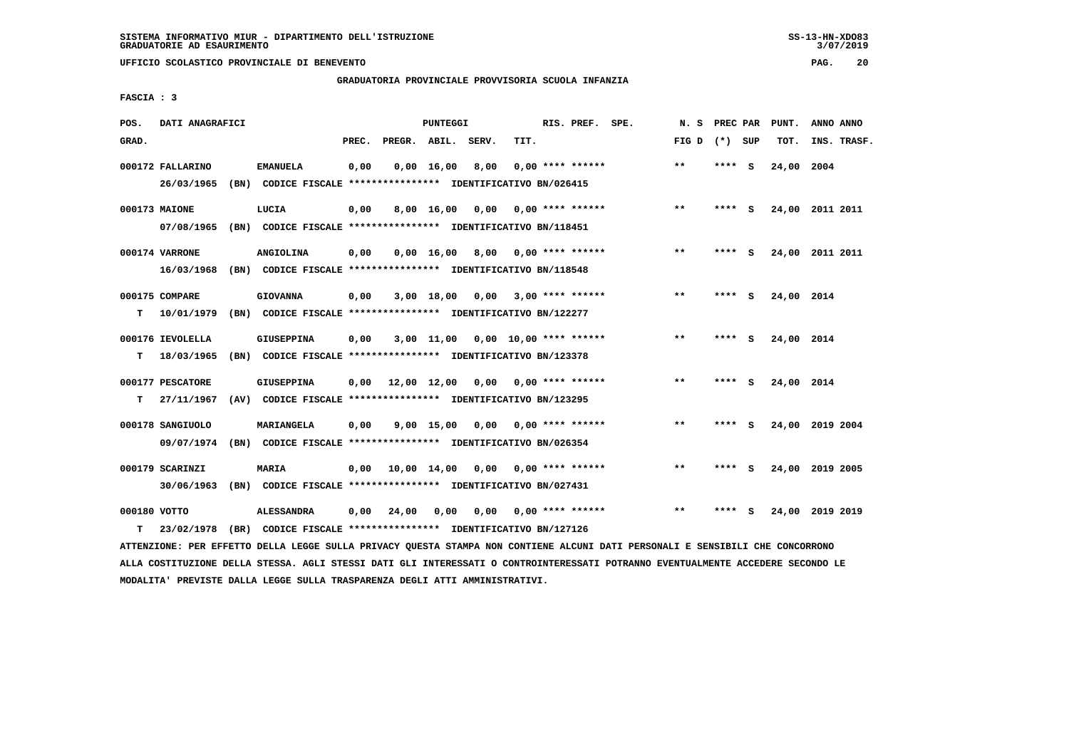SISTEMA INFORMATIVO MIUR - DIPARTIMENTO DELL'ISTRUZIONE
GRADUATORIE AD ESAURIMENTO

UFFICIO SCOLASTICO PROVINCIALE DI BENEVENTO

GRADUATORIA PROVINCIALE PROVVISORIA SCUOLA INFANZIA

FASCIA : 3

| POS. GRAD. | DATI ANAGRAFICI | | PREC. | PREGR. | ABIL. | SERV. | TIT. | RIS. PREF. SPE. | N. S FIG D | PREC PAR (*) SUP | PUNT. TOT. | ANNO ANNO INS. TRASF. |
|---|---|---|---|---|---|---|---|---|---|---|---|---|
| 000172 | FALLARINO | EMANUELA | 0,00 | 0,00 | 16,00 | 8,00 | 0,00 | **** ****** | ** | **** S | 24,00 | 2004 |
| | 26/03/1965 (BN) CODICE FISCALE **************** IDENTIFICATIVO BN/026415 | | | | | | | | | | | |
| 000173 | MAIONE | LUCIA | 0,00 | 8,00 | 16,00 | 0,00 | 0,00 | **** ****** | ** | **** S | 24,00 | 2011 2011 |
| | 07/08/1965 (BN) CODICE FISCALE **************** IDENTIFICATIVO BN/118451 | | | | | | | | | | | |
| 000174 | VARRONE | ANGIOLINA | 0,00 | 0,00 | 16,00 | 8,00 | 0,00 | **** ****** | ** | **** S | 24,00 | 2011 2011 |
| | 16/03/1968 (BN) CODICE FISCALE **************** IDENTIFICATIVO BN/118548 | | | | | | | | | | | |
| 000175 | COMPARE | GIOVANNA | 0,00 | 3,00 | 18,00 | 0,00 | 3,00 | **** ****** | ** | **** S | 24,00 | 2014 |
| T | 10/01/1979 (BN) CODICE FISCALE **************** IDENTIFICATIVO BN/122277 | | | | | | | | | | | |
| 000176 | IEVOLELLA | GIUSEPPINA | 0,00 | 3,00 | 11,00 | 0,00 | 10,00 | **** ****** | ** | **** S | 24,00 | 2014 |
| T | 18/03/1965 (BN) CODICE FISCALE **************** IDENTIFICATIVO BN/123378 | | | | | | | | | | | |
| 000177 | PESCATORE | GIUSEPPINA | 0,00 | 12,00 | 12,00 | 0,00 | 0,00 | **** ****** | ** | **** S | 24,00 | 2014 |
| T | 27/11/1967 (AV) CODICE FISCALE **************** IDENTIFICATIVO BN/123295 | | | | | | | | | | | |
| 000178 | SANGIUOLO | MARIANGELA | 0,00 | 9,00 | 15,00 | 0,00 | 0,00 | **** ****** | ** | **** S | 24,00 | 2019 2004 |
| | 09/07/1974 (BN) CODICE FISCALE **************** IDENTIFICATIVO BN/026354 | | | | | | | | | | | |
| 000179 | SCARINZI | MARIA | 0,00 | 10,00 | 14,00 | 0,00 | 0,00 | **** ****** | ** | **** S | 24,00 | 2019 2005 |
| | 30/06/1963 (BN) CODICE FISCALE **************** IDENTIFICATIVO BN/027431 | | | | | | | | | | | |
| 000180 | VOTTO | ALESSANDRA | 0,00 | 24,00 | 0,00 | 0,00 | 0,00 | **** ****** | ** | **** S | 24,00 | 2019 2019 |
| T | 23/02/1978 (BR) CODICE FISCALE **************** IDENTIFICATIVO BN/127126 | | | | | | | | | | | |

ATTENZIONE: PER EFFETTO DELLA LEGGE SULLA PRIVACY QUESTA STAMPA NON CONTIENE ALCUNI DATI PERSONALI E SENSIBILI CHE CONCORRONO ALLA COSTITUZIONE DELLA STESSA. AGLI STESSI DATI GLI INTERESSATI O CONTROINTERESSATI POTRANNO EVENTUALMENTE ACCEDERE SECONDO LE MODALITA' PREVISTE DALLA LEGGE SULLA TRASPARENZA DEGLI ATTI AMMINISTRATIVI.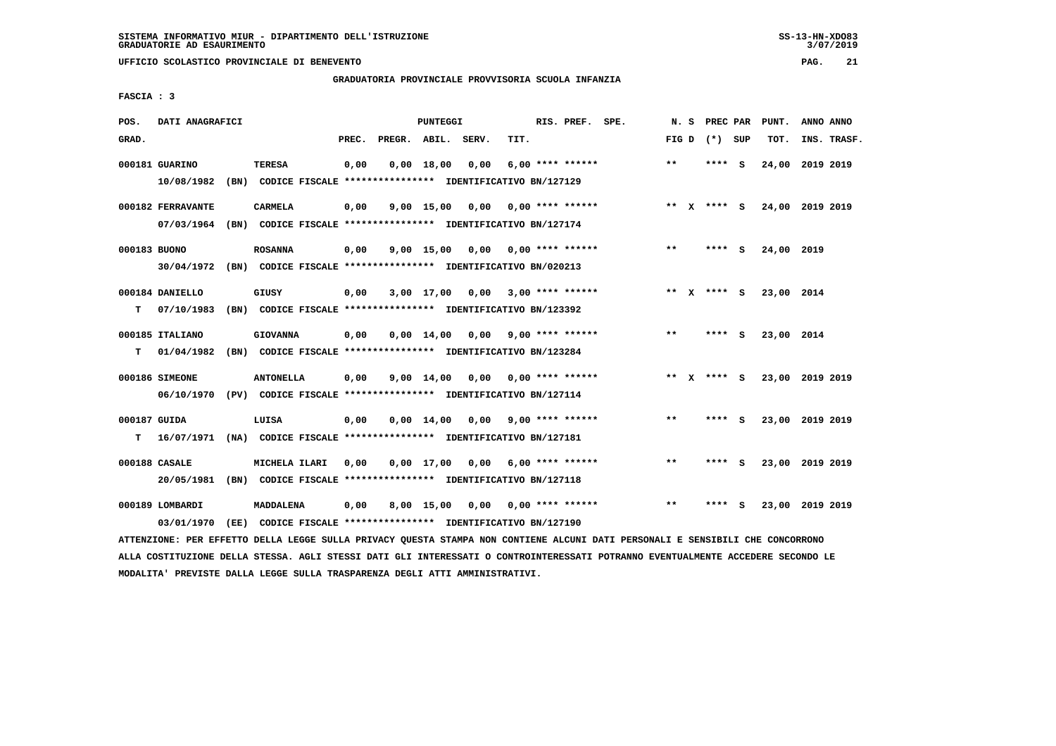SISTEMA INFORMATIVO MIUR - DIPARTIMENTO DELL'ISTRUZIONE
GRADUATORIE AD ESAURIMENTO

UFFICIO SCOLASTICO PROVINCIALE DI BENEVENTO

GRADUATORIA PROVINCIALE PROVVISORIA SCUOLA INFANZIA

FASCIA : 3

| POS. GRAD. | DATI ANAGRAFICI | | PREC. | PREGR. | ABIL. | SERV. | TIT. | RIS. PREF. SPE. | N. S FIG D | PREC PAR (*) SUP | PUNT. TOT. | ANNO ANNO INS. TRASF. |
|---|---|---|---|---|---|---|---|---|---|---|---|---|
| 000181 GUARINO | TERESA | | 0,00 | 0,00 | 18,00 | 0,00 | 6,00 | **** ****** | ** | **** S | 24,00 | 2019 2019 |
| | 10/08/1982 (BN) CODICE FISCALE **************** IDENTIFICATIVO BN/127129 | | | | | | | | | | | |
| 000182 FERRAVANTE | CARMELA | | 0,00 | 9,00 | 15,00 | 0,00 | 0,00 | **** ****** | ** X | **** S | 24,00 | 2019 2019 |
| | 07/03/1964 (BN) CODICE FISCALE **************** IDENTIFICATIVO BN/127174 | | | | | | | | | | | |
| 000183 BUONO | ROSANNA | | 0,00 | 9,00 | 15,00 | 0,00 | 0,00 | **** ****** | ** | **** S | 24,00 | 2019 |
| | 30/04/1972 (BN) CODICE FISCALE **************** IDENTIFICATIVO BN/020213 | | | | | | | | | | | |
| 000184 DANIELLO | GIUSY | | 0,00 | 3,00 | 17,00 | 0,00 | 3,00 | **** ****** | ** X | **** S | 23,00 | 2014 |
| T | 07/10/1983 (BN) CODICE FISCALE **************** IDENTIFICATIVO BN/123392 | | | | | | | | | | | |
| 000185 ITALIANO | GIOVANNA | | 0,00 | 0,00 | 14,00 | 0,00 | 9,00 | **** ****** | ** | **** S | 23,00 | 2014 |
| T | 01/04/1982 (BN) CODICE FISCALE **************** IDENTIFICATIVO BN/123284 | | | | | | | | | | | |
| 000186 SIMEONE | ANTONELLA | | 0,00 | 9,00 | 14,00 | 0,00 | 0,00 | **** ****** | ** X | **** S | 23,00 | 2019 2019 |
| | 06/10/1970 (PV) CODICE FISCALE **************** IDENTIFICATIVO BN/127114 | | | | | | | | | | | |
| 000187 GUIDA | LUISA | | 0,00 | 0,00 | 14,00 | 0,00 | 9,00 | **** ****** | ** | **** S | 23,00 | 2019 2019 |
| T | 16/07/1971 (NA) CODICE FISCALE **************** IDENTIFICATIVO BN/127181 | | | | | | | | | | | |
| 000188 CASALE | MICHELA ILARI | | 0,00 | 0,00 | 17,00 | 0,00 | 6,00 | **** ****** | ** | **** S | 23,00 | 2019 2019 |
| | 20/05/1981 (BN) CODICE FISCALE **************** IDENTIFICATIVO BN/127118 | | | | | | | | | | | |
| 000189 LOMBARDI | MADDALENA | | 0,00 | 8,00 | 15,00 | 0,00 | 0,00 | **** ****** | ** | **** S | 23,00 | 2019 2019 |
| | 03/01/1970 (EE) CODICE FISCALE **************** IDENTIFICATIVO BN/127190 | | | | | | | | | | | |

ATTENZIONE: PER EFFETTO DELLA LEGGE SULLA PRIVACY QUESTA STAMPA NON CONTIENE ALCUNI DATI PERSONALI E SENSIBILI CHE CONCORRONO ALLA COSTITUZIONE DELLA STESSA. AGLI STESSI DATI GLI INTERESSATI O CONTROINTERESSATI POTRANNO EVENTUALMENTE ACCEDERE SECONDO LE MODALITA' PREVISTE DALLA LEGGE SULLA TRASPARENZA DEGLI ATTI AMMINISTRATIVI.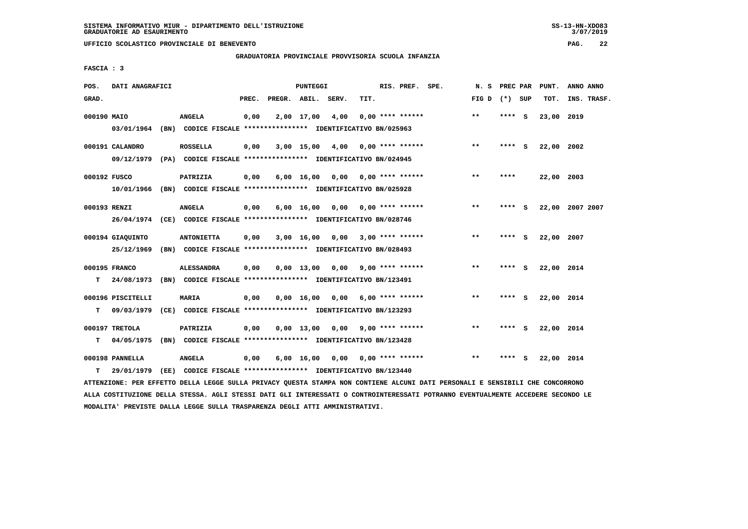SISTEMA INFORMATIVO MIUR - DIPARTIMENTO DELL'ISTRUZIONE
GRADUATORIE AD ESAURIMENTO

UFFICIO SCOLASTICO PROVINCIALE DI BENEVENTO

GRADUATORIA PROVINCIALE PROVVISORIA SCUOLA INFANZIA

FASCIA : 3

| POS. GRAD. | DATI ANAGRAFICI | | PREC. | PREGR. | ABIL. | SERV. | TIT. | RIS. PREF. SPE. | N. S FIG D | PREC PAR (*) SUP | PUNT. TOT. | ANNO INS. | ANNO TRASF. |
|---|---|---|---|---|---|---|---|---|---|---|---|---|---|
| 000190 | MAIO | ANGELA | 0,00 | 2,00 | 17,00 | 4,00 | 0,00 | **** ****** | ** | **** S | 23,00 | 2019 | |
| | 03/01/1964 (BN) CODICE FISCALE **************** IDENTIFICATIVO BN/025963 | | | | | | | | | | | | |
| 000191 | CALANDRO | ROSSELLA | 0,00 | 3,00 | 15,00 | 4,00 | 0,00 | **** ****** | ** | **** S | 22,00 | 2002 | |
| | 09/12/1979 (PA) CODICE FISCALE **************** IDENTIFICATIVO BN/024945 | | | | | | | | | | | | |
| 000192 | FUSCO | PATRIZIA | 0,00 | 6,00 | 16,00 | 0,00 | 0,00 | **** ****** | ** | **** | 22,00 | 2003 | |
| | 10/01/1966 (BN) CODICE FISCALE **************** IDENTIFICATIVO BN/025928 | | | | | | | | | | | | |
| 000193 | RENZI | ANGELA | 0,00 | 6,00 | 16,00 | 0,00 | 0,00 | **** ****** | ** | **** S | 22,00 | 2007 | 2007 |
| | 26/04/1974 (CE) CODICE FISCALE **************** IDENTIFICATIVO BN/028746 | | | | | | | | | | | | |
| 000194 | GIAQUINTO | ANTONIETTA | 0,00 | 3,00 | 16,00 | 0,00 | 3,00 | **** ****** | ** | **** S | 22,00 | 2007 | |
| | 25/12/1969 (BN) CODICE FISCALE **************** IDENTIFICATIVO BN/028493 | | | | | | | | | | | | |
| 000195 | FRANCO | ALESSANDRA | 0,00 | 0,00 | 13,00 | 0,00 | 9,00 | **** ****** | ** | **** S | 22,00 | 2014 | |
| T | 24/08/1973 (BN) CODICE FISCALE **************** IDENTIFICATIVO BN/123491 | | | | | | | | | | | | |
| 000196 | PISCITELLI | MARIA | 0,00 | 0,00 | 16,00 | 0,00 | 6,00 | **** ****** | ** | **** S | 22,00 | 2014 | |
| T | 09/03/1979 (CE) CODICE FISCALE **************** IDENTIFICATIVO BN/123293 | | | | | | | | | | | | |
| 000197 | TRETOLA | PATRIZIA | 0,00 | 0,00 | 13,00 | 0,00 | 9,00 | **** ****** | ** | **** S | 22,00 | 2014 | |
| T | 04/05/1975 (BN) CODICE FISCALE **************** IDENTIFICATIVO BN/123428 | | | | | | | | | | | | |
| 000198 | PANNELLA | ANGELA | 0,00 | 6,00 | 16,00 | 0,00 | 0,00 | **** ****** | ** | **** S | 22,00 | 2014 | |
| T | 29/01/1979 (EE) CODICE FISCALE **************** IDENTIFICATIVO BN/123440 | | | | | | | | | | | | |

ATTENZIONE: PER EFFETTO DELLA LEGGE SULLA PRIVACY QUESTA STAMPA NON CONTIENE ALCUNI DATI PERSONALI E SENSIBILI CHE CONCORRONO ALLA COSTITUZIONE DELLA STESSA. AGLI STESSI DATI GLI INTERESSATI O CONTROINTERESSATI POTRANNO EVENTUALMENTE ACCEDERE SECONDO LE MODALITA' PREVISTE DALLA LEGGE SULLA TRASPARENZA DEGLI ATTI AMMINISTRATIVI.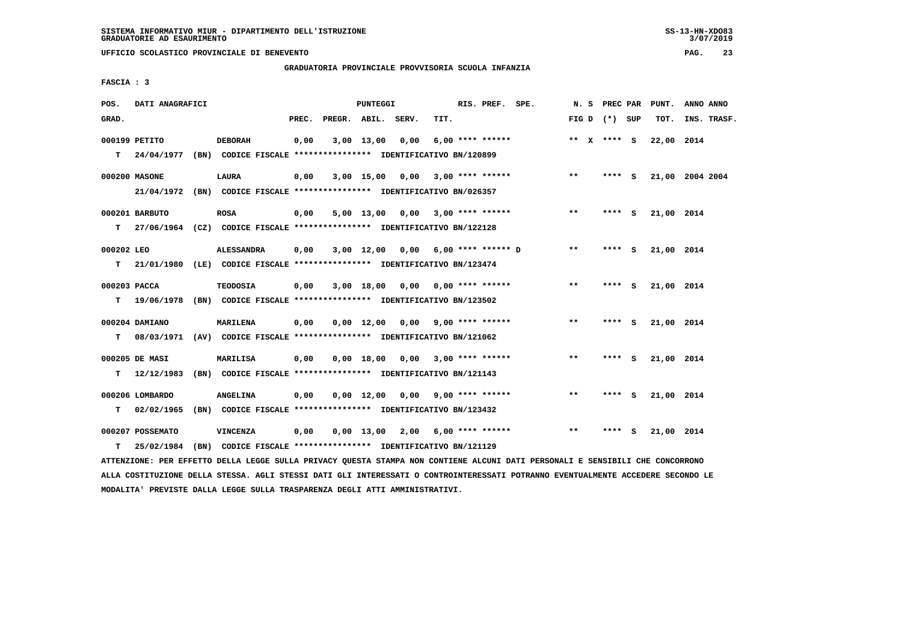SISTEMA INFORMATIVO MIUR - DIPARTIMENTO DELL'ISTRUZIONE
GRADUATORIE AD ESAURIMENTO

UFFICIO SCOLASTICO PROVINCIALE DI BENEVENTO

GRADUATORIA PROVINCIALE PROVVISORIA SCUOLA INFANZIA

FASCIA : 3

| POS. GRAD. | DATI ANAGRAFICI | | PREC. | PREGR. | ABIL. | SERV. | TIT. | RIS. PREF. SPE. | N. S FIG D | PREC PAR (*) SUP | PUNT. TOT. | ANNO ANNO INS. TRASF. |
|---|---|---|---|---|---|---|---|---|---|---|---|---|
| 000199 | PETITO | DEBORAH | 0,00 | 3,00 | 13,00 | 0,00 | 6,00 | **** ****** | ** X | **** S | 22,00 | 2014 |
| T | 24/04/1977 (BN) | CODICE FISCALE **************** IDENTIFICATIVO BN/120899 | | | | | | | | | | |
| 000200 | MASONE | LAURA | 0,00 | 3,00 | 15,00 | 0,00 | 3,00 | **** ****** | ** | **** S | 21,00 | 2004 2004 |
| | 21/04/1972 (BN) | CODICE FISCALE **************** IDENTIFICATIVO BN/026357 | | | | | | | | | | |
| 000201 | BARBUTO | ROSA | 0,00 | 5,00 | 13,00 | 0,00 | 3,00 | **** ****** | ** | **** S | 21,00 | 2014 |
| T | 27/06/1964 (CZ) | CODICE FISCALE **************** IDENTIFICATIVO BN/122128 | | | | | | | | | | |
| 000202 | LEO | ALESSANDRA | 0,00 | 3,00 | 12,00 | 0,00 | 6,00 | **** ****** D | ** | **** S | 21,00 | 2014 |
| T | 21/01/1980 (LE) | CODICE FISCALE **************** IDENTIFICATIVO BN/123474 | | | | | | | | | | |
| 000203 | PACCA | TEODOSIA | 0,00 | 3,00 | 18,00 | 0,00 | 0,00 | **** ****** | ** | **** S | 21,00 | 2014 |
| T | 19/06/1978 (BN) | CODICE FISCALE **************** IDENTIFICATIVO BN/123502 | | | | | | | | | | |
| 000204 | DAMIANO | MARILENA | 0,00 | 0,00 | 12,00 | 0,00 | 9,00 | **** ****** | ** | **** S | 21,00 | 2014 |
| T | 08/03/1971 (AV) | CODICE FISCALE **************** IDENTIFICATIVO BN/121062 | | | | | | | | | | |
| 000205 | DE MASI | MARILISA | 0,00 | 0,00 | 18,00 | 0,00 | 3,00 | **** ****** | ** | **** S | 21,00 | 2014 |
| T | 12/12/1983 (BN) | CODICE FISCALE **************** IDENTIFICATIVO BN/121143 | | | | | | | | | | |
| 000206 | LOMBARDO | ANGELINA | 0,00 | 0,00 | 12,00 | 0,00 | 9,00 | **** ****** | ** | **** S | 21,00 | 2014 |
| T | 02/02/1965 (BN) | CODICE FISCALE **************** IDENTIFICATIVO BN/123432 | | | | | | | | | | |
| 000207 | POSSEMATO | VINCENZA | 0,00 | 0,00 | 13,00 | 2,00 | 6,00 | **** ****** | ** | **** S | 21,00 | 2014 |
| T | 25/02/1984 (BN) | CODICE FISCALE **************** IDENTIFICATIVO BN/121129 | | | | | | | | | | |

ATTENZIONE: PER EFFETTO DELLA LEGGE SULLA PRIVACY QUESTA STAMPA NON CONTIENE ALCUNI DATI PERSONALI E SENSIBILI CHE CONCORRONO ALLA COSTITUZIONE DELLA STESSA. AGLI STESSI DATI GLI INTERESSATI O CONTROINTERESSATI POTRANNO EVENTUALMENTE ACCEDERE SECONDO LE MODALITA' PREVISTE DALLA LEGGE SULLA TRASPARENZA DEGLI ATTI AMMINISTRATIVI.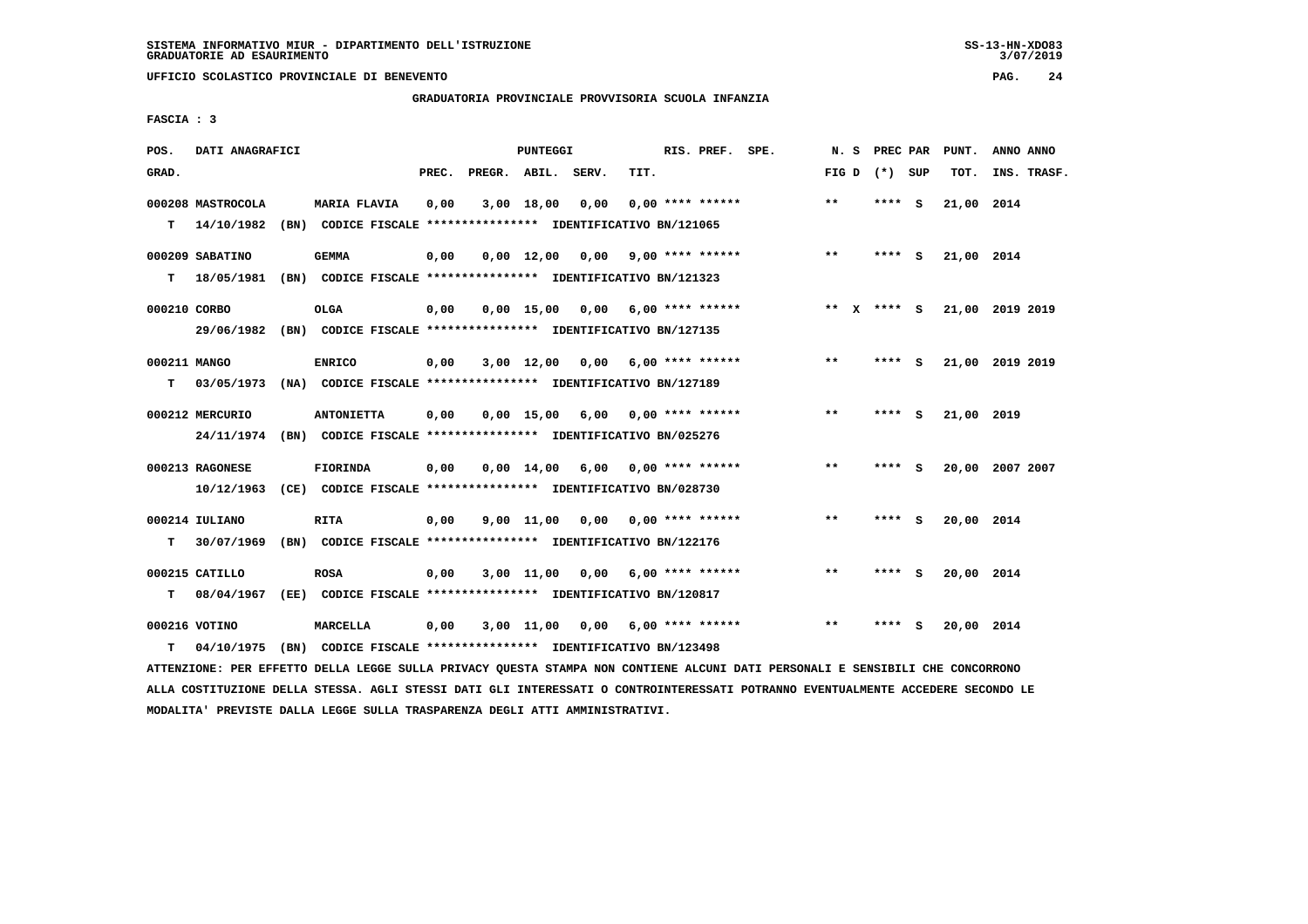SISTEMA INFORMATIVO MIUR - DIPARTIMENTO DELL'ISTRUZIONE
GRADUATORIE AD ESAURIMENTO

UFFICIO SCOLASTICO PROVINCIALE DI BENEVENTO

GRADUATORIA PROVINCIALE PROVVISORIA SCUOLA INFANZIA

FASCIA : 3

| POS. GRAD. | DATI ANAGRAFICI | | PREC. | PREGR. | ABIL. | SERV. | TIT. | RIS. PREF. SPE. | N. S FIG D | PREC PAR (*) SUP | PUNT. TOT. | ANNO ANNO INS. TRASF. |
|---|---|---|---|---|---|---|---|---|---|---|---|---|
| 000208 MASTROCOLA | MARIA FLAVIA | | 0,00 | 3,00 | 18,00 | 0,00 | 0,00 | **** ****** | ** | **** S | 21,00 | 2014 |
| T 14/10/1982 (BN) | CODICE FISCALE **************** | IDENTIFICATIVO BN/121065 | | | | | | | | | | |
| 000209 SABATINO | GEMMA | | 0,00 | 0,00 | 12,00 | 0,00 | 9,00 | **** ****** | ** | **** S | 21,00 | 2014 |
| T 18/05/1981 (BN) | CODICE FISCALE **************** | IDENTIFICATIVO BN/121323 | | | | | | | | | | |
| 000210 CORBO | OLGA | | 0,00 | 0,00 | 15,00 | 0,00 | 6,00 | **** ****** | ** X | **** S | 21,00 | 2019 2019 |
| 29/06/1982 (BN) | CODICE FISCALE **************** | IDENTIFICATIVO BN/127135 | | | | | | | | | | |
| 000211 MANGO | ENRICO | | 0,00 | 3,00 | 12,00 | 0,00 | 6,00 | **** ****** | ** | **** S | 21,00 | 2019 2019 |
| T 03/05/1973 (NA) | CODICE FISCALE **************** | IDENTIFICATIVO BN/127189 | | | | | | | | | | |
| 000212 MERCURIO | ANTONIETTA | | 0,00 | 0,00 | 15,00 | 6,00 | 0,00 | **** ****** | ** | **** S | 21,00 | 2019 |
| 24/11/1974 (BN) | CODICE FISCALE **************** | IDENTIFICATIVO BN/025276 | | | | | | | | | | |
| 000213 RAGONESE | FIORINDA | | 0,00 | 0,00 | 14,00 | 6,00 | 0,00 | **** ****** | ** | **** S | 20,00 | 2007 2007 |
| 10/12/1963 (CE) | CODICE FISCALE **************** | IDENTIFICATIVO BN/028730 | | | | | | | | | | |
| 000214 IULIANO | RITA | | 0,00 | 9,00 | 11,00 | 0,00 | 0,00 | **** ****** | ** | **** S | 20,00 | 2014 |
| T 30/07/1969 (BN) | CODICE FISCALE **************** | IDENTIFICATIVO BN/122176 | | | | | | | | | | |
| 000215 CATILLO | ROSA | | 0,00 | 3,00 | 11,00 | 0,00 | 6,00 | **** ****** | ** | **** S | 20,00 | 2014 |
| T 08/04/1967 (EE) | CODICE FISCALE **************** | IDENTIFICATIVO BN/120817 | | | | | | | | | | |
| 000216 VOTINO | MARCELLA | | 0,00 | 3,00 | 11,00 | 0,00 | 6,00 | **** ****** | ** | **** S | 20,00 | 2014 |
| T 04/10/1975 (BN) | CODICE FISCALE **************** | IDENTIFICATIVO BN/123498 | | | | | | | | | | |

ATTENZIONE: PER EFFETTO DELLA LEGGE SULLA PRIVACY QUESTA STAMPA NON CONTIENE ALCUNI DATI PERSONALI E SENSIBILI CHE CONCORRONO ALLA COSTITUZIONE DELLA STESSA. AGLI STESSI DATI GLI INTERESSATI O CONTROINTERESSATI POTRANNO EVENTUALMENTE ACCEDERE SECONDO LE MODALITA' PREVISTE DALLA LEGGE SULLA TRASPARENZA DEGLI ATTI AMMINISTRATIVI.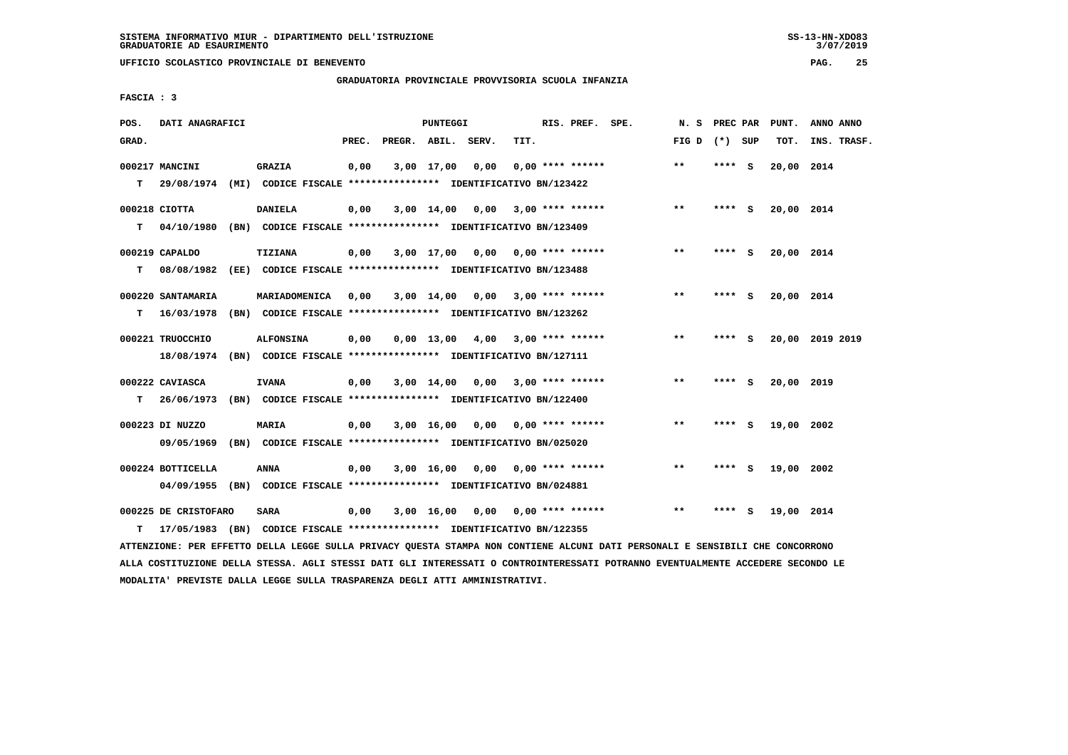SISTEMA INFORMATIVO MIUR - DIPARTIMENTO DELL'ISTRUZIONE
GRADUATORIE AD ESAURIMENTO

UFFICIO SCOLASTICO PROVINCIALE DI BENEVENTO

GRADUATORIA PROVINCIALE PROVVISORIA SCUOLA INFANZIA

FASCIA : 3

| POS. GRAD. | DATI ANAGRAFICI | | PREC. | PREGR. | ABIL. | SERV. | TIT. | RIS. PREF. SPE. | N. S FIG D | PREC PAR (*) SUP | PUNT. TOT. | ANNO ANNO INS. TRASF. |
|---|---|---|---|---|---|---|---|---|---|---|---|---|
| 000217 | MANCINI | GRAZIA | 0,00 | 3,00 | 17,00 | 0,00 | 0,00 | **** ****** | ** | **** S | 20,00 | 2014 |
| T | 29/08/1974 (MI) CODICE FISCALE **************** IDENTIFICATIVO BN/123422 | | | | | | | | | | | |
| 000218 | CIOTTA | DANIELA | 0,00 | 3,00 | 14,00 | 0,00 | 3,00 | **** ****** | ** | **** S | 20,00 | 2014 |
| T | 04/10/1980 (BN) CODICE FISCALE **************** IDENTIFICATIVO BN/123409 | | | | | | | | | | | |
| 000219 | CAPALDO | TIZIANA | 0,00 | 3,00 | 17,00 | 0,00 | 0,00 | **** ****** | ** | **** S | 20,00 | 2014 |
| T | 08/08/1982 (EE) CODICE FISCALE **************** IDENTIFICATIVO BN/123488 | | | | | | | | | | | |
| 000220 | SANTAMARIA | MARIADOMENICA | 0,00 | 3,00 | 14,00 | 0,00 | 3,00 | **** ****** | ** | **** S | 20,00 | 2014 |
| T | 16/03/1978 (BN) CODICE FISCALE **************** IDENTIFICATIVO BN/123262 | | | | | | | | | | | |
| 000221 | TRUOCCHIO | ALFONSINA | 0,00 | 0,00 | 13,00 | 4,00 | 3,00 | **** ****** | ** | **** S | 20,00 | 2019 2019 |
| | 18/08/1974 (BN) CODICE FISCALE **************** IDENTIFICATIVO BN/127111 | | | | | | | | | | | |
| 000222 | CAVIASCA | IVANA | 0,00 | 3,00 | 14,00 | 0,00 | 3,00 | **** ****** | ** | **** S | 20,00 | 2019 |
| T | 26/06/1973 (BN) CODICE FISCALE **************** IDENTIFICATIVO BN/122400 | | | | | | | | | | | |
| 000223 | DI NUZZO | MARIA | 0,00 | 3,00 | 16,00 | 0,00 | 0,00 | **** ****** | ** | **** S | 19,00 | 2002 |
| | 09/05/1969 (BN) CODICE FISCALE **************** IDENTIFICATIVO BN/025020 | | | | | | | | | | | |
| 000224 | BOTTICELLA | ANNA | 0,00 | 3,00 | 16,00 | 0,00 | 0,00 | **** ****** | ** | **** S | 19,00 | 2002 |
| | 04/09/1955 (BN) CODICE FISCALE **************** IDENTIFICATIVO BN/024881 | | | | | | | | | | | |
| 000225 | DE CRISTOFARO | SARA | 0,00 | 3,00 | 16,00 | 0,00 | 0,00 | **** ****** | ** | **** S | 19,00 | 2014 |
| T | 17/05/1983 (BN) CODICE FISCALE **************** IDENTIFICATIVO BN/122355 | | | | | | | | | | | |

ATTENZIONE: PER EFFETTO DELLA LEGGE SULLA PRIVACY QUESTA STAMPA NON CONTIENE ALCUNI DATI PERSONALI E SENSIBILI CHE CONCORRONO ALLA COSTITUZIONE DELLA STESSA. AGLI STESSI DATI GLI INTERESSATI O CONTROINTERESSATI POTRANNO EVENTUALMENTE ACCEDERE SECONDO LE MODALITA' PREVISTE DALLA LEGGE SULLA TRASPARENZA DEGLI ATTI AMMINISTRATIVI.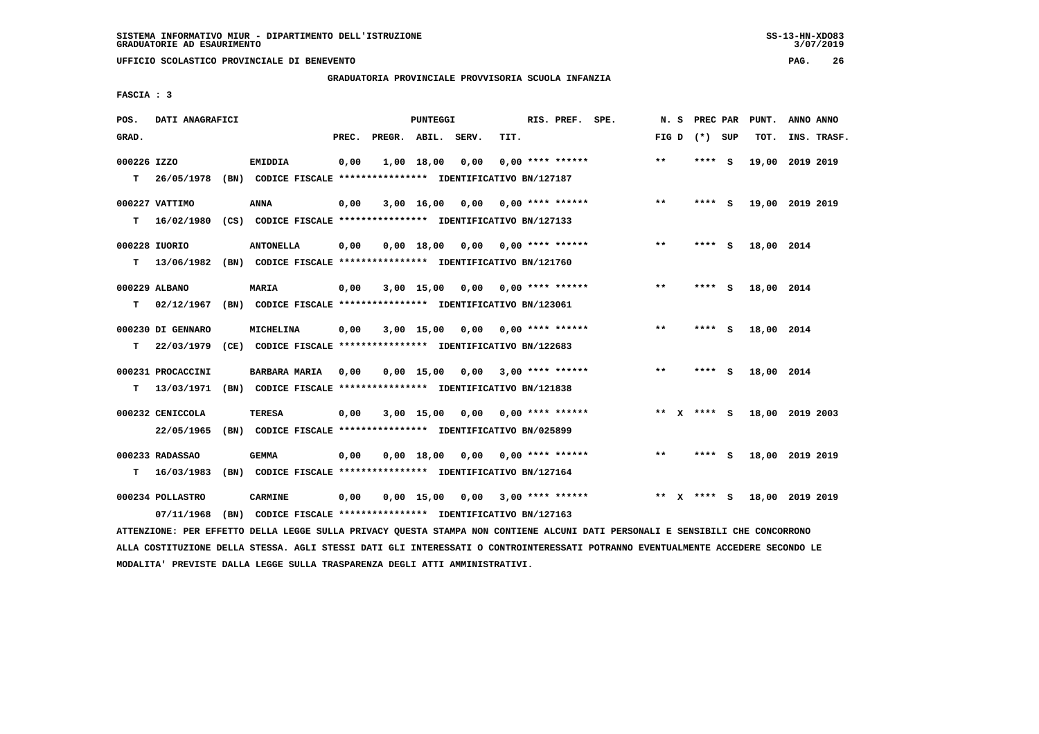SISTEMA INFORMATIVO MIUR - DIPARTIMENTO DELL'ISTRUZIONE
GRADUATORIE AD ESAURIMENTO

UFFICIO SCOLASTICO PROVINCIALE DI BENEVENTO

GRADUATORIA PROVINCIALE PROVVISORIA SCUOLA INFANZIA

FASCIA : 3

| POS. GRAD. | DATI ANAGRAFICI | | PREC. | PREGR. | ABIL. | SERV. | TIT. | RIS. PREF. | SPE. | N. S FIG D | PREC PAR (*) SUP | PUNT. TOT. | ANNO ANNO INS. TRASF. |
|---|---|---|---|---|---|---|---|---|---|---|---|---|---|
| 000226 IZZO | EMIDDIA | | 0,00 | 1,00 | 18,00 | 0,00 | 0,00 | **** ****** | | ** | **** S | 19,00 | 2019 2019 |
| T | 26/05/1978 (BN) | CODICE FISCALE **************** IDENTIFICATIVO BN/127187 | | | | | | | | | | | |
| 000227 VATTIMO | ANNA | | 0,00 | 3,00 | 16,00 | 0,00 | 0,00 | **** ****** | | ** | **** S | 19,00 | 2019 2019 |
| T | 16/02/1980 (CS) | CODICE FISCALE **************** IDENTIFICATIVO BN/127133 | | | | | | | | | | | |
| 000228 IUORIO | ANTONELLA | | 0,00 | 0,00 | 18,00 | 0,00 | 0,00 | **** ****** | | ** | **** S | 18,00 | 2014 |
| T | 13/06/1982 (BN) | CODICE FISCALE **************** IDENTIFICATIVO BN/121760 | | | | | | | | | | | |
| 000229 ALBANO | MARIA | | 0,00 | 3,00 | 15,00 | 0,00 | 0,00 | **** ****** | | ** | **** S | 18,00 | 2014 |
| T | 02/12/1967 (BN) | CODICE FISCALE **************** IDENTIFICATIVO BN/123061 | | | | | | | | | | | |
| 000230 DI GENNARO | MICHELINA | | 0,00 | 3,00 | 15,00 | 0,00 | 0,00 | **** ****** | | ** | **** S | 18,00 | 2014 |
| T | 22/03/1979 (CE) | CODICE FISCALE **************** IDENTIFICATIVO BN/122683 | | | | | | | | | | | |
| 000231 PROCACCINI | BARBARA MARIA | | 0,00 | 0,00 | 15,00 | 0,00 | 3,00 | **** ****** | | ** | **** S | 18,00 | 2014 |
| T | 13/03/1971 (BN) | CODICE FISCALE **************** IDENTIFICATIVO BN/121838 | | | | | | | | | | | |
| 000232 CENICCOLA | TERESA | | 0,00 | 3,00 | 15,00 | 0,00 | 0,00 | **** ****** | | ** X | **** S | 18,00 | 2019 2003 |
| | 22/05/1965 (BN) | CODICE FISCALE **************** IDENTIFICATIVO BN/025899 | | | | | | | | | | | |
| 000233 RADASSAO | GEMMA | | 0,00 | 0,00 | 18,00 | 0,00 | 0,00 | **** ****** | | ** | **** S | 18,00 | 2019 2019 |
| T | 16/03/1983 (BN) | CODICE FISCALE **************** IDENTIFICATIVO BN/127164 | | | | | | | | | | | |
| 000234 POLLASTRO | CARMINE | | 0,00 | 0,00 | 15,00 | 0,00 | 3,00 | **** ****** | | ** X | **** S | 18,00 | 2019 2019 |
| | 07/11/1968 (BN) | CODICE FISCALE **************** IDENTIFICATIVO BN/127163 | | | | | | | | | | | |

ATTENZIONE: PER EFFETTO DELLA LEGGE SULLA PRIVACY QUESTA STAMPA NON CONTIENE ALCUNI DATI PERSONALI E SENSIBILI CHE CONCORRONO ALLA COSTITUZIONE DELLA STESSA. AGLI STESSI DATI GLI INTERESSATI O CONTROINTERESSATI POTRANNO EVENTUALMENTE ACCEDERE SECONDO LE MODALITA' PREVISTE DALLA LEGGE SULLA TRASPARENZA DEGLI ATTI AMMINISTRATIVI.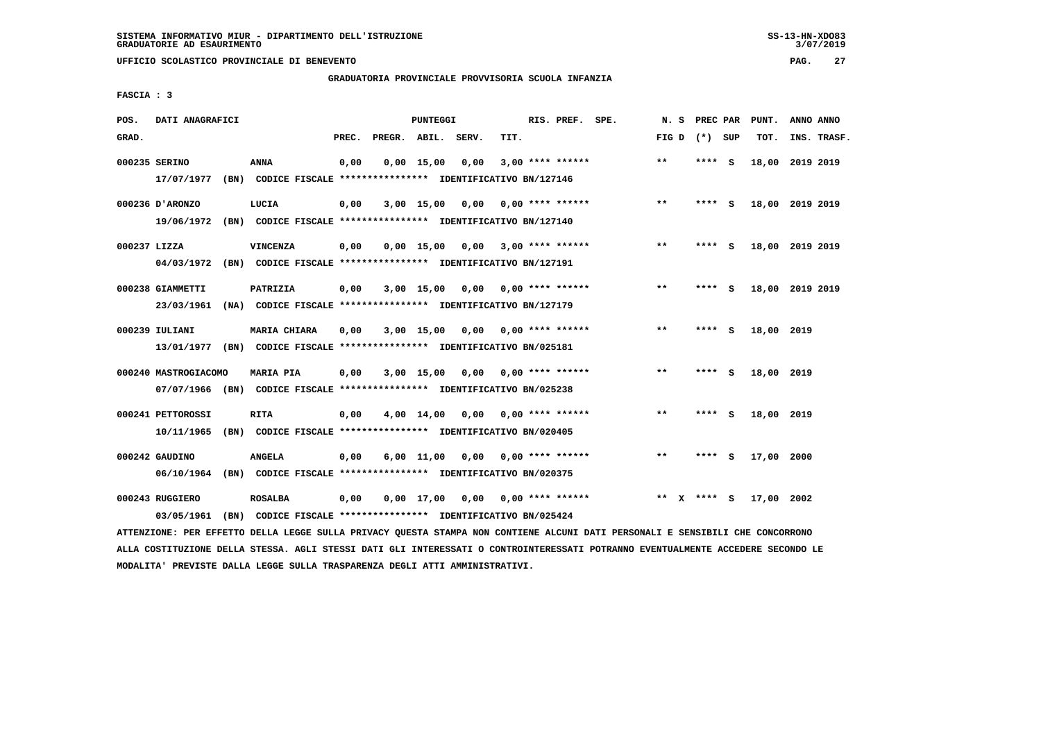SISTEMA INFORMATIVO MIUR - DIPARTIMENTO DELL'ISTRUZIONE
GRADUATORIE AD ESAURIMENTO

UFFICIO SCOLASTICO PROVINCIALE DI BENEVENTO

GRADUATORIA PROVINCIALE PROVVISORIA SCUOLA INFANZIA

FASCIA : 3

| POS. GRAD. | DATI ANAGRAFICI | | PREC. | PREGR. | ABIL. | SERV. | TIT. | RIS. PREF. SPE. | N. S FIG D | PREC PAR (*) SUP | PUNT. TOT. | ANNO INS. | ANNO TRASF. |
|---|---|---|---|---|---|---|---|---|---|---|---|---|---|
| 000235 | SERINO | ANNA | 0,00 | 0,00 | 15,00 | 0,00 | 3,00 | **** ****** | ** | **** S | 18,00 | 2019 | 2019 |
| | 17/07/1977 (BN) CODICE FISCALE **************** IDENTIFICATIVO BN/127146 | | | | | | | | | | | | |
| 000236 | D'ARONZO | LUCIA | 0,00 | 3,00 | 15,00 | 0,00 | 0,00 | **** ****** | ** | **** S | 18,00 | 2019 | 2019 |
| | 19/06/1972 (BN) CODICE FISCALE **************** IDENTIFICATIVO BN/127140 | | | | | | | | | | | | |
| 000237 | LIZZA | VINCENZA | 0,00 | 0,00 | 15,00 | 0,00 | 3,00 | **** ****** | ** | **** S | 18,00 | 2019 | 2019 |
| | 04/03/1972 (BN) CODICE FISCALE **************** IDENTIFICATIVO BN/127191 | | | | | | | | | | | | |
| 000238 | GIAMMETTI | PATRIZIA | 0,00 | 3,00 | 15,00 | 0,00 | 0,00 | **** ****** | ** | **** S | 18,00 | 2019 | 2019 |
| | 23/03/1961 (NA) CODICE FISCALE **************** IDENTIFICATIVO BN/127179 | | | | | | | | | | | | |
| 000239 | IULIANI | MARIA CHIARA | 0,00 | 3,00 | 15,00 | 0,00 | 0,00 | **** ****** | ** | **** S | 18,00 | 2019 | |
| | 13/01/1977 (BN) CODICE FISCALE **************** IDENTIFICATIVO BN/025181 | | | | | | | | | | | | |
| 000240 | MASTROGIACOMO | MARIA PIA | 0,00 | 3,00 | 15,00 | 0,00 | 0,00 | **** ****** | ** | **** S | 18,00 | 2019 | |
| | 07/07/1966 (BN) CODICE FISCALE **************** IDENTIFICATIVO BN/025238 | | | | | | | | | | | | |
| 000241 | PETTOROSSI | RITA | 0,00 | 4,00 | 14,00 | 0,00 | 0,00 | **** ****** | ** | **** S | 18,00 | 2019 | |
| | 10/11/1965 (BN) CODICE FISCALE **************** IDENTIFICATIVO BN/020405 | | | | | | | | | | | | |
| 000242 | GAUDINO | ANGELA | 0,00 | 6,00 | 11,00 | 0,00 | 0,00 | **** ****** | ** | **** S | 17,00 | 2000 | |
| | 06/10/1964 (BN) CODICE FISCALE **************** IDENTIFICATIVO BN/020375 | | | | | | | | | | | | |
| 000243 | RUGGIERO | ROSALBA | 0,00 | 0,00 | 17,00 | 0,00 | 0,00 | **** ****** | ** X | **** S | 17,00 | 2002 | |
| | 03/05/1961 (BN) CODICE FISCALE **************** IDENTIFICATIVO BN/025424 | | | | | | | | | | | | |

ATTENZIONE: PER EFFETTO DELLA LEGGE SULLA PRIVACY QUESTA STAMPA NON CONTIENE ALCUNI DATI PERSONALI E SENSIBILI CHE CONCORRONO ALLA COSTITUZIONE DELLA STESSA. AGLI STESSI DATI GLI INTERESSATI O CONTROINTERESSATI POTRANNO EVENTUALMENTE ACCEDERE SECONDO LE MODALITA' PREVISTE DALLA LEGGE SULLA TRASPARENZA DEGLI ATTI AMMINISTRATIVI.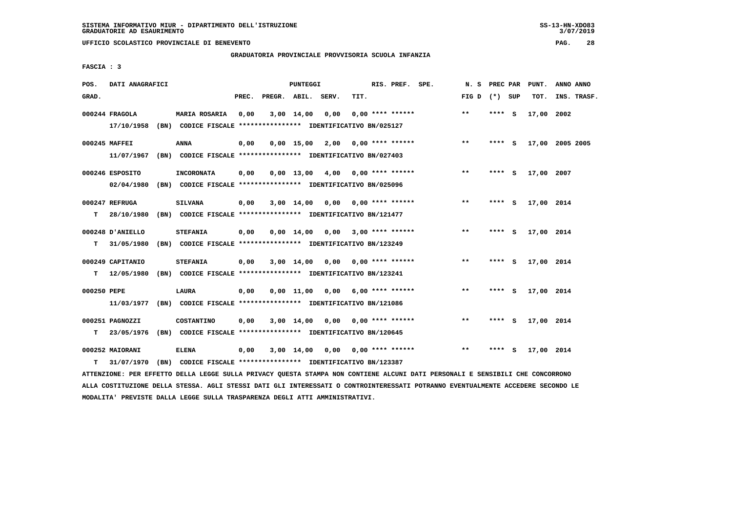SISTEMA INFORMATIVO MIUR - DIPARTIMENTO DELL'ISTRUZIONE
GRADUATORIE AD ESAURIMENTO

UFFICIO SCOLASTICO PROVINCIALE DI BENEVENTO

GRADUATORIA PROVINCIALE PROVVISORIA SCUOLA INFANZIA

FASCIA : 3

| POS. GRAD. | DATI ANAGRAFICI | | PREC. | PREGR. | ABIL. | SERV. | TIT. | RIS. PREF. SPE. | N. S FIG D | PREC PAR (*) SUP | PUNT. TOT. | ANNO ANNO INS. TRASF. |
|---|---|---|---|---|---|---|---|---|---|---|---|---|
| 000244 | FRAGOLA | MARIA ROSARIA | 0,00 | 3,00 | 14,00 | 0,00 | 0,00 | **** ****** | ** | **** S | 17,00 | 2002 |
| | 17/10/1958 (BN) CODICE FISCALE **************** IDENTIFICATIVO BN/025127 | | | | | | | | | | | |
| 000245 | MAFFEI | ANNA | 0,00 | 0,00 | 15,00 | 2,00 | 0,00 | **** ****** | ** | **** S | 17,00 | 2005 2005 |
| | 11/07/1967 (BN) CODICE FISCALE **************** IDENTIFICATIVO BN/027403 | | | | | | | | | | | |
| 000246 | ESPOSITO | INCORONATA | 0,00 | 0,00 | 13,00 | 4,00 | 0,00 | **** ****** | ** | **** S | 17,00 | 2007 |
| | 02/04/1980 (BN) CODICE FISCALE **************** IDENTIFICATIVO BN/025096 | | | | | | | | | | | |
| 000247 | REFRUGA | SILVANA | 0,00 | 3,00 | 14,00 | 0,00 | 0,00 | **** ****** | ** | **** S | 17,00 | 2014 |
| T | 28/10/1980 (BN) CODICE FISCALE **************** IDENTIFICATIVO BN/121477 | | | | | | | | | | | |
| 000248 | D'ANIELLO | STEFANIA | 0,00 | 0,00 | 14,00 | 0,00 | 3,00 | **** ****** | ** | **** S | 17,00 | 2014 |
| T | 31/05/1980 (BN) CODICE FISCALE **************** IDENTIFICATIVO BN/123249 | | | | | | | | | | | |
| 000249 | CAPITANIO | STEFANIA | 0,00 | 3,00 | 14,00 | 0,00 | 0,00 | **** ****** | ** | **** S | 17,00 | 2014 |
| T | 12/05/1980 (BN) CODICE FISCALE **************** IDENTIFICATIVO BN/123241 | | | | | | | | | | | |
| 000250 | PEPE | LAURA | 0,00 | 0,00 | 11,00 | 0,00 | 6,00 | **** ****** | ** | **** S | 17,00 | 2014 |
| | 11/03/1977 (BN) CODICE FISCALE **************** IDENTIFICATIVO BN/121086 | | | | | | | | | | | |
| 000251 | PAGNOZZI | COSTANTINO | 0,00 | 3,00 | 14,00 | 0,00 | 0,00 | **** ****** | ** | **** S | 17,00 | 2014 |
| T | 23/05/1976 (BN) CODICE FISCALE **************** IDENTIFICATIVO BN/120645 | | | | | | | | | | | |
| 000252 | MAIORANI | ELENA | 0,00 | 3,00 | 14,00 | 0,00 | 0,00 | **** ****** | ** | **** S | 17,00 | 2014 |
| T | 31/07/1970 (BN) CODICE FISCALE **************** IDENTIFICATIVO BN/123387 | | | | | | | | | | | |

ATTENZIONE: PER EFFETTO DELLA LEGGE SULLA PRIVACY QUESTA STAMPA NON CONTIENE ALCUNI DATI PERSONALI E SENSIBILI CHE CONCORRONO ALLA COSTITUZIONE DELLA STESSA. AGLI STESSI DATI GLI INTERESSATI O CONTROINTERESSATI POTRANNO EVENTUALMENTE ACCEDERE SECONDO LE MODALITA' PREVISTE DALLA LEGGE SULLA TRASPARENZA DEGLI ATTI AMMINISTRATIVI.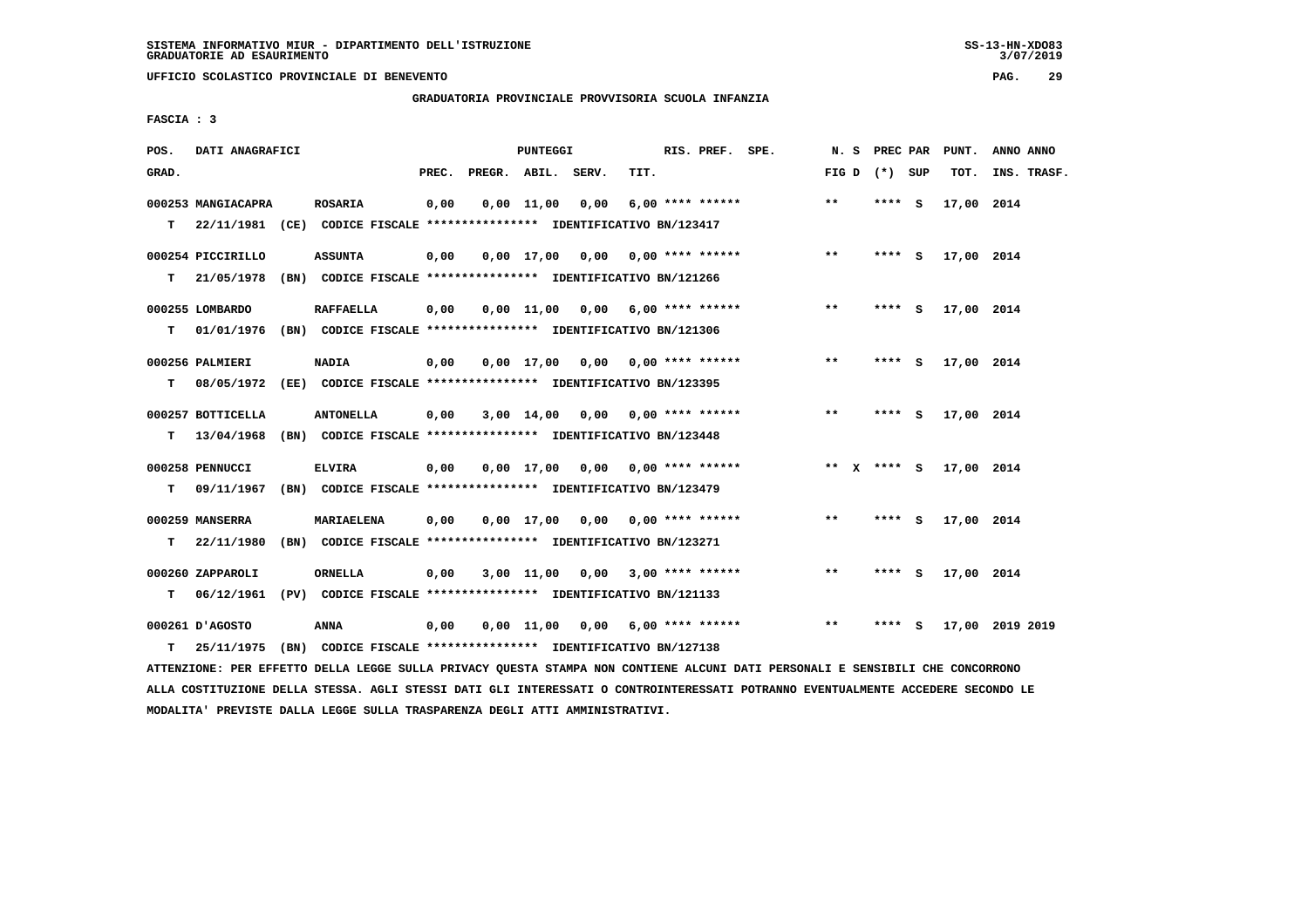SISTEMA INFORMATIVO MIUR - DIPARTIMENTO DELL'ISTRUZIONE
GRADUATORIE AD ESAURIMENTO

UFFICIO SCOLASTICO PROVINCIALE DI BENEVENTO

GRADUATORIA PROVINCIALE PROVVISORIA SCUOLA INFANZIA

FASCIA : 3

| POS. GRAD. | DATI ANAGRAFICI | | PREC. | PREGR. | ABIL. | SERV. | TIT. | RIS. PREF. | SPE. | N. S FIG D | PREC PAR (*) | SUP | PUNT. TOT. | ANNO ANNO INS. TRASF. |
|---|---|---|---|---|---|---|---|---|---|---|---|---|---|---|
| 000253 | MANGIACAPRA | ROSARIA | 0,00 | 0,00 | 11,00 | 0,00 | 6,00 | **** ****** | | ** | **** | S | 17,00 | 2014 |
| T | 22/11/1981 (CE) CODICE FISCALE **************** IDENTIFICATIVO BN/123417 | | | | | | | | | | | | | |
| 000254 | PICCIRILLO | ASSUNTA | 0,00 | 0,00 | 17,00 | 0,00 | 0,00 | **** ****** | | ** | **** | S | 17,00 | 2014 |
| T | 21/05/1978 (BN) CODICE FISCALE **************** IDENTIFICATIVO BN/121266 | | | | | | | | | | | | | |
| 000255 | LOMBARDO | RAFFAELLA | 0,00 | 0,00 | 11,00 | 0,00 | 6,00 | **** ****** | | ** | **** | S | 17,00 | 2014 |
| T | 01/01/1976 (BN) CODICE FISCALE **************** IDENTIFICATIVO BN/121306 | | | | | | | | | | | | | |
| 000256 | PALMIERI | NADIA | 0,00 | 0,00 | 17,00 | 0,00 | 0,00 | **** ****** | | ** | **** | S | 17,00 | 2014 |
| T | 08/05/1972 (EE) CODICE FISCALE **************** IDENTIFICATIVO BN/123395 | | | | | | | | | | | | | |
| 000257 | BOTTICELLA | ANTONELLA | 0,00 | 3,00 | 14,00 | 0,00 | 0,00 | **** ****** | | ** | **** | S | 17,00 | 2014 |
| T | 13/04/1968 (BN) CODICE FISCALE **************** IDENTIFICATIVO BN/123448 | | | | | | | | | | | | | |
| 000258 | PENNUCCI | ELVIRA | 0,00 | 0,00 | 17,00 | 0,00 | 0,00 | **** ****** | | ** X | **** | S | 17,00 | 2014 |
| T | 09/11/1967 (BN) CODICE FISCALE **************** IDENTIFICATIVO BN/123479 | | | | | | | | | | | | | |
| 000259 | MANSERRA | MARIAELENA | 0,00 | 0,00 | 17,00 | 0,00 | 0,00 | **** ****** | | ** | **** | S | 17,00 | 2014 |
| T | 22/11/1980 (BN) CODICE FISCALE **************** IDENTIFICATIVO BN/123271 | | | | | | | | | | | | | |
| 000260 | ZAPPAROLI | ORNELLA | 0,00 | 3,00 | 11,00 | 0,00 | 3,00 | **** ****** | | ** | **** | S | 17,00 | 2014 |
| T | 06/12/1961 (PV) CODICE FISCALE **************** IDENTIFICATIVO BN/121133 | | | | | | | | | | | | | |
| 000261 | D'AGOSTO | ANNA | 0,00 | 0,00 | 11,00 | 0,00 | 6,00 | **** ****** | | ** | **** | S | 17,00 | 2019 2019 |
| T | 25/11/1975 (BN) CODICE FISCALE **************** IDENTIFICATIVO BN/127138 | | | | | | | | | | | | | |

ATTENZIONE: PER EFFETTO DELLA LEGGE SULLA PRIVACY QUESTA STAMPA NON CONTIENE ALCUNI DATI PERSONALI E SENSIBILI CHE CONCORRONO ALLA COSTITUZIONE DELLA STESSA. AGLI STESSI DATI GLI INTERESSATI O CONTROINTERESSATI POTRANNO EVENTUALMENTE ACCEDERE SECONDO LE MODALITA' PREVISTE DALLA LEGGE SULLA TRASPARENZA DEGLI ATTI AMMINISTRATIVI.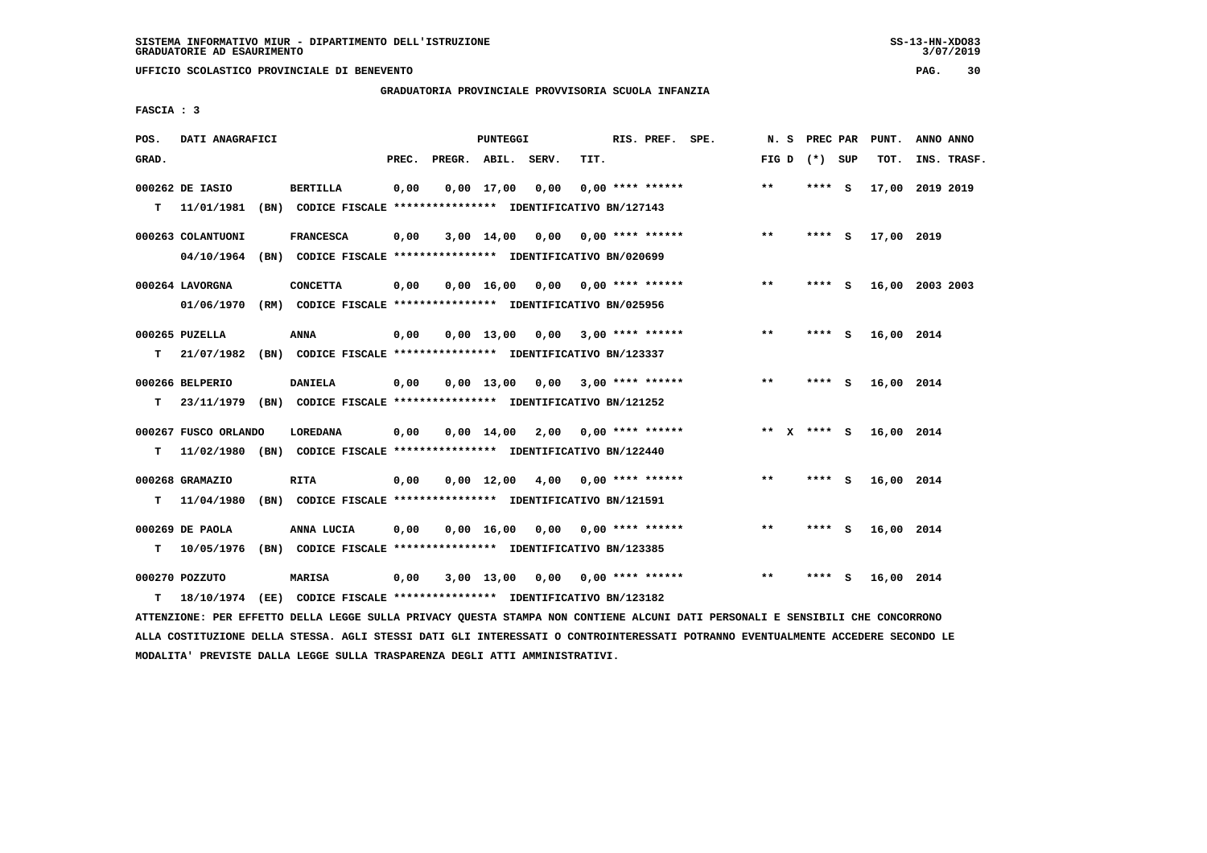SISTEMA INFORMATIVO MIUR - DIPARTIMENTO DELL'ISTRUZIONE
GRADUATORIE AD ESAURIMENTO

UFFICIO SCOLASTICO PROVINCIALE DI BENEVENTO

GRADUATORIA PROVINCIALE PROVVISORIA SCUOLA INFANZIA

FASCIA : 3

| POS. GRAD. | DATI ANAGRAFICI | | PREC. | PREGR. | ABIL. | SERV. | TIT. | RIS. PREF. SPE. | N. S FIG D | PREC PAR (*) SUP | PUNT. TOT. | ANNO ANNO INS. TRASF. |
|---|---|---|---|---|---|---|---|---|---|---|---|---|
| 000262 DE IASIO | BERTILLA | | 0,00 | 0,00 | 17,00 | 0,00 | 0,00 | **** ****** | ** | **** S | 17,00 | 2019 2019 |
| T 11/01/1981 | (BN) CODICE FISCALE **************** | IDENTIFICATIVO BN/127143 | | | | | | | | | | |
| 000263 COLANTUONI | FRANCESCA | | 0,00 | 3,00 | 14,00 | 0,00 | 0,00 | **** ****** | ** | **** S | 17,00 | 2019 |
| 04/10/1964 | (BN) CODICE FISCALE **************** | IDENTIFICATIVO BN/020699 | | | | | | | | | | |
| 000264 LAVORGNA | CONCETTA | | 0,00 | 0,00 | 16,00 | 0,00 | 0,00 | **** ****** | ** | **** S | 16,00 | 2003 2003 |
| 01/06/1970 | (RM) CODICE FISCALE **************** | IDENTIFICATIVO BN/025956 | | | | | | | | | | |
| 000265 PUZELLA | ANNA | | 0,00 | 0,00 | 13,00 | 0,00 | 3,00 | **** ****** | ** | **** S | 16,00 | 2014 |
| T 21/07/1982 | (BN) CODICE FISCALE **************** | IDENTIFICATIVO BN/123337 | | | | | | | | | | |
| 000266 BELPERIO | DANIELA | | 0,00 | 0,00 | 13,00 | 0,00 | 3,00 | **** ****** | ** | **** S | 16,00 | 2014 |
| T 23/11/1979 | (BN) CODICE FISCALE **************** | IDENTIFICATIVO BN/121252 | | | | | | | | | | |
| 000267 FUSCO ORLANDO | LOREDANA | | 0,00 | 0,00 | 14,00 | 2,00 | 0,00 | **** ****** | ** X | **** S | 16,00 | 2014 |
| T 11/02/1980 | (BN) CODICE FISCALE **************** | IDENTIFICATIVO BN/122440 | | | | | | | | | | |
| 000268 GRAMAZIO | RITA | | 0,00 | 0,00 | 12,00 | 4,00 | 0,00 | **** ****** | ** | **** S | 16,00 | 2014 |
| T 11/04/1980 | (BN) CODICE FISCALE **************** | IDENTIFICATIVO BN/121591 | | | | | | | | | | |
| 000269 DE PAOLA | ANNA LUCIA | | 0,00 | 0,00 | 16,00 | 0,00 | 0,00 | **** ****** | ** | **** S | 16,00 | 2014 |
| T 10/05/1976 | (BN) CODICE FISCALE **************** | IDENTIFICATIVO BN/123385 | | | | | | | | | | |
| 000270 POZZUTO | MARISA | | 0,00 | 3,00 | 13,00 | 0,00 | 0,00 | **** ****** | ** | **** S | 16,00 | 2014 |
| T 18/10/1974 | (EE) CODICE FISCALE **************** | IDENTIFICATIVO BN/123182 | | | | | | | | | | |

ATTENZIONE: PER EFFETTO DELLA LEGGE SULLA PRIVACY QUESTA STAMPA NON CONTIENE ALCUNI DATI PERSONALI E SENSIBILI CHE CONCORRONO ALLA COSTITUZIONE DELLA STESSA. AGLI STESSI DATI GLI INTERESSATI O CONTROINTERESSATI POTRANNO EVENTUALMENTE ACCEDERE SECONDO LE MODALITA' PREVISTE DALLA LEGGE SULLA TRASPARENZA DEGLI ATTI AMMINISTRATIVI.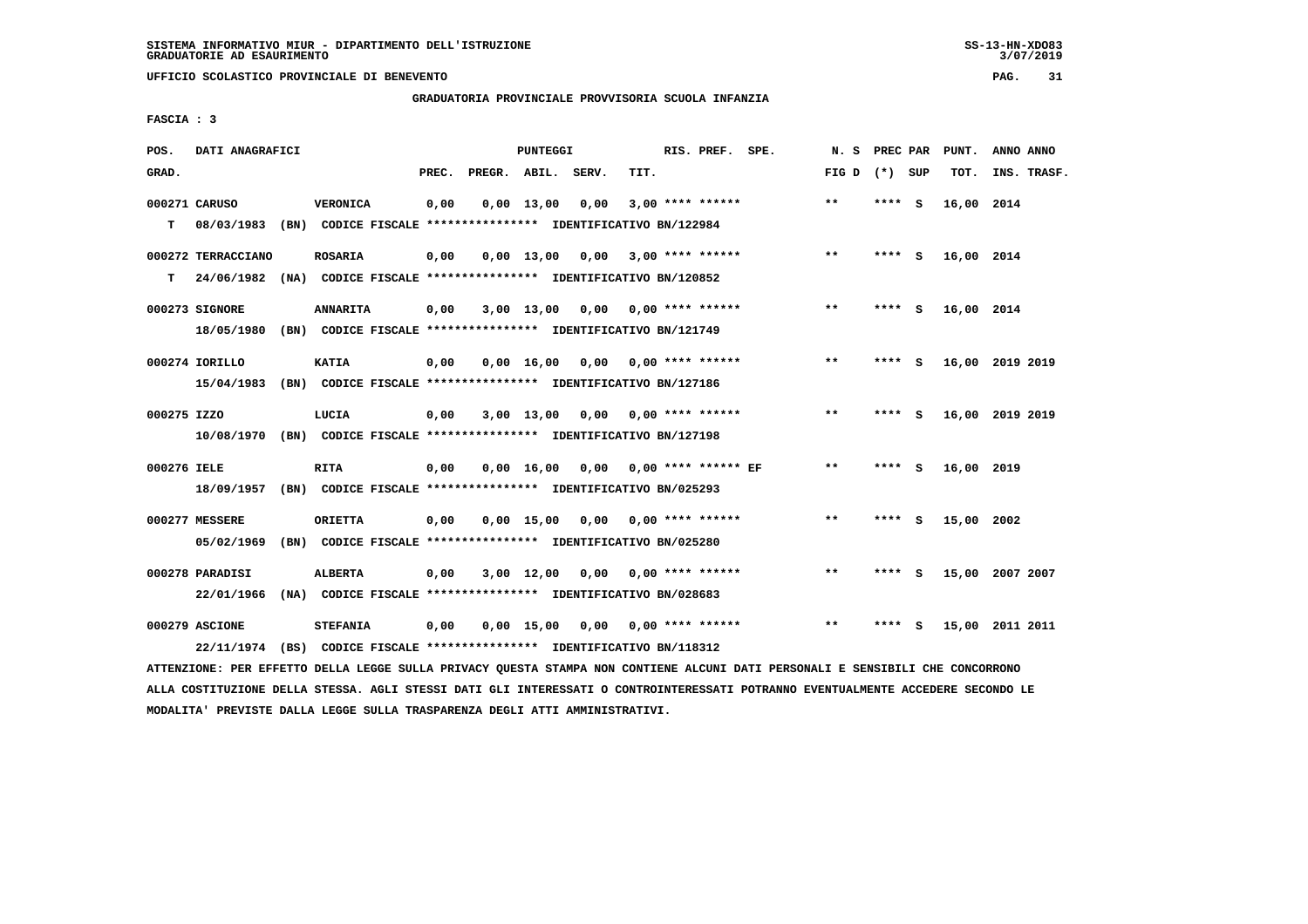SISTEMA INFORMATIVO MIUR - DIPARTIMENTO DELL'ISTRUZIONE
GRADUATORIE AD ESAURIMENTO

UFFICIO SCOLASTICO PROVINCIALE DI BENEVENTO

GRADUATORIA PROVINCIALE PROVVISORIA SCUOLA INFANZIA

FASCIA : 3

| POS. GRAD. | DATI ANAGRAFICI | | PREC. | PREGR. | ABIL. | SERV. | TIT. | RIS. PREF. SPE. | N. S FIG D | PREC PAR (*) SUP | PUNT. TOT. | ANNO ANNO INS. TRASF. |
|---|---|---|---|---|---|---|---|---|---|---|---|---|
| 000271 CARUSO | VERONICA | | 0,00 | 0,00 | 13,00 | 0,00 | 3,00 | **** ****** | ** | **** S | 16,00 | 2014 |
| T | 08/03/1983 (BN) CODICE FISCALE **************** IDENTIFICATIVO BN/122984 | | | | | | | | | | | |
| 000272 TERRACCIANO | ROSARIA | | 0,00 | 0,00 | 13,00 | 0,00 | 3,00 | **** ****** | ** | **** S | 16,00 | 2014 |
| T | 24/06/1982 (NA) CODICE FISCALE **************** IDENTIFICATIVO BN/120852 | | | | | | | | | | | |
| 000273 SIGNORE | ANNARITA | | 0,00 | 3,00 | 13,00 | 0,00 | 0,00 | **** ****** | ** | **** S | 16,00 | 2014 |
| | 18/05/1980 (BN) CODICE FISCALE **************** IDENTIFICATIVO BN/121749 | | | | | | | | | | | |
| 000274 IORILLO | KATIA | | 0,00 | 0,00 | 16,00 | 0,00 | 0,00 | **** ****** | ** | **** S | 16,00 | 2019 2019 |
| | 15/04/1983 (BN) CODICE FISCALE **************** IDENTIFICATIVO BN/127186 | | | | | | | | | | | |
| 000275 IZZO | LUCIA | | 0,00 | 3,00 | 13,00 | 0,00 | 0,00 | **** ****** | ** | **** S | 16,00 | 2019 2019 |
| | 10/08/1970 (BN) CODICE FISCALE **************** IDENTIFICATIVO BN/127198 | | | | | | | | | | | |
| 000276 IELE | RITA | | 0,00 | 0,00 | 16,00 | 0,00 | 0,00 | **** ****** EF | ** | **** S | 16,00 | 2019 |
| | 18/09/1957 (BN) CODICE FISCALE **************** IDENTIFICATIVO BN/025293 | | | | | | | | | | | |
| 000277 MESSERE | ORIETTA | | 0,00 | 0,00 | 15,00 | 0,00 | 0,00 | **** ****** | ** | **** S | 15,00 | 2002 |
| | 05/02/1969 (BN) CODICE FISCALE **************** IDENTIFICATIVO BN/025280 | | | | | | | | | | | |
| 000278 PARADISI | ALBERTA | | 0,00 | 3,00 | 12,00 | 0,00 | 0,00 | **** ****** | ** | **** S | 15,00 | 2007 2007 |
| | 22/01/1966 (NA) CODICE FISCALE **************** IDENTIFICATIVO BN/028683 | | | | | | | | | | | |
| 000279 ASCIONE | STEFANIA | | 0,00 | 0,00 | 15,00 | 0,00 | 0,00 | **** ****** | ** | **** S | 15,00 | 2011 2011 |
| | 22/11/1974 (BS) CODICE FISCALE **************** IDENTIFICATIVO BN/118312 | | | | | | | | | | | |

ATTENZIONE: PER EFFETTO DELLA LEGGE SULLA PRIVACY QUESTA STAMPA NON CONTIENE ALCUNI DATI PERSONALI E SENSIBILI CHE CONCORRONO ALLA COSTITUZIONE DELLA STESSA. AGLI STESSI DATI GLI INTERESSATI O CONTROINTERESSATI POTRANNO EVENTUALMENTE ACCEDERE SECONDO LE MODALITA' PREVISTE DALLA LEGGE SULLA TRASPARENZA DEGLI ATTI AMMINISTRATIVI.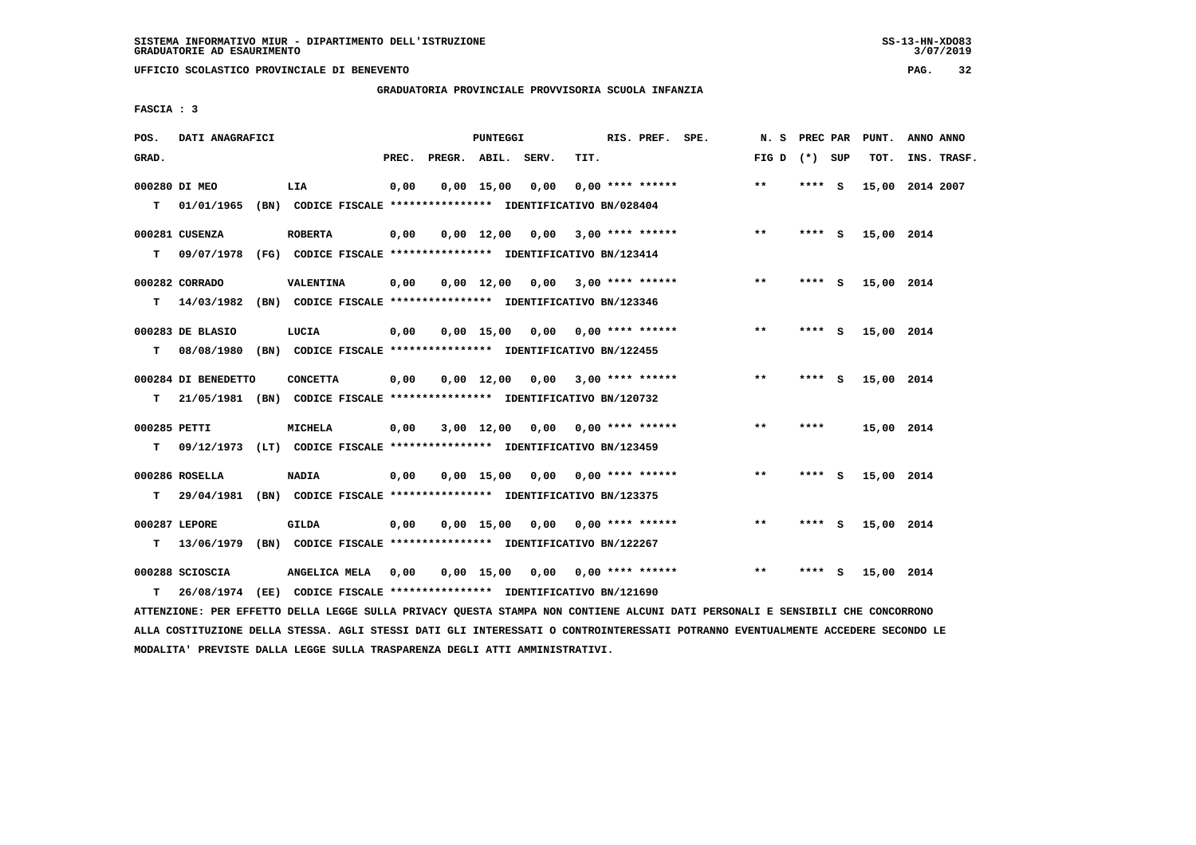SISTEMA INFORMATIVO MIUR - DIPARTIMENTO DELL'ISTRUZIONE
GRADUATORIE AD ESAURIMENTO

UFFICIO SCOLASTICO PROVINCIALE DI BENEVENTO

GRADUATORIA PROVINCIALE PROVVISORIA SCUOLA INFANZIA

FASCIA : 3

| POS. GRAD. | DATI ANAGRAFICI | | PREC. | PREGR. | ABIL. | SERV. | TIT. | RIS. PREF. SPE. | N. S FIG D | PREC PAR (*) | SUP | PUNT. TOT. | ANNO ANNO INS. TRASF. |
|---|---|---|---|---|---|---|---|---|---|---|---|---|---|
| 000280 | DI MEO | LIA | 0,00 | 0,00 | 15,00 | 0,00 | 0,00 | **** ****** | ** | **** | S | 15,00 | 2014 2007 |
| T | 01/01/1965 (BN) | CODICE FISCALE **************** IDENTIFICATIVO BN/028404 | | | | | | | | | | | |
| 000281 | CUSENZA | ROBERTA | 0,00 | 0,00 | 12,00 | 0,00 | 3,00 | **** ****** | ** | **** | S | 15,00 | 2014 |
| T | 09/07/1978 (FG) | CODICE FISCALE **************** IDENTIFICATIVO BN/123414 | | | | | | | | | | | |
| 000282 | CORRADO | VALENTINA | 0,00 | 0,00 | 12,00 | 0,00 | 3,00 | **** ****** | ** | **** | S | 15,00 | 2014 |
| T | 14/03/1982 (BN) | CODICE FISCALE **************** IDENTIFICATIVO BN/123346 | | | | | | | | | | | |
| 000283 | DE BLASIO | LUCIA | 0,00 | 0,00 | 15,00 | 0,00 | 0,00 | **** ****** | ** | **** | S | 15,00 | 2014 |
| T | 08/08/1980 (BN) | CODICE FISCALE **************** IDENTIFICATIVO BN/122455 | | | | | | | | | | | |
| 000284 | DI BENEDETTO | CONCETTA | 0,00 | 0,00 | 12,00 | 0,00 | 3,00 | **** ****** | ** | **** | S | 15,00 | 2014 |
| T | 21/05/1981 (BN) | CODICE FISCALE **************** IDENTIFICATIVO BN/120732 | | | | | | | | | | | |
| 000285 | PETTI | MICHELA | 0,00 | 3,00 | 12,00 | 0,00 | 0,00 | **** ****** | ** | **** | | 15,00 | 2014 |
| T | 09/12/1973 (LT) | CODICE FISCALE **************** IDENTIFICATIVO BN/123459 | | | | | | | | | | | |
| 000286 | ROSELLA | NADIA | 0,00 | 0,00 | 15,00 | 0,00 | 0,00 | **** ****** | ** | **** | S | 15,00 | 2014 |
| T | 29/04/1981 (BN) | CODICE FISCALE **************** IDENTIFICATIVO BN/123375 | | | | | | | | | | | |
| 000287 | LEPORE | GILDA | 0,00 | 0,00 | 15,00 | 0,00 | 0,00 | **** ****** | ** | **** | S | 15,00 | 2014 |
| T | 13/06/1979 (BN) | CODICE FISCALE **************** IDENTIFICATIVO BN/122267 | | | | | | | | | | | |
| 000288 | SCIOSCIA | ANGELICA MELA | 0,00 | 0,00 | 15,00 | 0,00 | 0,00 | **** ****** | ** | **** | S | 15,00 | 2014 |
| T | 26/08/1974 (EE) | CODICE FISCALE **************** IDENTIFICATIVO BN/121690 | | | | | | | | | | | |

ATTENZIONE: PER EFFETTO DELLA LEGGE SULLA PRIVACY QUESTA STAMPA NON CONTIENE ALCUNI DATI PERSONALI E SENSIBILI CHE CONCORRONO ALLA COSTITUZIONE DELLA STESSA. AGLI STESSI DATI GLI INTERESSATI O CONTROINTERESSATI POTRANNO EVENTUALMENTE ACCEDERE SECONDO LE MODALITA' PREVISTE DALLA LEGGE SULLA TRASPARENZA DEGLI ATTI AMMINISTRATIVI.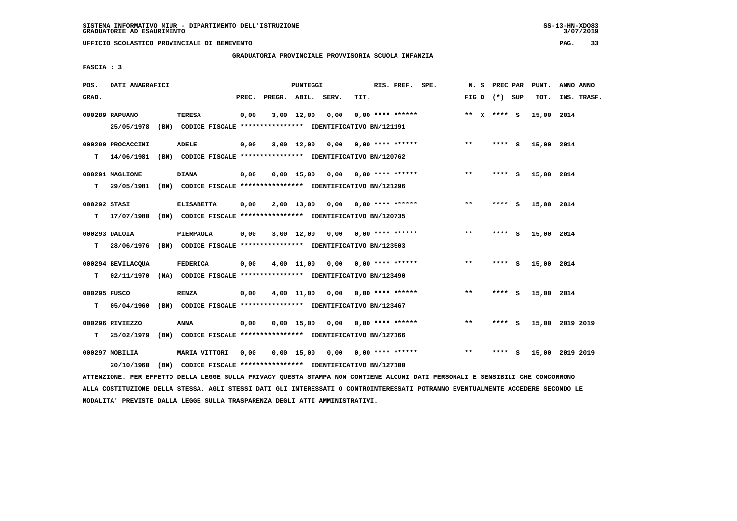SISTEMA INFORMATIVO MIUR - DIPARTIMENTO DELL'ISTRUZIONE
GRADUATORIE AD ESAURIMENTO

UFFICIO SCOLASTICO PROVINCIALE DI BENEVENTO

GRADUATORIA PROVINCIALE PROVVISORIA SCUOLA INFANZIA

FASCIA : 3

| POS. GRAD. | DATI ANAGRAFICI | | PREC. | PREGR. | ABIL. | SERV. | TIT. | RIS. PREF. | SPE. | N. S FIG D | PREC PAR (*) SUP | PUNT. TOT. | ANNO ANNO INS. TRASF. |
|---|---|---|---|---|---|---|---|---|---|---|---|---|---|
| 000289 | RAPUANO | TERESA | 0,00 | 3,00 | 12,00 | 0,00 | 0,00 | **** ****** | | ** X | **** S | 15,00 | 2014 |
| | 25/05/1978 (BN) CODICE FISCALE **************** IDENTIFICATIVO BN/121191 | | | | | | | | | | | | |
| 000290 | PROCACCINI | ADELE | 0,00 | 3,00 | 12,00 | 0,00 | 0,00 | **** ****** | | ** | **** S | 15,00 | 2014 |
| T | 14/06/1981 (BN) CODICE FISCALE **************** IDENTIFICATIVO BN/120762 | | | | | | | | | | | | |
| 000291 | MAGLIONE | DIANA | 0,00 | 0,00 | 15,00 | 0,00 | 0,00 | **** ****** | | ** | **** S | 15,00 | 2014 |
| T | 29/05/1981 (BN) CODICE FISCALE **************** IDENTIFICATIVO BN/121296 | | | | | | | | | | | | |
| 000292 | STASI | ELISABETTA | 0,00 | 2,00 | 13,00 | 0,00 | 0,00 | **** ****** | | ** | **** S | 15,00 | 2014 |
| T | 17/07/1980 (BN) CODICE FISCALE **************** IDENTIFICATIVO BN/120735 | | | | | | | | | | | | |
| 000293 | DALOIA | PIERPAOLA | 0,00 | 3,00 | 12,00 | 0,00 | 0,00 | **** ****** | | ** | **** S | 15,00 | 2014 |
| T | 28/06/1976 (BN) CODICE FISCALE **************** IDENTIFICATIVO BN/123503 | | | | | | | | | | | | |
| 000294 | BEVILACQUA | FEDERICA | 0,00 | 4,00 | 11,00 | 0,00 | 0,00 | **** ****** | | ** | **** S | 15,00 | 2014 |
| T | 02/11/1970 (NA) CODICE FISCALE **************** IDENTIFICATIVO BN/123490 | | | | | | | | | | | | |
| 000295 | FUSCO | RENZA | 0,00 | 4,00 | 11,00 | 0,00 | 0,00 | **** ****** | | ** | **** S | 15,00 | 2014 |
| T | 05/04/1960 (BN) CODICE FISCALE **************** IDENTIFICATIVO BN/123467 | | | | | | | | | | | | |
| 000296 | RIVIEZZO | ANNA | 0,00 | 0,00 | 15,00 | 0,00 | 0,00 | **** ****** | | ** | **** S | 15,00 | 2019 2019 |
| T | 25/02/1979 (BN) CODICE FISCALE **************** IDENTIFICATIVO BN/127166 | | | | | | | | | | | | |
| 000297 | MOBILIA | MARIA VITTORI | 0,00 | 0,00 | 15,00 | 0,00 | 0,00 | **** ****** | | ** | **** S | 15,00 | 2019 2019 |
| | 20/10/1960 (BN) CODICE FISCALE **************** IDENTIFICATIVO BN/127100 | | | | | | | | | | | | |

ATTENZIONE: PER EFFETTO DELLA LEGGE SULLA PRIVACY QUESTA STAMPA NON CONTIENE ALCUNI DATI PERSONALI E SENSIBILI CHE CONCORRONO ALLA COSTITUZIONE DELLA STESSA. AGLI STESSI DATI GLI INTERESSATI O CONTROINTERESSATI POTRANNO EVENTUALMENTE ACCEDERE SECONDO LE MODALITA' PREVISTE DALLA LEGGE SULLA TRASPARENZA DEGLI ATTI AMMINISTRATIVI.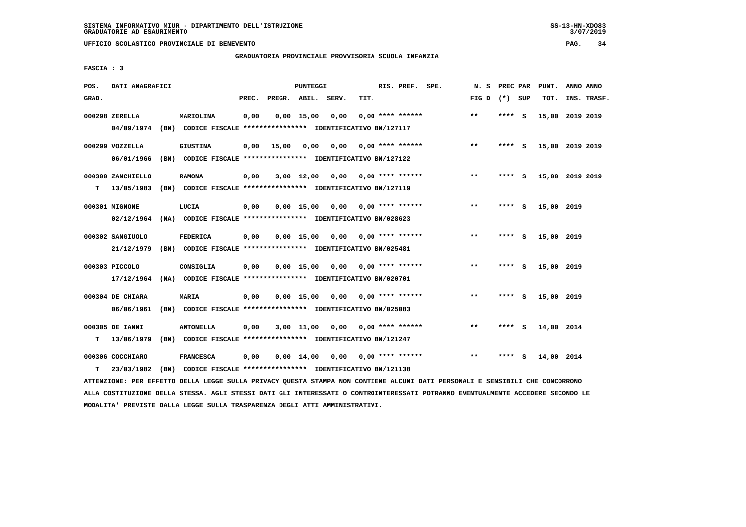SISTEMA INFORMATIVO MIUR - DIPARTIMENTO DELL'ISTRUZIONE
GRADUATORIE AD ESAURIMENTO

UFFICIO SCOLASTICO PROVINCIALE DI BENEVENTO

GRADUATORIA PROVINCIALE PROVVISORIA SCUOLA INFANZIA

FASCIA : 3

| POS. GRAD. | DATI ANAGRAFICI | | PREC. | PREGR. | ABIL. | SERV. | TIT. | RIS. PREF. | SPE. | N. S FIG D | PREC PAR (*) | SUP | PUNT. TOT. | ANNO INS. | ANNO TRASF. |
|---|---|---|---|---|---|---|---|---|---|---|---|---|---|---|---|
| 000298 | ZERELLA | MARIOLINA | 0,00 | 0,00 | 15,00 | 0,00 | 0,00 | **** ****** | | ** | **** | S | 15,00 | 2019 | 2019 |
| | 04/09/1974 (BN) CODICE FISCALE **************** IDENTIFICATIVO BN/127117 | | | | | | | | | | | | | | |
| 000299 | VOZZELLA | GIUSTINA | 0,00 | 15,00 | 0,00 | 0,00 | 0,00 | **** ****** | | ** | **** | S | 15,00 | 2019 | 2019 |
| | 06/01/1966 (BN) CODICE FISCALE **************** IDENTIFICATIVO BN/127122 | | | | | | | | | | | | | | |
| 000300 | ZANCHIELLO | RAMONA | 0,00 | 3,00 | 12,00 | 0,00 | 0,00 | **** ****** | | ** | **** | S | 15,00 | 2019 | 2019 |
| T | 13/05/1983 (BN) CODICE FISCALE **************** IDENTIFICATIVO BN/127119 | | | | | | | | | | | | | | |
| 000301 | MIGNONE | LUCIA | 0,00 | 0,00 | 15,00 | 0,00 | 0,00 | **** ****** | | ** | **** | S | 15,00 | 2019 | |
| | 02/12/1964 (NA) CODICE FISCALE **************** IDENTIFICATIVO BN/028623 | | | | | | | | | | | | | | |
| 000302 | SANGIUOLO | FEDERICA | 0,00 | 0,00 | 15,00 | 0,00 | 0,00 | **** ****** | | ** | **** | S | 15,00 | 2019 | |
| | 21/12/1979 (BN) CODICE FISCALE **************** IDENTIFICATIVO BN/025481 | | | | | | | | | | | | | | |
| 000303 | PICCOLO | CONSIGLIA | 0,00 | 0,00 | 15,00 | 0,00 | 0,00 | **** ****** | | ** | **** | S | 15,00 | 2019 | |
| | 17/12/1964 (NA) CODICE FISCALE **************** IDENTIFICATIVO BN/020701 | | | | | | | | | | | | | | |
| 000304 | DE CHIARA | MARIA | 0,00 | 0,00 | 15,00 | 0,00 | 0,00 | **** ****** | | ** | **** | S | 15,00 | 2019 | |
| | 06/06/1961 (BN) CODICE FISCALE **************** IDENTIFICATIVO BN/025083 | | | | | | | | | | | | | | |
| 000305 | DE IANNI | ANTONELLA | 0,00 | 3,00 | 11,00 | 0,00 | 0,00 | **** ****** | | ** | **** | S | 14,00 | 2014 | |
| T | 13/06/1979 (BN) CODICE FISCALE **************** IDENTIFICATIVO BN/121247 | | | | | | | | | | | | | | |
| 000306 | COCCHIARO | FRANCESCA | 0,00 | 0,00 | 14,00 | 0,00 | 0,00 | **** ****** | | ** | **** | S | 14,00 | 2014 | |
| T | 23/03/1982 (BN) CODICE FISCALE **************** IDENTIFICATIVO BN/121138 | | | | | | | | | | | | | | |

ATTENZIONE: PER EFFETTO DELLA LEGGE SULLA PRIVACY QUESTA STAMPA NON CONTIENE ALCUNI DATI PERSONALI E SENSIBILI CHE CONCORRONO ALLA COSTITUZIONE DELLA STESSA. AGLI STESSI DATI GLI INTERESSATI O CONTROINTERESSATI POTRANNO EVENTUALMENTE ACCEDERE SECONDO LE MODALITA' PREVISTE DALLA LEGGE SULLA TRASPARENZA DEGLI ATTI AMMINISTRATIVI.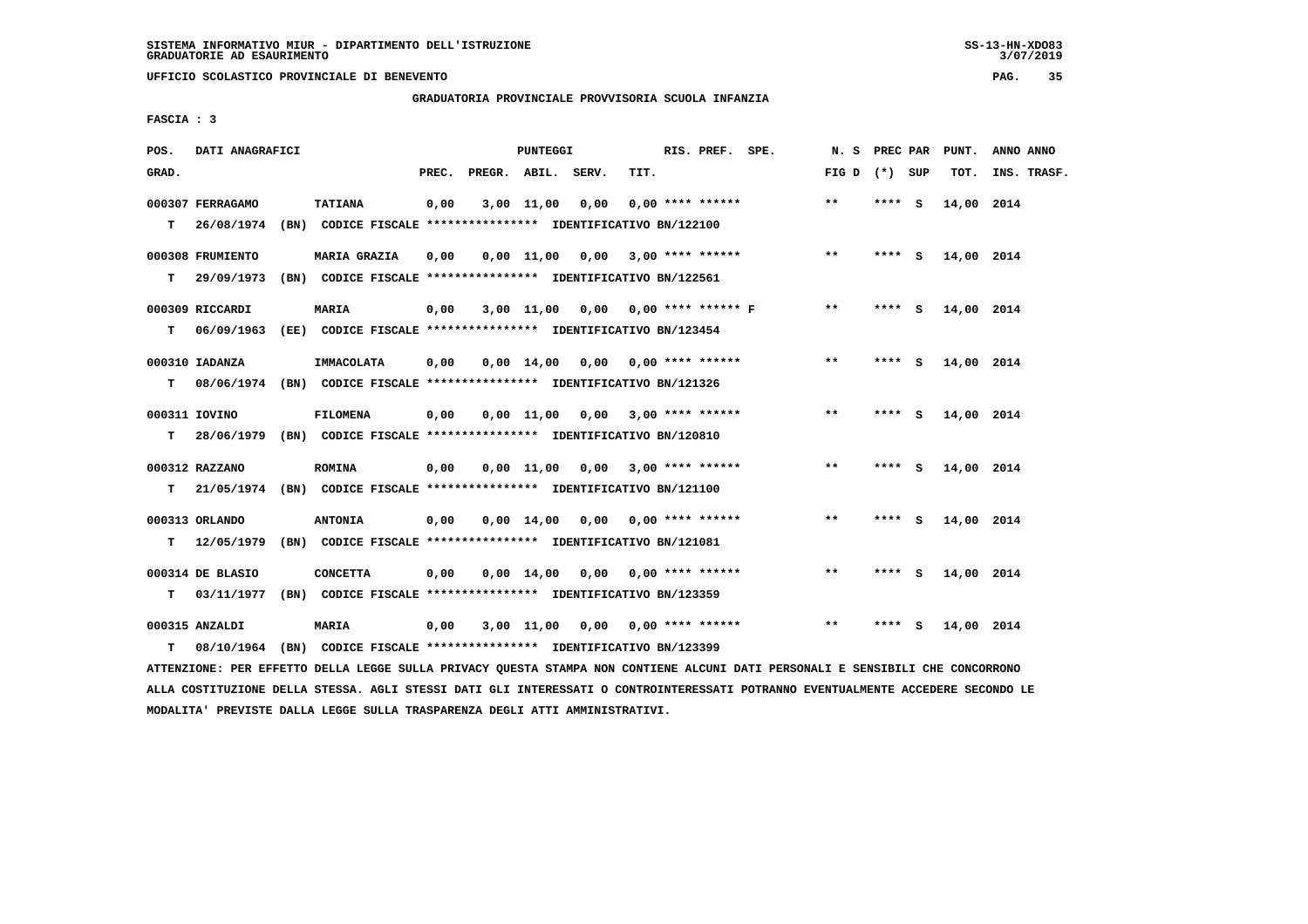SISTEMA INFORMATIVO MIUR - DIPARTIMENTO DELL'ISTRUZIONE
GRADUATORIE AD ESAURIMENTO

UFFICIO SCOLASTICO PROVINCIALE DI BENEVENTO

GRADUATORIA PROVINCIALE PROVVISORIA SCUOLA INFANZIA

FASCIA : 3

| POS. GRAD. | DATI ANAGRAFICI | | PREC. | PREGR. | ABIL. | SERV. | TIT. | RIS. PREF. SPE. | N. S FIG D | PREC PAR (*) SUP | PUNT. TOT. | ANNO INS. | ANNO TRASF. |
|---|---|---|---|---|---|---|---|---|---|---|---|---|---|
| 000307 | FERRAGAMO | TATIANA | 0,00 | 3,00 | 11,00 | 0,00 | 0,00 | **** ****** | ** | **** S | 14,00 | 2014 | |
| T | 26/08/1974 (BN) | CODICE FISCALE **************** IDENTIFICATIVO BN/122100 | | | | | | | | | | | |
| 000308 | FRUMIENTO | MARIA GRAZIA | 0,00 | 0,00 | 11,00 | 0,00 | 3,00 | **** ****** | ** | **** S | 14,00 | 2014 | |
| T | 29/09/1973 (BN) | CODICE FISCALE **************** IDENTIFICATIVO BN/122561 | | | | | | | | | | | |
| 000309 | RICCARDI | MARIA | 0,00 | 3,00 | 11,00 | 0,00 | 0,00 | **** ****** F | ** | **** S | 14,00 | 2014 | |
| T | 06/09/1963 (EE) | CODICE FISCALE **************** IDENTIFICATIVO BN/123454 | | | | | | | | | | | |
| 000310 | IADANZA | IMMACOLATA | 0,00 | 0,00 | 14,00 | 0,00 | 0,00 | **** ****** | ** | **** S | 14,00 | 2014 | |
| T | 08/06/1974 (BN) | CODICE FISCALE **************** IDENTIFICATIVO BN/121326 | | | | | | | | | | | |
| 000311 | IOVINO | FILOMENA | 0,00 | 0,00 | 11,00 | 0,00 | 3,00 | **** ****** | ** | **** S | 14,00 | 2014 | |
| T | 28/06/1979 (BN) | CODICE FISCALE **************** IDENTIFICATIVO BN/120810 | | | | | | | | | | | |
| 000312 | RAZZANO | ROMINA | 0,00 | 0,00 | 11,00 | 0,00 | 3,00 | **** ****** | ** | **** S | 14,00 | 2014 | |
| T | 21/05/1974 (BN) | CODICE FISCALE **************** IDENTIFICATIVO BN/121100 | | | | | | | | | | | |
| 000313 | ORLANDO | ANTONIA | 0,00 | 0,00 | 14,00 | 0,00 | 0,00 | **** ****** | ** | **** S | 14,00 | 2014 | |
| T | 12/05/1979 (BN) | CODICE FISCALE **************** IDENTIFICATIVO BN/121081 | | | | | | | | | | | |
| 000314 | DE BLASIO | CONCETTA | 0,00 | 0,00 | 14,00 | 0,00 | 0,00 | **** ****** | ** | **** S | 14,00 | 2014 | |
| T | 03/11/1977 (BN) | CODICE FISCALE **************** IDENTIFICATIVO BN/123359 | | | | | | | | | | | |
| 000315 | ANZALDI | MARIA | 0,00 | 3,00 | 11,00 | 0,00 | 0,00 | **** ****** | ** | **** S | 14,00 | 2014 | |
| T | 08/10/1964 (BN) | CODICE FISCALE **************** IDENTIFICATIVO BN/123399 | | | | | | | | | | | |

ATTENZIONE: PER EFFETTO DELLA LEGGE SULLA PRIVACY QUESTA STAMPA NON CONTIENE ALCUNI DATI PERSONALI E SENSIBILI CHE CONCORRONO ALLA COSTITUZIONE DELLA STESSA. AGLI STESSI DATI GLI INTERESSATI O CONTROINTERESSATI POTRANNO EVENTUALMENTE ACCEDERE SECONDO LE MODALITA' PREVISTE DALLA LEGGE SULLA TRASPARENZA DEGLI ATTI AMMINISTRATIVI.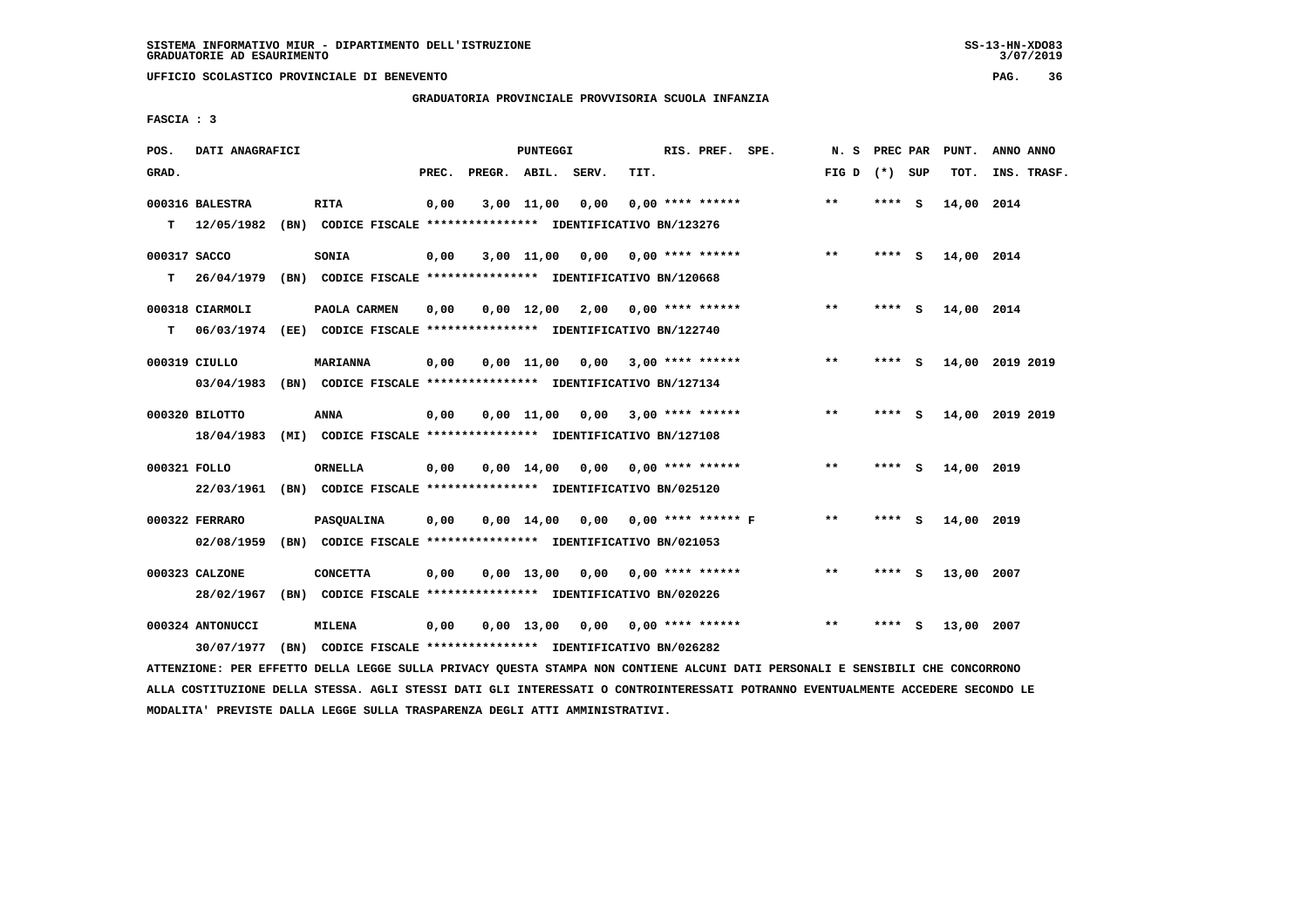SISTEMA INFORMATIVO MIUR - DIPARTIMENTO DELL'ISTRUZIONE
GRADUATORIE AD ESAURIMENTO

UFFICIO SCOLASTICO PROVINCIALE DI BENEVENTO

GRADUATORIA PROVINCIALE PROVVISORIA SCUOLA INFANZIA

FASCIA : 3

| POS. GRAD. | DATI ANAGRAFICI | | PREC. | PREGR. | ABIL. | SERV. | TIT. | RIS. PREF. | SPE. | N. S FIG D | PREC PAR (*) SUP | PUNT. TOT. | ANNO ANNO INS. TRASF. |
|---|---|---|---|---|---|---|---|---|---|---|---|---|---|
| 000316 BALESTRA | RITA | | 0,00 | 3,00 | 11,00 | 0,00 | 0,00 | **** ****** | | ** | **** S | 14,00 | 2014 |
| T 12/05/1982 | (BN) CODICE FISCALE **************** | IDENTIFICATIVO BN/123276 | | | | | | | | | | | |
| 000317 SACCO | SONIA | | 0,00 | 3,00 | 11,00 | 0,00 | 0,00 | **** ****** | | ** | **** S | 14,00 | 2014 |
| T 26/04/1979 | (BN) CODICE FISCALE **************** | IDENTIFICATIVO BN/120668 | | | | | | | | | | | |
| 000318 CIARMOLI | PAOLA CARMEN | | 0,00 | 0,00 | 12,00 | 2,00 | 0,00 | **** ****** | | ** | **** S | 14,00 | 2014 |
| T 06/03/1974 | (EE) CODICE FISCALE **************** | IDENTIFICATIVO BN/122740 | | | | | | | | | | | |
| 000319 CIULLO | MARIANNA | | 0,00 | 0,00 | 11,00 | 0,00 | 3,00 | **** ****** | | ** | **** S | 14,00 | 2019 2019 |
| 03/04/1983 | (BN) CODICE FISCALE **************** | IDENTIFICATIVO BN/127134 | | | | | | | | | | | |
| 000320 BILOTTO | ANNA | | 0,00 | 0,00 | 11,00 | 0,00 | 3,00 | **** ****** | | ** | **** S | 14,00 | 2019 2019 |
| 18/04/1983 | (MI) CODICE FISCALE **************** | IDENTIFICATIVO BN/127108 | | | | | | | | | | | |
| 000321 FOLLO | ORNELLA | | 0,00 | 0,00 | 14,00 | 0,00 | 0,00 | **** ****** | | ** | **** S | 14,00 | 2019 |
| 22/03/1961 | (BN) CODICE FISCALE **************** | IDENTIFICATIVO BN/025120 | | | | | | | | | | | |
| 000322 FERRARO | PASQUALINA | | 0,00 | 0,00 | 14,00 | 0,00 | 0,00 | **** ****** | F | ** | **** S | 14,00 | 2019 |
| 02/08/1959 | (BN) CODICE FISCALE **************** | IDENTIFICATIVO BN/021053 | | | | | | | | | | | |
| 000323 CALZONE | CONCETTA | | 0,00 | 0,00 | 13,00 | 0,00 | 0,00 | **** ****** | | ** | **** S | 13,00 | 2007 |
| 28/02/1967 | (BN) CODICE FISCALE **************** | IDENTIFICATIVO BN/020226 | | | | | | | | | | | |
| 000324 ANTONUCCI | MILENA | | 0,00 | 0,00 | 13,00 | 0,00 | 0,00 | **** ****** | | ** | **** S | 13,00 | 2007 |
| 30/07/1977 | (BN) CODICE FISCALE **************** | IDENTIFICATIVO BN/026282 | | | | | | | | | | | |

ATTENZIONE: PER EFFETTO DELLA LEGGE SULLA PRIVACY QUESTA STAMPA NON CONTIENE ALCUNI DATI PERSONALI E SENSIBILI CHE CONCORRONO ALLA COSTITUZIONE DELLA STESSA. AGLI STESSI DATI GLI INTERESSATI O CONTROINTERESSATI POTRANNO EVENTUALMENTE ACCEDERE SECONDO LE MODALITA' PREVISTE DALLA LEGGE SULLA TRASPARENZA DEGLI ATTI AMMINISTRATIVI.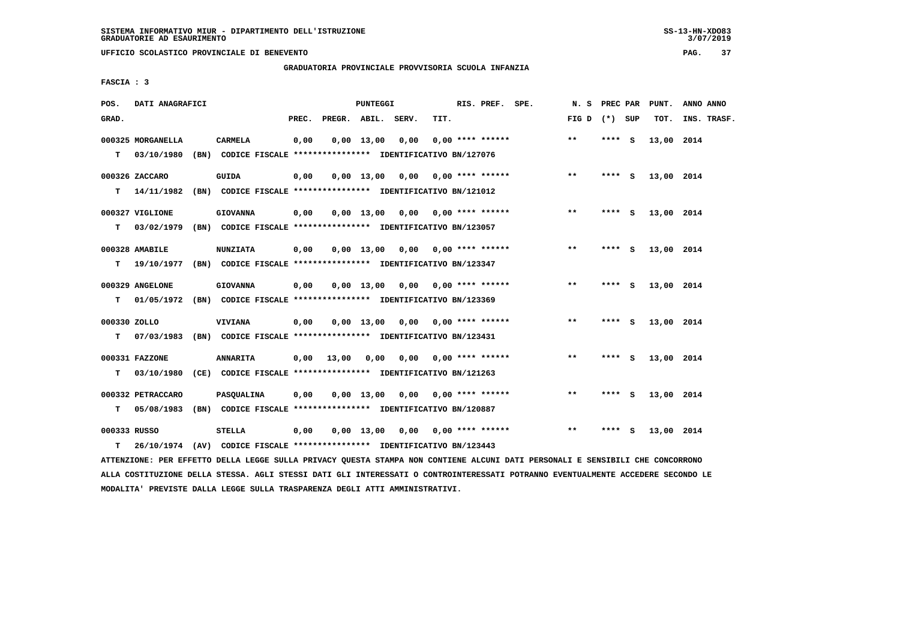SISTEMA INFORMATIVO MIUR - DIPARTIMENTO DELL'ISTRUZIONE
GRADUATORIE AD ESAURIMENTO

UFFICIO SCOLASTICO PROVINCIALE DI BENEVENTO

GRADUATORIA PROVINCIALE PROVVISORIA SCUOLA INFANZIA

FASCIA : 3

| POS. GRAD. | DATI ANAGRAFICI | | PREC. | PREGR. | ABIL. | SERV. | TIT. | RIS. PREF. SPE. | N. S FIG D | PREC PAR (*) SUP | PUNT. TOT. | ANNO ANNO INS. TRASF. |
|---|---|---|---|---|---|---|---|---|---|---|---|---|
| 000325 | MORGANELLA | CARMELA | 0,00 | 0,00 | 13,00 | 0,00 | 0,00 | **** ****** | ** | **** S | 13,00 | 2014 |
| T | 03/10/1980 (BN) CODICE FISCALE **************** IDENTIFICATIVO BN/127076 | | | | | | | | | | | |
| 000326 | ZACCARO | GUIDA | 0,00 | 0,00 | 13,00 | 0,00 | 0,00 | **** ****** | ** | **** S | 13,00 | 2014 |
| T | 14/11/1982 (BN) CODICE FISCALE **************** IDENTIFICATIVO BN/121012 | | | | | | | | | | | |
| 000327 | VIGLIONE | GIOVANNA | 0,00 | 0,00 | 13,00 | 0,00 | 0,00 | **** ****** | ** | **** S | 13,00 | 2014 |
| T | 03/02/1979 (BN) CODICE FISCALE **************** IDENTIFICATIVO BN/123057 | | | | | | | | | | | |
| 000328 | AMABILE | NUNZIATA | 0,00 | 0,00 | 13,00 | 0,00 | 0,00 | **** ****** | ** | **** S | 13,00 | 2014 |
| T | 19/10/1977 (BN) CODICE FISCALE **************** IDENTIFICATIVO BN/123347 | | | | | | | | | | | |
| 000329 | ANGELONE | GIOVANNA | 0,00 | 0,00 | 13,00 | 0,00 | 0,00 | **** ****** | ** | **** S | 13,00 | 2014 |
| T | 01/05/1972 (BN) CODICE FISCALE **************** IDENTIFICATIVO BN/123369 | | | | | | | | | | | |
| 000330 | ZOLLO | VIVIANA | 0,00 | 0,00 | 13,00 | 0,00 | 0,00 | **** ****** | ** | **** S | 13,00 | 2014 |
| T | 07/03/1983 (BN) CODICE FISCALE **************** IDENTIFICATIVO BN/123431 | | | | | | | | | | | |
| 000331 | FAZZONE | ANNARITA | 0,00 | 13,00 | 0,00 | 0,00 | 0,00 | **** ****** | ** | **** S | 13,00 | 2014 |
| T | 03/10/1980 (CE) CODICE FISCALE **************** IDENTIFICATIVO BN/121263 | | | | | | | | | | | |
| 000332 | PETRACCARO | PASQUALINA | 0,00 | 0,00 | 13,00 | 0,00 | 0,00 | **** ****** | ** | **** S | 13,00 | 2014 |
| T | 05/08/1983 (BN) CODICE FISCALE **************** IDENTIFICATIVO BN/120887 | | | | | | | | | | | |
| 000333 | RUSSO | STELLA | 0,00 | 0,00 | 13,00 | 0,00 | 0,00 | **** ****** | ** | **** S | 13,00 | 2014 |
| T | 26/10/1974 (AV) CODICE FISCALE **************** IDENTIFICATIVO BN/123443 | | | | | | | | | | | |

ATTENZIONE: PER EFFETTO DELLA LEGGE SULLA PRIVACY QUESTA STAMPA NON CONTIENE ALCUNI DATI PERSONALI E SENSIBILI CHE CONCORRONO ALLA COSTITUZIONE DELLA STESSA. AGLI STESSI DATI GLI INTERESSATI O CONTROINTERESSATI POTRANNO EVENTUALMENTE ACCEDERE SECONDO LE MODALITA' PREVISTE DALLA LEGGE SULLA TRASPARENZA DEGLI ATTI AMMINISTRATIVI.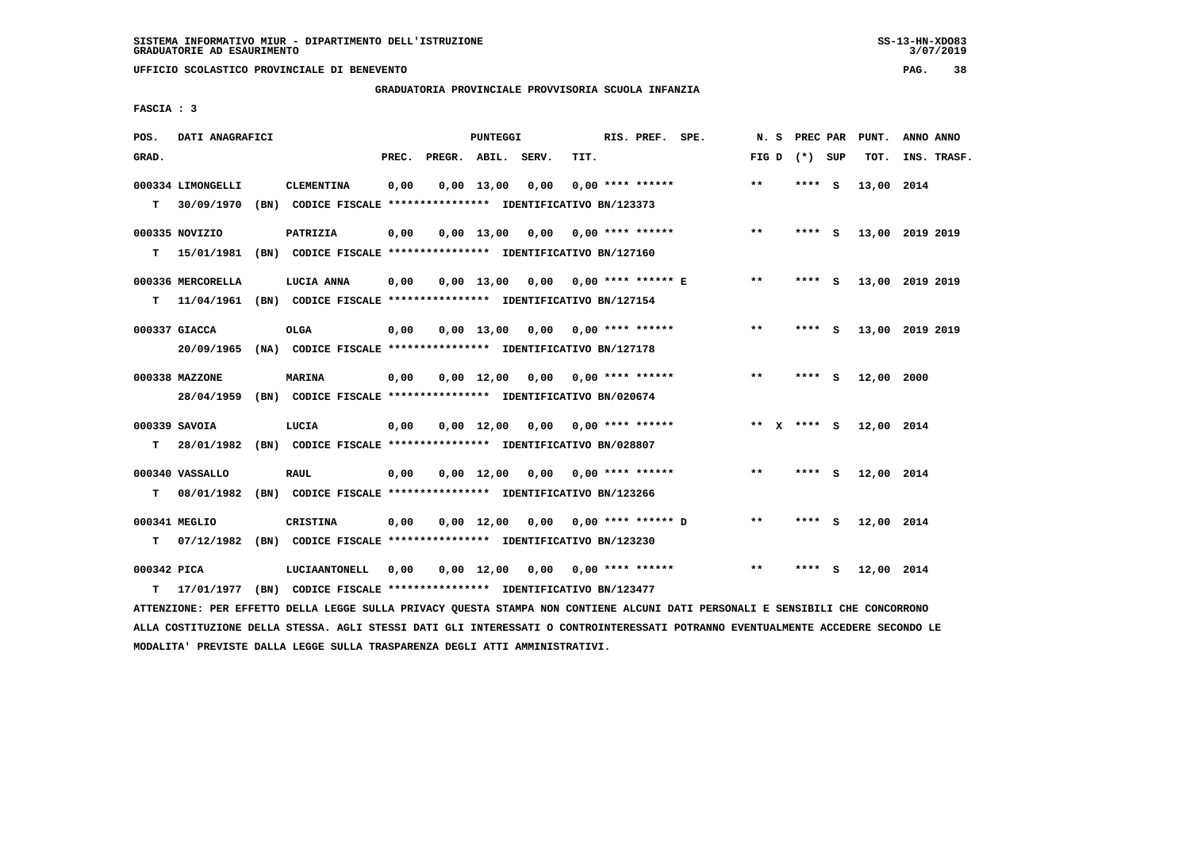SISTEMA INFORMATIVO MIUR - DIPARTIMENTO DELL'ISTRUZIONE
GRADUATORIE AD ESAURIMENTO

UFFICIO SCOLASTICO PROVINCIALE DI BENEVENTO

GRADUATORIA PROVINCIALE PROVVISORIA SCUOLA INFANZIA

FASCIA : 3

| POS. GRAD. | DATI ANAGRAFICI | | PREC. | PREGR. | ABIL. | SERV. | TIT. | RIS. PREF. SPE. | N. S FIG D | PREC PAR (*) SUP | PUNT. TOT. | ANNO ANNO INS. TRASF. |
|---|---|---|---|---|---|---|---|---|---|---|---|---|
| 000334 | LIMONGELLI | CLEMENTINA | 0,00 | 0,00 | 13,00 | 0,00 | 0,00 | **** ****** | ** | **** S | 13,00 | 2014 |
| T | 30/09/1970 (BN) CODICE FISCALE **************** IDENTIFICATIVO BN/123373 | | | | | | | | | | | |
| 000335 | NOVIZIO | PATRIZIA | 0,00 | 0,00 | 13,00 | 0,00 | 0,00 | **** ****** | ** | **** S | 13,00 | 2019 2019 |
| T | 15/01/1981 (BN) CODICE FISCALE **************** IDENTIFICATIVO BN/127160 | | | | | | | | | | | |
| 000336 | MERCORELLA | LUCIA ANNA | 0,00 | 0,00 | 13,00 | 0,00 | 0,00 | **** ****** E | ** | **** S | 13,00 | 2019 2019 |
| T | 11/04/1961 (BN) CODICE FISCALE **************** IDENTIFICATIVO BN/127154 | | | | | | | | | | | |
| 000337 | GIACCA | OLGA | 0,00 | 0,00 | 13,00 | 0,00 | 0,00 | **** ****** | ** | **** S | 13,00 | 2019 2019 |
| | 20/09/1965 (NA) CODICE FISCALE **************** IDENTIFICATIVO BN/127178 | | | | | | | | | | | |
| 000338 | MAZZONE | MARINA | 0,00 | 0,00 | 12,00 | 0,00 | 0,00 | **** ****** | ** | **** S | 12,00 | 2000 |
| | 28/04/1959 (BN) CODICE FISCALE **************** IDENTIFICATIVO BN/020674 | | | | | | | | | | | |
| 000339 | SAVOIA | LUCIA | 0,00 | 0,00 | 12,00 | 0,00 | 0,00 | **** ****** | ** X | **** S | 12,00 | 2014 |
| T | 28/01/1982 (BN) CODICE FISCALE **************** IDENTIFICATIVO BN/028807 | | | | | | | | | | | |
| 000340 | VASSALLO | RAUL | 0,00 | 0,00 | 12,00 | 0,00 | 0,00 | **** ****** | ** | **** S | 12,00 | 2014 |
| T | 08/01/1982 (BN) CODICE FISCALE **************** IDENTIFICATIVO BN/123266 | | | | | | | | | | | |
| 000341 | MEGLIO | CRISTINA | 0,00 | 0,00 | 12,00 | 0,00 | 0,00 | **** ****** D | ** | **** S | 12,00 | 2014 |
| T | 07/12/1982 (BN) CODICE FISCALE **************** IDENTIFICATIVO BN/123230 | | | | | | | | | | | |
| 000342 | PICA | LUCIAANTONELL | 0,00 | 0,00 | 12,00 | 0,00 | 0,00 | **** ****** | ** | **** S | 12,00 | 2014 |
| T | 17/01/1977 (BN) CODICE FISCALE **************** IDENTIFICATIVO BN/123477 | | | | | | | | | | | |

ATTENZIONE: PER EFFETTO DELLA LEGGE SULLA PRIVACY QUESTA STAMPA NON CONTIENE ALCUNI DATI PERSONALI E SENSIBILI CHE CONCORRONO ALLA COSTITUZIONE DELLA STESSA. AGLI STESSI DATI GLI INTERESSATI O CONTROINTERESSATI POTRANNO EVENTUALMENTE ACCEDERE SECONDO LE MODALITA' PREVISTE DALLA LEGGE SULLA TRASPARENZA DEGLI ATTI AMMINISTRATIVI.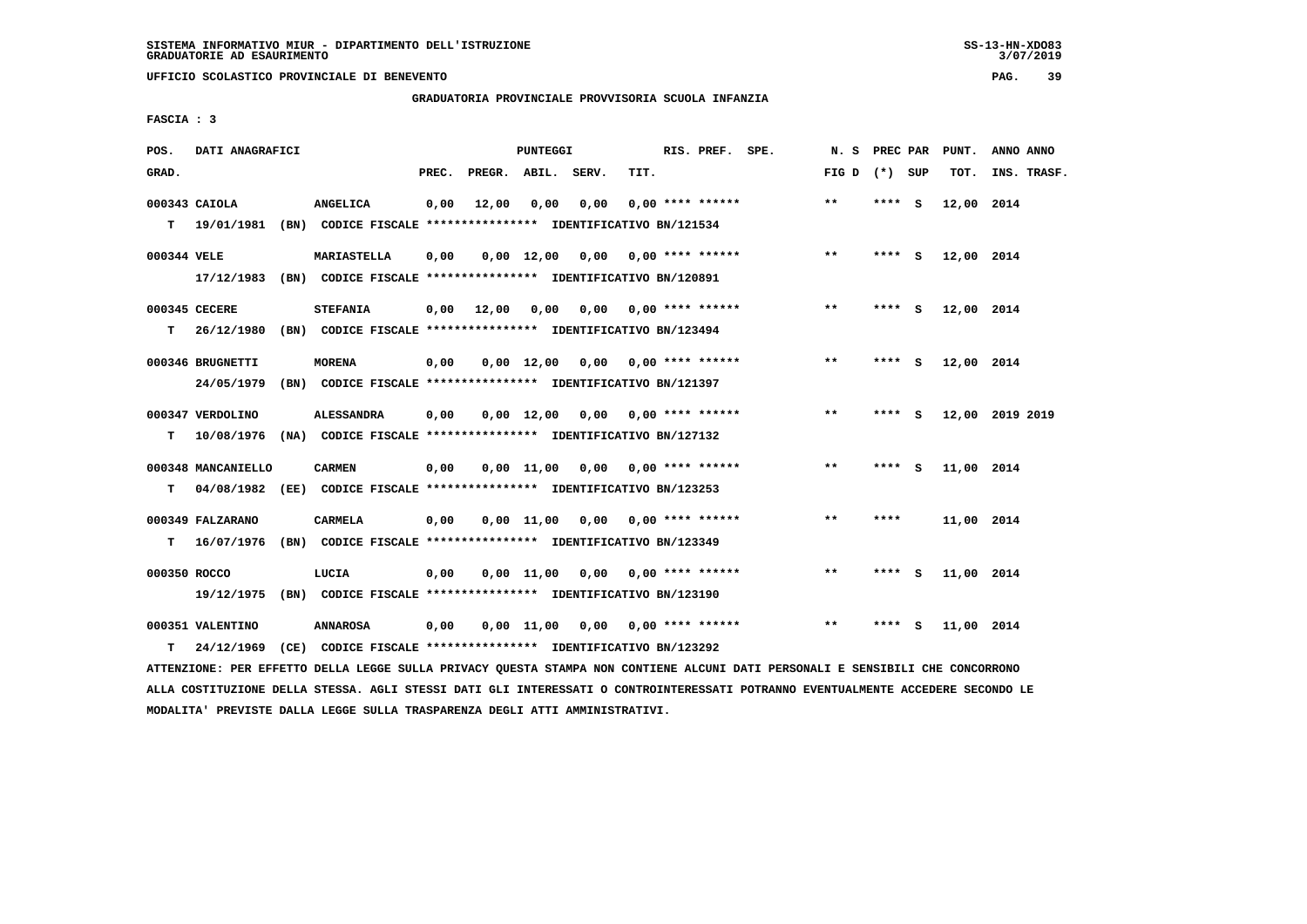SISTEMA INFORMATIVO MIUR - DIPARTIMENTO DELL'ISTRUZIONE
GRADUATORIE AD ESAURIMENTO

UFFICIO SCOLASTICO PROVINCIALE DI BENEVENTO

GRADUATORIA PROVINCIALE PROVVISORIA SCUOLA INFANZIA

FASCIA : 3

| POS. GRAD. | DATI ANAGRAFICI | | PREC. | PREGR. | ABIL. | SERV. | TIT. | RIS. PREF. SPE. | N. S FIG D | PREC PAR (*) SUP | PUNT. TOT. | ANNO ANNO INS. TRASF. |
|---|---|---|---|---|---|---|---|---|---|---|---|---|
| 000343 CAIOLA | ANGELICA | | 0,00 | 12,00 | 0,00 | 0,00 | 0,00 | **** ****** | ** | **** S | 12,00 | 2014 |
| T 19/01/1981 | (BN) CODICE FISCALE **************** | IDENTIFICATIVO BN/121534 | | | | | | | | | | |
| 000344 VELE | MARIASTELLA | | 0,00 | 0,00 | 12,00 | 0,00 | 0,00 | **** ****** | ** | **** S | 12,00 | 2014 |
| 17/12/1983 | (BN) CODICE FISCALE **************** | IDENTIFICATIVO BN/120891 | | | | | | | | | | |
| 000345 CECERE | STEFANIA | | 0,00 | 12,00 | 0,00 | 0,00 | 0,00 | **** ****** | ** | **** S | 12,00 | 2014 |
| T 26/12/1980 | (BN) CODICE FISCALE **************** | IDENTIFICATIVO BN/123494 | | | | | | | | | | |
| 000346 BRUGNETTI | MORENA | | 0,00 | 0,00 | 12,00 | 0,00 | 0,00 | **** ****** | ** | **** S | 12,00 | 2014 |
| 24/05/1979 | (BN) CODICE FISCALE **************** | IDENTIFICATIVO BN/121397 | | | | | | | | | | |
| 000347 VERDOLINO | ALESSANDRA | | 0,00 | 0,00 | 12,00 | 0,00 | 0,00 | **** ****** | ** | **** S | 12,00 | 2019 2019 |
| T 10/08/1976 | (NA) CODICE FISCALE **************** | IDENTIFICATIVO BN/127132 | | | | | | | | | | |
| 000348 MANCANIELLO | CARMEN | | 0,00 | 0,00 | 11,00 | 0,00 | 0,00 | **** ****** | ** | **** S | 11,00 | 2014 |
| T 04/08/1982 | (EE) CODICE FISCALE **************** | IDENTIFICATIVO BN/123253 | | | | | | | | | | |
| 000349 FALZARANO | CARMELA | | 0,00 | 0,00 | 11,00 | 0,00 | 0,00 | **** ****** | ** | **** | 11,00 | 2014 |
| T 16/07/1976 | (BN) CODICE FISCALE **************** | IDENTIFICATIVO BN/123349 | | | | | | | | | | |
| 000350 ROCCO | LUCIA | | 0,00 | 0,00 | 11,00 | 0,00 | 0,00 | **** ****** | ** | **** S | 11,00 | 2014 |
| 19/12/1975 | (BN) CODICE FISCALE **************** | IDENTIFICATIVO BN/123190 | | | | | | | | | | |
| 000351 VALENTINO | ANNAROSA | | 0,00 | 0,00 | 11,00 | 0,00 | 0,00 | **** ****** | ** | **** S | 11,00 | 2014 |
| T 24/12/1969 | (CE) CODICE FISCALE **************** | IDENTIFICATIVO BN/123292 | | | | | | | | | | |

ATTENZIONE: PER EFFETTO DELLA LEGGE SULLA PRIVACY QUESTA STAMPA NON CONTIENE ALCUNI DATI PERSONALI E SENSIBILI CHE CONCORRONO ALLA COSTITUZIONE DELLA STESSA. AGLI STESSI DATI GLI INTERESSATI O CONTROINTERESSATI POTRANNO EVENTUALMENTE ACCEDERE SECONDO LE MODALITA' PREVISTE DALLA LEGGE SULLA TRASPARENZA DEGLI ATTI AMMINISTRATIVI.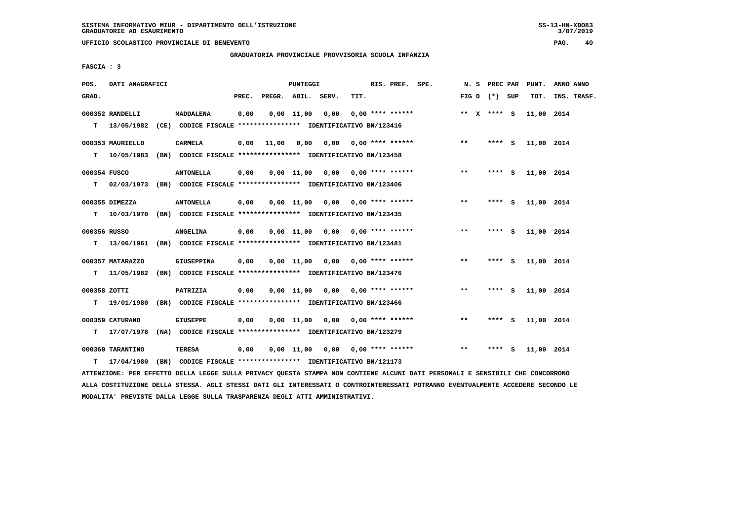SISTEMA INFORMATIVO MIUR - DIPARTIMENTO DELL'ISTRUZIONE
GRADUATORIE AD ESAURIMENTO

UFFICIO SCOLASTICO PROVINCIALE DI BENEVENTO

GRADUATORIA PROVINCIALE PROVVISORIA SCUOLA INFANZIA

FASCIA : 3

| POS. GRAD. | DATI ANAGRAFICI | | PREC. | PREGR. | ABIL. | SERV. | TIT. | RIS. PREF. SPE. | N. S FIG D | PREC PAR (*) SUP | PUNT. TOT. | ANNO ANNO INS. TRASF. |
|---|---|---|---|---|---|---|---|---|---|---|---|---|
| 000352 | RANDELLI | MADDALENA | 0,00 | 0,00 | 11,00 | 0,00 | 0,00 | **** ****** | ** X | **** S | 11,00 | 2014 |
| T | 13/05/1982 (CE) | CODICE FISCALE **************** IDENTIFICATIVO BN/123416 | | | | | | | | | | |
| 000353 | MAURIELLO | CARMELA | 0,00 | 11,00 | 0,00 | 0,00 | 0,00 | **** ****** | ** | **** S | 11,00 | 2014 |
| T | 10/05/1983 (BN) | CODICE FISCALE **************** IDENTIFICATIVO BN/123458 | | | | | | | | | | |
| 000354 | FUSCO | ANTONELLA | 0,00 | 0,00 | 11,00 | 0,00 | 0,00 | **** ****** | ** | **** S | 11,00 | 2014 |
| T | 02/03/1973 (BN) | CODICE FISCALE **************** IDENTIFICATIVO BN/123406 | | | | | | | | | | |
| 000355 | DIMEZZA | ANTONELLA | 0,00 | 0,00 | 11,00 | 0,00 | 0,00 | **** ****** | ** | **** S | 11,00 | 2014 |
| T | 10/03/1970 (BN) | CODICE FISCALE **************** IDENTIFICATIVO BN/123435 | | | | | | | | | | |
| 000356 | RUSSO | ANGELINA | 0,00 | 0,00 | 11,00 | 0,00 | 0,00 | **** ****** | ** | **** S | 11,00 | 2014 |
| T | 13/06/1961 (BN) | CODICE FISCALE **************** IDENTIFICATIVO BN/123481 | | | | | | | | | | |
| 000357 | MATARAZZO | GIUSEPPINA | 0,00 | 0,00 | 11,00 | 0,00 | 0,00 | **** ****** | ** | **** S | 11,00 | 2014 |
| T | 11/05/1982 (BN) | CODICE FISCALE **************** IDENTIFICATIVO BN/123476 | | | | | | | | | | |
| 000358 | ZOTTI | PATRIZIA | 0,00 | 0,00 | 11,00 | 0,00 | 0,00 | **** ****** | ** | **** S | 11,00 | 2014 |
| T | 19/01/1980 (BN) | CODICE FISCALE **************** IDENTIFICATIVO BN/123466 | | | | | | | | | | |
| 000359 | CATURANO | GIUSEPPE | 0,00 | 0,00 | 11,00 | 0,00 | 0,00 | **** ****** | ** | **** S | 11,00 | 2014 |
| T | 17/07/1978 (NA) | CODICE FISCALE **************** IDENTIFICATIVO BN/123279 | | | | | | | | | | |
| 000360 | TARANTINO | TERESA | 0,00 | 0,00 | 11,00 | 0,00 | 0,00 | **** ****** | ** | **** S | 11,00 | 2014 |
| T | 17/04/1980 (BN) | CODICE FISCALE **************** IDENTIFICATIVO BN/121173 | | | | | | | | | | |

ATTENZIONE: PER EFFETTO DELLA LEGGE SULLA PRIVACY QUESTA STAMPA NON CONTIENE ALCUNI DATI PERSONALI E SENSIBILI CHE CONCORRONO ALLA COSTITUZIONE DELLA STESSA. AGLI STESSI DATI GLI INTERESSATI O CONTROINTERESSATI POTRANNO EVENTUALMENTE ACCEDERE SECONDO LE MODALITA' PREVISTE DALLA LEGGE SULLA TRASPARENZA DEGLI ATTI AMMINISTRATIVI.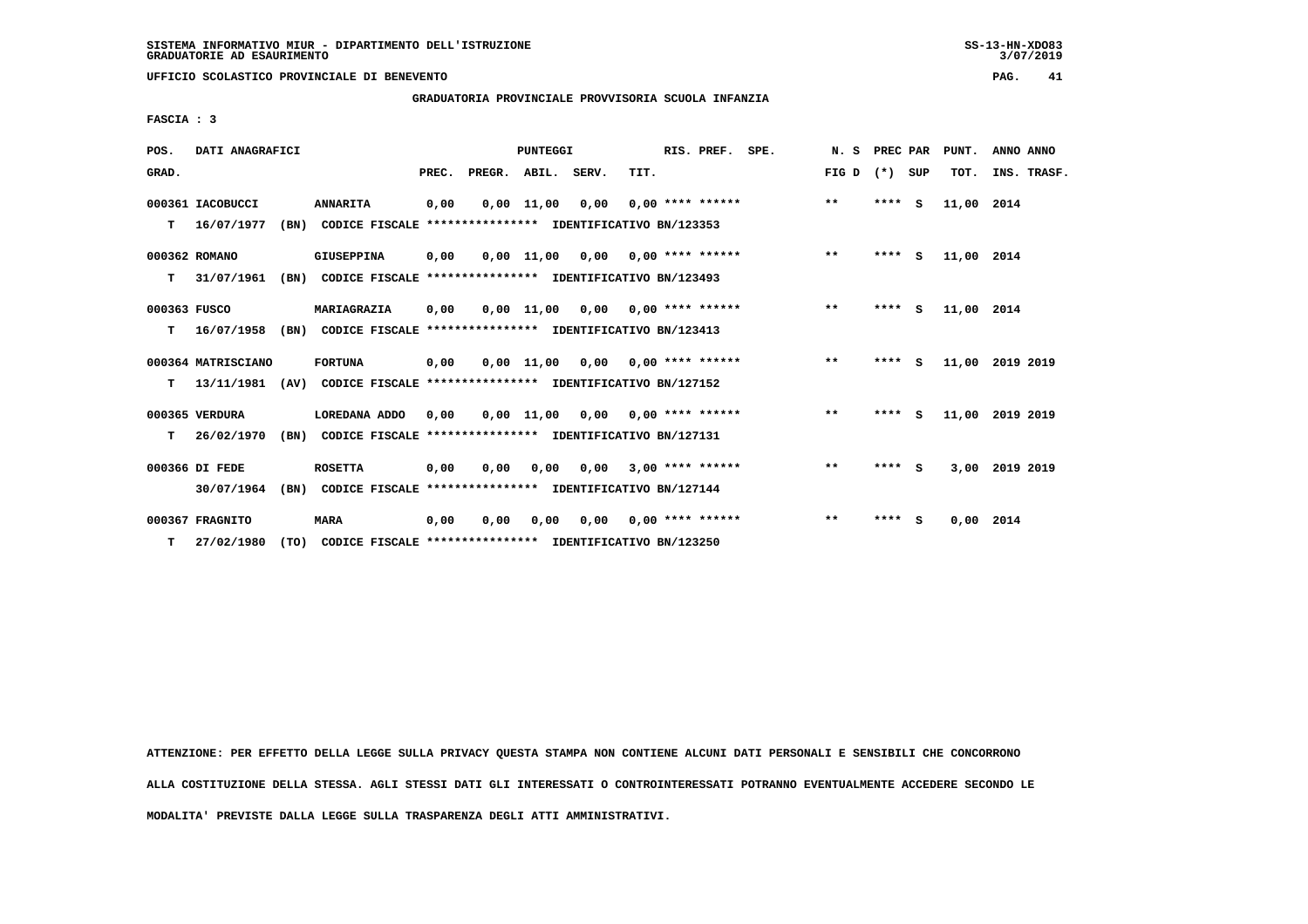SISTEMA INFORMATIVO MIUR - DIPARTIMENTO DELL'ISTRUZIONE
GRADUATORIE AD ESAURIMENTO

UFFICIO SCOLASTICO PROVINCIALE DI BENEVENTO

GRADUATORIA PROVINCIALE PROVVISORIA SCUOLA INFANZIA

FASCIA : 3

| POS. GRAD. | DATI ANAGRAFICI | | PREC. | PREGR. | ABIL. | SERV. | TIT. | RIS. PREF. | SPE. | N. S FIG D | PREC PAR (*) | SUP | PUNT. TOT. | ANNO INS. | ANNO TRASF. |
|---|---|---|---|---|---|---|---|---|---|---|---|---|---|---|---|
| 000361 | IACOBUCCI | ANNARITA | 0,00 | 0,00 | 11,00 | 0,00 | 0,00 | **** ****** | | ** | **** | S | 11,00 | 2014 | |
| T | 16/07/1977 (BN) | CODICE FISCALE **************** IDENTIFICATIVO BN/123353 | | | | | | | | | | | | | |
| 000362 | ROMANO | GIUSEPPINA | 0,00 | 0,00 | 11,00 | 0,00 | 0,00 | **** ****** | | ** | **** | S | 11,00 | 2014 | |
| T | 31/07/1961 (BN) | CODICE FISCALE **************** IDENTIFICATIVO BN/123493 | | | | | | | | | | | | | |
| 000363 | FUSCO | MARIAGRAZIA | 0,00 | 0,00 | 11,00 | 0,00 | 0,00 | **** ****** | | ** | **** | S | 11,00 | 2014 | |
| T | 16/07/1958 (BN) | CODICE FISCALE **************** IDENTIFICATIVO BN/123413 | | | | | | | | | | | | | |
| 000364 | MATRISCIANO | FORTUNA | 0,00 | 0,00 | 11,00 | 0,00 | 0,00 | **** ****** | | ** | **** | S | 11,00 | 2019 | 2019 |
| T | 13/11/1981 (AV) | CODICE FISCALE **************** IDENTIFICATIVO BN/127152 | | | | | | | | | | | | | |
| 000365 | VERDURA | LOREDANA ADDO | 0,00 | 0,00 | 11,00 | 0,00 | 0,00 | **** ****** | | ** | **** | S | 11,00 | 2019 | 2019 |
| T | 26/02/1970 (BN) | CODICE FISCALE **************** IDENTIFICATIVO BN/127131 | | | | | | | | | | | | | |
| 000366 | DI FEDE | ROSETTA | 0,00 | 0,00 | 0,00 | 0,00 | 3,00 | **** ****** | | ** | **** | S | 3,00 | 2019 | 2019 |
| | 30/07/1964 (BN) | CODICE FISCALE **************** IDENTIFICATIVO BN/127144 | | | | | | | | | | | | | |
| 000367 | FRAGNITO | MARA | 0,00 | 0,00 | 0,00 | 0,00 | 0,00 | **** ****** | | ** | **** | S | 0,00 | 2014 | |
| T | 27/02/1980 (TO) | CODICE FISCALE **************** IDENTIFICATIVO BN/123250 | | | | | | | | | | | | | |

ATTENZIONE: PER EFFETTO DELLA LEGGE SULLA PRIVACY QUESTA STAMPA NON CONTIENE ALCUNI DATI PERSONALI E SENSIBILI CHE CONCORRONO ALLA COSTITUZIONE DELLA STESSA. AGLI STESSI DATI GLI INTERESSATI O CONTROINTERESSATI POTRANNO EVENTUALMENTE ACCEDERE SECONDO LE MODALITA' PREVISTE DALLA LEGGE SULLA TRASPARENZA DEGLI ATTI AMMINISTRATIVI.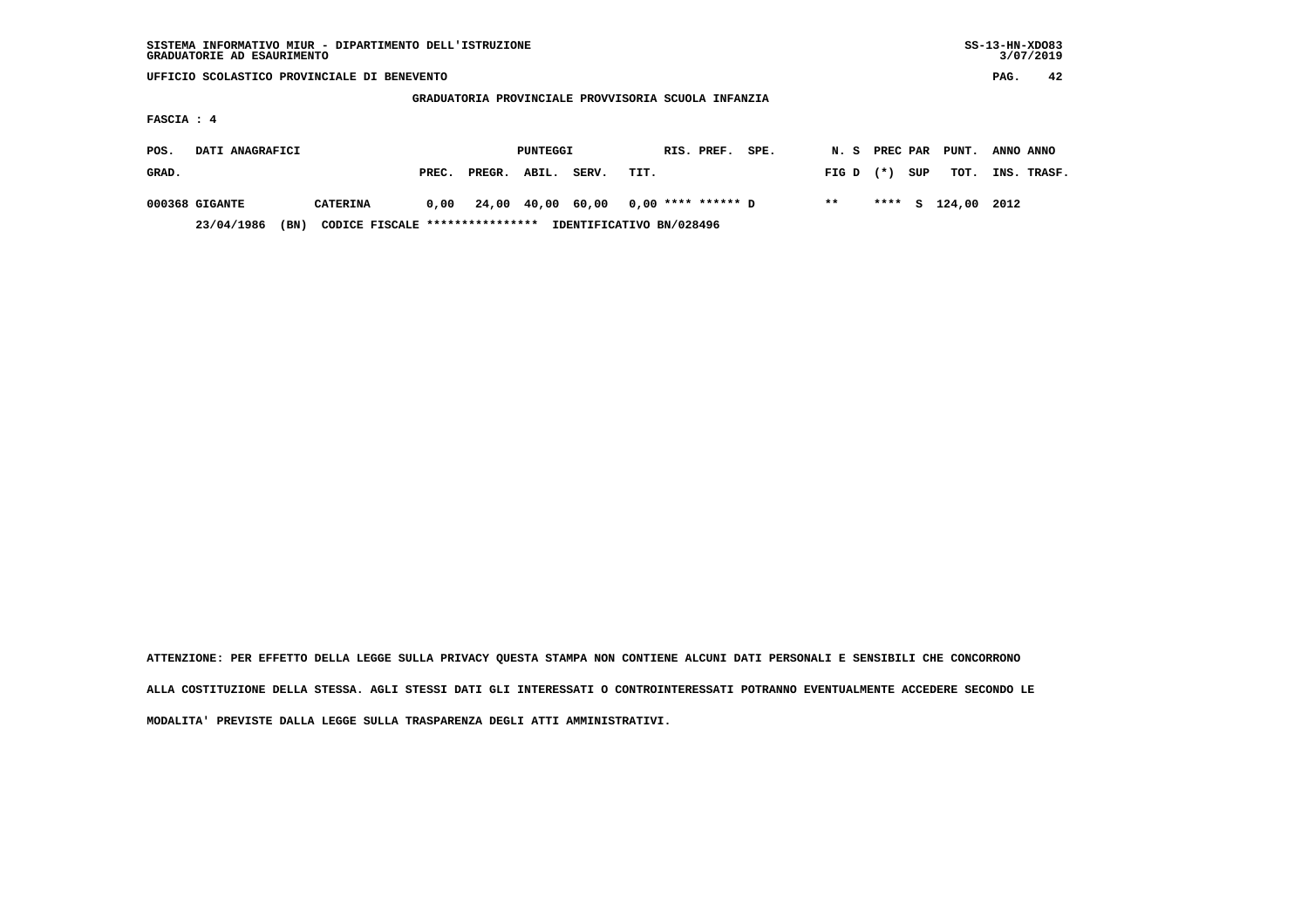SISTEMA INFORMATIVO MIUR - DIPARTIMENTO DELL'ISTRUZIONE
GRADUATORIE AD ESAURIMENTO

SS-13-HN-XDO83
3/07/2019

UFFICIO SCOLASTICO PROVINCIALE DI BENEVENTO

GRADUATORIA PROVINCIALE PROVVISORIA SCUOLA INFANZIA

FASCIA : 4

| POS. GRAD. | DATI ANAGRAFICI | | PUNTEGGI PREC. | PREGR. | ABIL. | SERV. | TIT. | RIS. PREF. | SPE. | N. S FIG D | PREC (*) | PAR SUP | PUNT. TOT. | ANNO INS. | ANNO TRASF. |
|---|---|---|---|---|---|---|---|---|---|---|---|---|---|---|---|
| 000368 | GIGANTE | CATERINA | 0,00 | 24,00 | 40,00 | 60,00 | 0,00 | **** ****** | D | ** | **** | S | 124,00 | 2012 | |
| | 23/04/1986 (BN) | CODICE FISCALE **************** | IDENTIFICATIVO BN/028496 | | | | | | | | | | | | |

ATTENZIONE: PER EFFETTO DELLA LEGGE SULLA PRIVACY QUESTA STAMPA NON CONTIENE ALCUNI DATI PERSONALI E SENSIBILI CHE CONCORRONO ALLA COSTITUZIONE DELLA STESSA. AGLI STESSI DATI GLI INTERESSATI O CONTROINTERESSATI POTRANNO EVENTUALMENTE ACCEDERE SECONDO LE MODALITA' PREVISTE DALLA LEGGE SULLA TRASPARENZA DEGLI ATTI AMMINISTRATIVI.